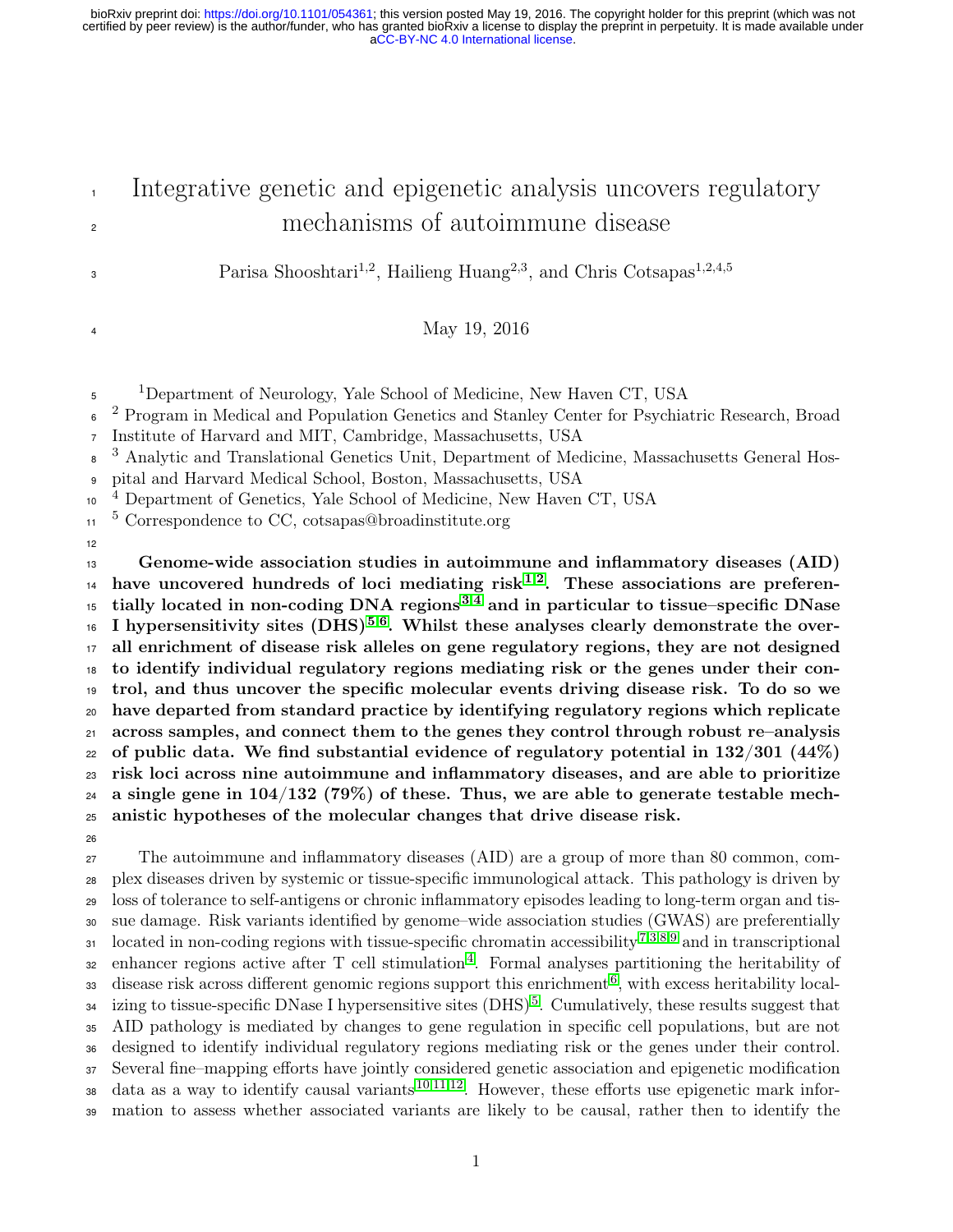# Integrative genetic and epigenetic analysis uncovers regulatory mechanisms of autoimmune disease

Parisa Shooshtari[1,2], Hailieng Huang[2,3], and Chris Cotsapas[1,2,4,5]

May 19, 2016

[1]Department of Neurology, Yale School of Medicine, New Haven CT, USA

[2] Program in Medical and Population Genetics and Stanley Center for Psychiatric Research, Broad Institute of Harvard and MIT, Cambridge, Massachusetts, USA

[3] Analytic and Translational Genetics Unit, Department of Medicine, Massachusetts General Hospital and Harvard Medical School, Boston, Massachusetts, USA

[4] Department of Genetics, Yale School of Medicine, New Haven CT, USA

[5] Correspondence to CC, cotsapas@broadinstitute.org

**Genome-wide association studies in autoimmune and inflammatory diseases (AID) have uncovered hundreds of loci mediating risk[1,2]. These associations are preferentially located in non-coding DNA regions[3,4] and in particular to tissue–specific DNase I hypersensitivity sites (DHS)[5,6]. Whilst these analyses clearly demonstrate the overall enrichment of disease risk alleles on gene regulatory regions, they are not designed to identify individual regulatory regions mediating risk or the genes under their control, and thus uncover the specific molecular events driving disease risk. To do so we have departed from standard practice by identifying regulatory regions which replicate across samples, and connect them to the genes they control through robust re–analysis of public data. We find substantial evidence of regulatory potential in 132/301 (44%) risk loci across nine autoimmune and inflammatory diseases, and are able to prioritize a single gene in 104/132 (79%) of these. Thus, we are able to generate testable mechanistic hypotheses of the molecular changes that drive disease risk.**

The autoimmune and inflammatory diseases (AID) are a group of more than 80 common, complex diseases driven by systemic or tissue-specific immunological attack. This pathology is driven by loss of tolerance to self-antigens or chronic inflammatory episodes leading to long-term organ and tissue damage. Risk variants identified by genome–wide association studies (GWAS) are preferentially located in non-coding regions with tissue-specific chromatin accessibility[7,3,8,9] and in transcriptional enhancer regions active after T cell stimulation[4]. Formal analyses partitioning the heritability of disease risk across different genomic regions support this enrichment[6], with excess heritability localizing to tissue-specific DNase I hypersensitive sites (DHS)[5]. Cumulatively, these results suggest that AID pathology is mediated by changes to gene regulation in specific cell populations, but are not designed to identify individual regulatory regions mediating risk or the genes under their control. Several fine–mapping efforts have jointly considered genetic association and epigenetic modification data as a way to identify causal variants[10,11,12]. However, these efforts use epigenetic mark information to assess whether associated variants are likely to be causal, rather then to identify the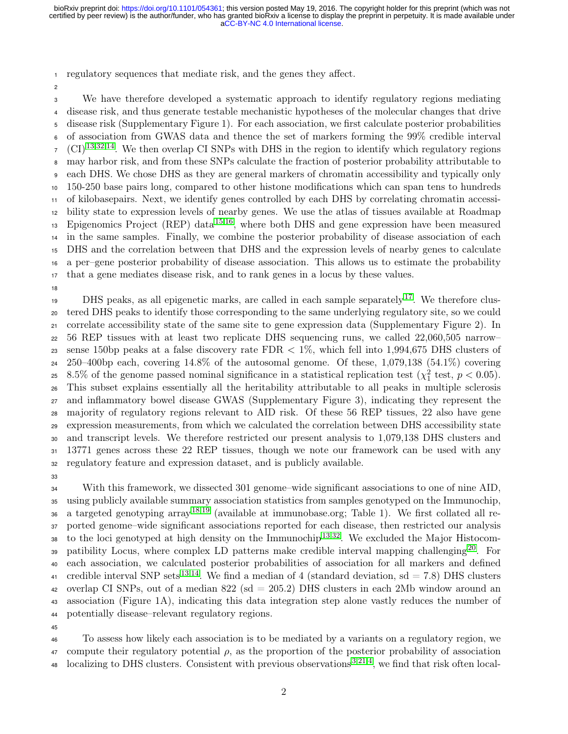regulatory sequences that mediate risk, and the genes they affect.

We have therefore developed a systematic approach to identify regulatory regions mediating disease risk, and thus generate testable mechanistic hypotheses of the molecular changes that drive disease risk (Supplementary Figure 1). For each association, we first calculate posterior probabilities of association from GWAS data and thence the set of markers forming the 99% credible interval (CI)[13,32,14]. We then overlap CI SNPs with DHS in the region to identify which regulatory regions may harbor risk, and from these SNPs calculate the fraction of posterior probability attributable to each DHS. We chose DHS as they are general markers of chromatin accessibility and typically only 150-250 base pairs long, compared to other histone modifications which can span tens to hundreds of kilobasepairs. Next, we identify genes controlled by each DHS by correlating chromatin accessibility state to expression levels of nearby genes. We use the atlas of tissues available at Roadmap Epigenomics Project (REP) data[15,16], where both DHS and gene expression have been measured in the same samples. Finally, we combine the posterior probability of disease association of each DHS and the correlation between that DHS and the expression levels of nearby genes to calculate a per–gene posterior probability of disease association. This allows us to estimate the probability that a gene mediates disease risk, and to rank genes in a locus by these values.

DHS peaks, as all epigenetic marks, are called in each sample separately[17]. We therefore clustered DHS peaks to identify those corresponding to the same underlying regulatory site, so we could correlate accessibility state of the same site to gene expression data (Supplementary Figure 2). In 56 REP tissues with at least two replicate DHS sequencing runs, we called 22,060,505 narrow–sense 150bp peaks at a false discovery rate FDR $< 1\%$, which fell into 1,994,675 DHS clusters of 250–400bp each, covering 14.8% of the autosomal genome. Of these, 1,079,138 (54.1%) covering 8.5% of the genome passed nominal significance in a statistical replication test ($\chi^2_1$ test, $p < 0.05$). This subset explains essentially all the heritability attributable to all peaks in multiple sclerosis and inflammatory bowel disease GWAS (Supplementary Figure 3), indicating they represent the majority of regulatory regions relevant to AID risk. Of these 56 REP tissues, 22 also have gene expression measurements, from which we calculated the correlation between DHS accessibility state and transcript levels. We therefore restricted our present analysis to 1,079,138 DHS clusters and 13771 genes across these 22 REP tissues, though we note our framework can be used with any regulatory feature and expression dataset, and is publicly available.

With this framework, we dissected 301 genome–wide significant associations to one of nine AID, using publicly available summary association statistics from samples genotyped on the Immunochip, a targeted genotyping array[18,19] (available at immunobase.org; Table 1). We first collated all reported genome–wide significant associations reported for each disease, then restricted our analysis to the loci genotyped at high density on the Immunochip[13,32]. We excluded the Major Histocompatibility Locus, where complex LD patterns make credible interval mapping challenging[20]. For each association, we calculated posterior probabilities of association for all markers and defined credible interval SNP sets[13,14]. We find a median of 4 (standard deviation, sd = 7.8) DHS clusters overlap CI SNPs, out of a median 822 (sd = 205.2) DHS clusters in each 2Mb window around an association (Figure 1A), indicating this data integration step alone vastly reduces the number of potentially disease–relevant regulatory regions.

To assess how likely each association is to be mediated by a variants on a regulatory region, we compute their regulatory potential $\rho$, as the proportion of the posterior probability of association localizing to DHS clusters. Consistent with previous observations[3,21,4], we find that risk often local-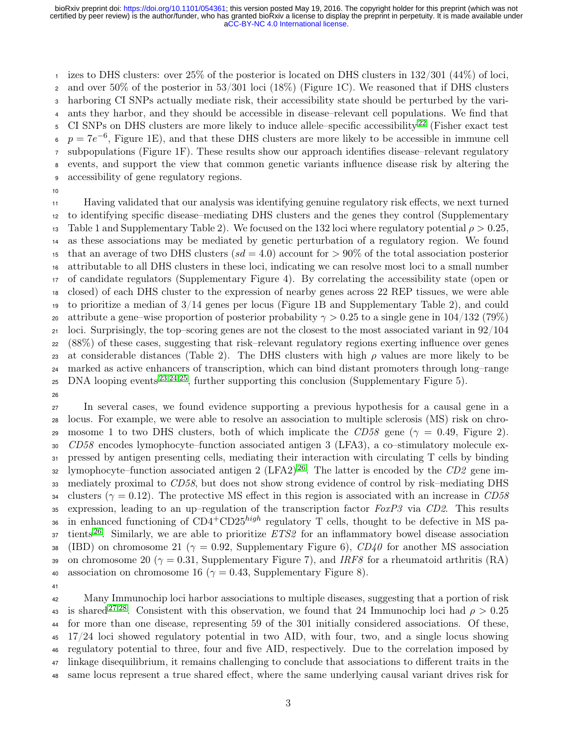izes to DHS clusters: over 25% of the posterior is located on DHS clusters in 132/301 (44%) of loci, and over 50% of the posterior in 53/301 loci (18%) (Figure 1C). We reasoned that if DHS clusters harboring CI SNPs actually mediate risk, their accessibility state should be perturbed by the variants they harbor, and they should be accessible in disease–relevant cell populations. We find that CI SNPs on DHS clusters are more likely to induce allele–specific accessibility[22] (Fisher exact test $p = 7e^{-6}$, Figure 1E), and that these DHS clusters are more likely to be accessible in immune cell subpopulations (Figure 1F). These results show our approach identifies disease–relevant regulatory events, and support the view that common genetic variants influence disease risk by altering the accessibility of gene regulatory regions.

Having validated that our analysis was identifying genuine regulatory risk effects, we next turned to identifying specific disease–mediating DHS clusters and the genes they control (Supplementary Table 1 and Supplementary Table 2). We focused on the 132 loci where regulatory potential $\rho > 0.25$, as these associations may be mediated by genetic perturbation of a regulatory region. We found that an average of two DHS clusters ($sd = 4.0$) account for $> 90\%$ of the total association posterior attributable to all DHS clusters in these loci, indicating we can resolve most loci to a small number of candidate regulators (Supplementary Figure 4). By correlating the accessibility state (open or closed) of each DHS cluster to the expression of nearby genes across 22 REP tissues, we were able to prioritize a median of 3/14 genes per locus (Figure 1B and Supplementary Table 2), and could attribute a gene–wise proportion of posterior probability $\gamma > 0.25$ to a single gene in 104/132 (79%) loci. Surprisingly, the top–scoring genes are not the closest to the most associated variant in 92/104 (88%) of these cases, suggesting that risk–relevant regulatory regions exerting influence over genes at considerable distances (Table 2). The DHS clusters with high $\rho$ values are more likely to be marked as active enhancers of transcription, which can bind distant promoters through long–range DNA looping events[23,24,25], further supporting this conclusion (Supplementary Figure 5).

In several cases, we found evidence supporting a previous hypothesis for a causal gene in a locus. For example, we were able to resolve an association to multiple sclerosis (MS) risk on chromosome 1 to two DHS clusters, both of which implicate the *CD58* gene ($\gamma = 0.49$, Figure 2). *CD58* encodes lymophocyte–function associated antigen 3 (LFA3), a co–stimulatory molecule expressed by antigen presenting cells, mediating their interaction with circulating T cells by binding lymophocyte–function associated antigen 2 (LFA2)[26]. The latter is encoded by the *CD2* gene immediately proximal to *CD58*, but does not show strong evidence of control by risk–mediating DHS clusters ($\gamma = 0.12$). The protective MS effect in this region is associated with an increase in *CD58* expression, leading to an up–regulation of the transcription factor *FoxP3* via *CD2*. This results in enhanced functioning of $CD4^{+}CD25^{high}$ regulatory T cells, thought to be defective in MS patients[26]. Similarly, we are able to prioritize *ETS2* for an inflammatory bowel disease association (IBD) on chromosome 21 ($\gamma = 0.92$, Supplementary Figure 6), *CD40* for another MS association on chromosome 20 ($\gamma = 0.31$, Supplementary Figure 7), and *IRF8* for a rheumatoid arthritis (RA) association on chromosome 16 ($\gamma = 0.43$, Supplementary Figure 8).

Many Immunochip loci harbor associations to multiple diseases, suggesting that a portion of risk is shared[27,28]. Consistent with this observation, we found that 24 Immunochip loci had $\rho > 0.25$ for more than one disease, representing 59 of the 301 initially considered associations. Of these, 17/24 loci showed regulatory potential in two AID, with four, two, and a single locus showing regulatory potential to three, four and five AID, respectively. Due to the correlation imposed by linkage disequilibrium, it remains challenging to conclude that associations to different traits in the same locus represent a true shared effect, where the same underlying causal variant drives risk for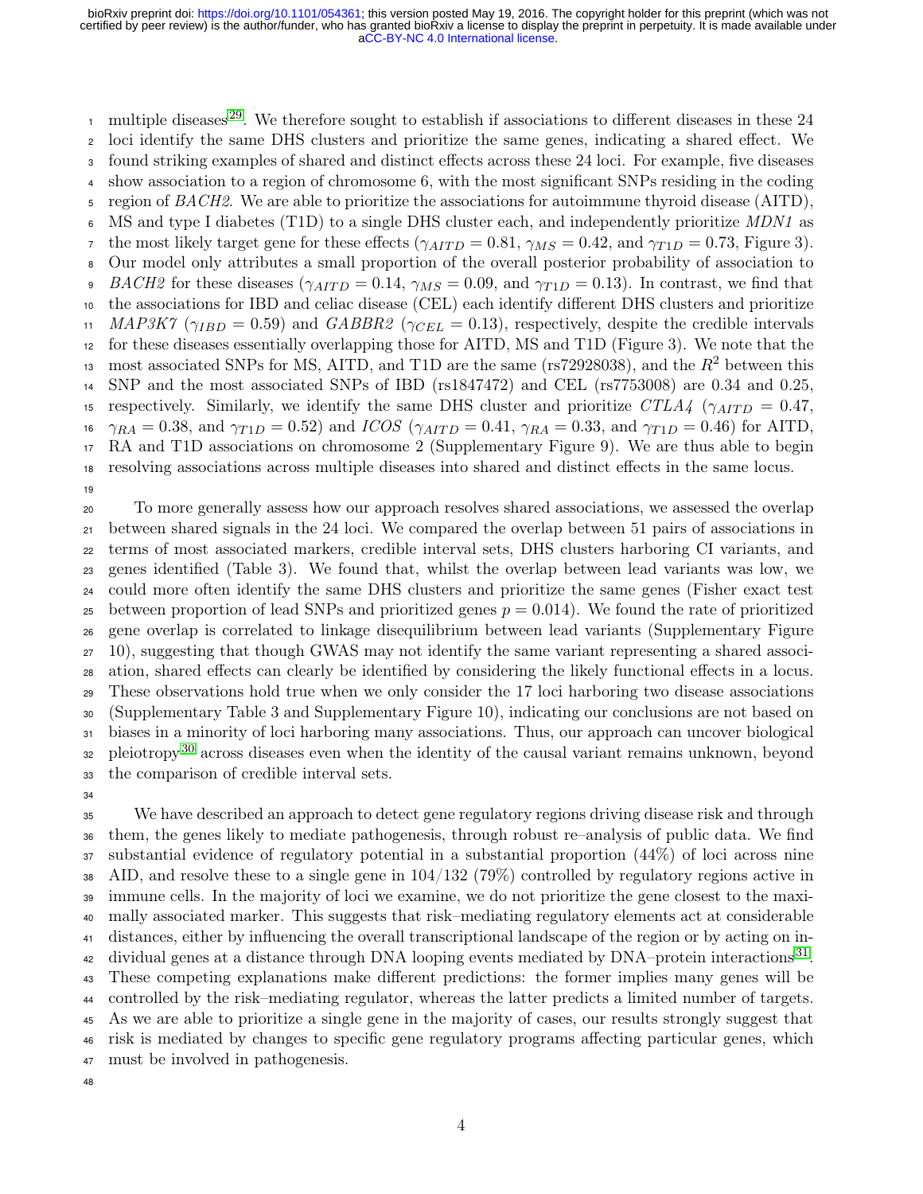multiple diseases[29]. We therefore sought to establish if associations to different diseases in these 24 loci identify the same DHS clusters and prioritize the same genes, indicating a shared effect. We found striking examples of shared and distinct effects across these 24 loci. For example, five diseases show association to a region of chromosome 6, with the most significant SNPs residing in the coding region of *BACH2*. We are able to prioritize the associations for autoimmune thyroid disease (AITD), MS and type I diabetes (T1D) to a single DHS cluster each, and independently prioritize *MDN1* as the most likely target gene for these effects ($\gamma_{AITD} = 0.81$, $\gamma_{MS} = 0.42$, and $\gamma_{T1D} = 0.73$, Figure 3). Our model only attributes a small proportion of the overall posterior probability of association to *BACH2* for these diseases ($\gamma_{AITD} = 0.14$, $\gamma_{MS} = 0.09$, and $\gamma_{T1D} = 0.13$). In contrast, we find that the associations for IBD and celiac disease (CEL) each identify different DHS clusters and prioritize *MAP3K7* ($\gamma_{IBD} = 0.59$) and *GABBR2* ($\gamma_{CEL} = 0.13$), respectively, despite the credible intervals for these diseases essentially overlapping those for AITD, MS and T1D (Figure 3). We note that the most associated SNPs for MS, AITD, and T1D are the same (rs72928038), and the $R^2$ between this SNP and the most associated SNPs of IBD (rs1847472) and CEL (rs7753008) are 0.34 and 0.25, respectively. Similarly, we identify the same DHS cluster and prioritize *CTLA4* ($\gamma_{AITD} = 0.47$, $\gamma_{RA} = 0.38$, and $\gamma_{T1D} = 0.52$) and *ICOS* ($\gamma_{AITD} = 0.41$, $\gamma_{RA} = 0.33$, and $\gamma_{T1D} = 0.46$) for AITD, RA and T1D associations on chromosome 2 (Supplementary Figure 9). We are thus able to begin resolving associations across multiple diseases into shared and distinct effects in the same locus.

To more generally assess how our approach resolves shared associations, we assessed the overlap between shared signals in the 24 loci. We compared the overlap between 51 pairs of associations in terms of most associated markers, credible interval sets, DHS clusters harboring CI variants, and genes identified (Table 3). We found that, whilst the overlap between lead variants was low, we could more often identify the same DHS clusters and prioritize the same genes (Fisher exact test between proportion of lead SNPs and prioritized genes $p = 0.014$). We found the rate of prioritized gene overlap is correlated to linkage disequilibrium between lead variants (Supplementary Figure 10), suggesting that though GWAS may not identify the same variant representing a shared association, shared effects can clearly be identified by considering the likely functional effects in a locus. These observations hold true when we only consider the 17 loci harboring two disease associations (Supplementary Table 3 and Supplementary Figure 10), indicating our conclusions are not based on biases in a minority of loci harboring many associations. Thus, our approach can uncover biological pleiotropy[30] across diseases even when the identity of the causal variant remains unknown, beyond the comparison of credible interval sets.

We have described an approach to detect gene regulatory regions driving disease risk and through them, the genes likely to mediate pathogenesis, through robust re–analysis of public data. We find substantial evidence of regulatory potential in a substantial proportion (44%) of loci across nine AID, and resolve these to a single gene in 104/132 (79%) controlled by regulatory regions active in immune cells. In the majority of loci we examine, we do not prioritize the gene closest to the maximally associated marker. This suggests that risk–mediating regulatory elements act at considerable distances, either by influencing the overall transcriptional landscape of the region or by acting on individual genes at a distance through DNA looping events mediated by DNA–protein interactions[31]. These competing explanations make different predictions: the former implies many genes will be controlled by the risk–mediating regulator, whereas the latter predicts a limited number of targets. As we are able to prioritize a single gene in the majority of cases, our results strongly suggest that risk is mediated by changes to specific gene regulatory programs affecting particular genes, which must be involved in pathogenesis.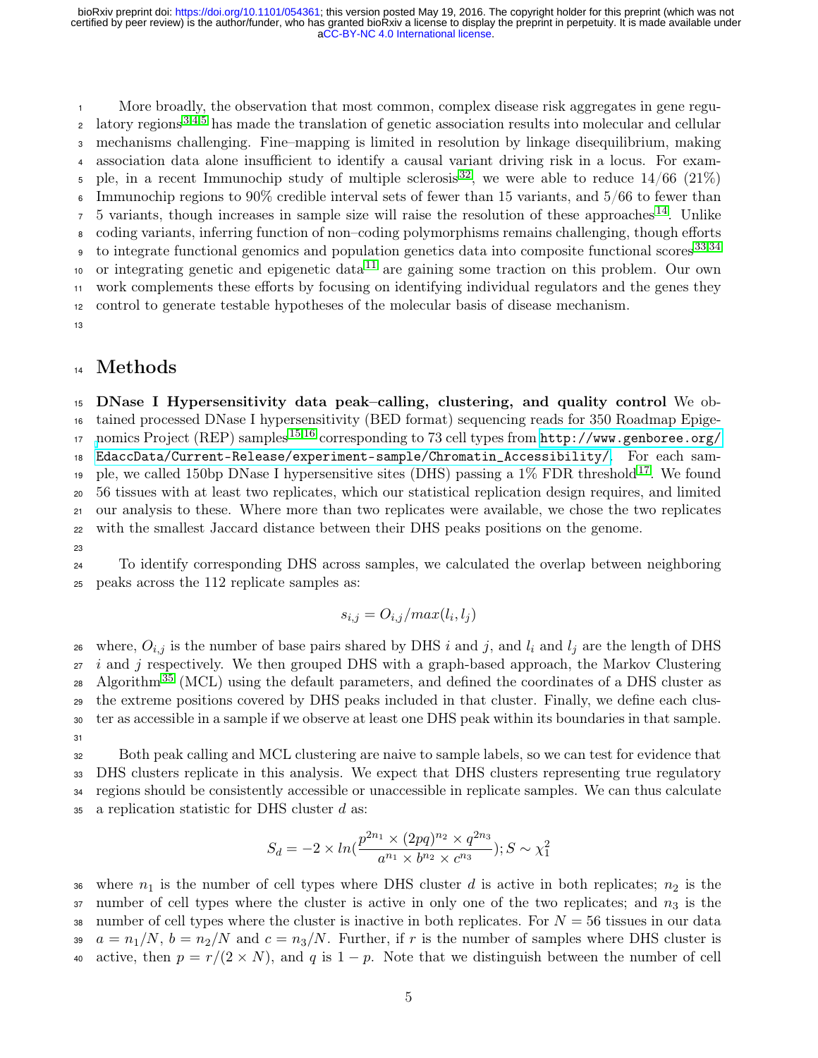More broadly, the observation that most common, complex disease risk aggregates in gene regulatory regions[3,4,5] has made the translation of genetic association results into molecular and cellular mechanisms challenging. Fine–mapping is limited in resolution by linkage disequilibrium, making association data alone insufficient to identify a causal variant driving risk in a locus. For example, in a recent Immunochip study of multiple sclerosis[32], we were able to reduce 14/66 (21%) Immunochip regions to 90% credible interval sets of fewer than 15 variants, and 5/66 to fewer than 5 variants, though increases in sample size will raise the resolution of these approaches[14]. Unlike coding variants, inferring function of non–coding polymorphisms remains challenging, though efforts to integrate functional genomics and population genetics data into composite functional scores[33,34] or integrating genetic and epigenetic data[11] are gaining some traction on this problem. Our own work complements these efforts by focusing on identifying individual regulators and the genes they control to generate testable hypotheses of the molecular basis of disease mechanism.

# Methods

**DNase I Hypersensitivity data peak–calling, clustering, and quality control** We obtained processed DNase I hypersensitivity (BED format) sequencing reads for 350 Roadmap Epigenomics Project (REP) samples[15,16] corresponding to 73 cell types from http://www.genboree.org/EdaccData/Current-Release/experiment-sample/Chromatin_Accessibility/. For each sample, we called 150bp DNase I hypersensitive sites (DHS) passing a 1% FDR threshold[17]. We found 56 tissues with at least two replicates, which our statistical replication design requires, and limited our analysis to these. Where more than two replicates were available, we chose the two replicates with the smallest Jaccard distance between their DHS peaks positions on the genome.

To identify corresponding DHS across samples, we calculated the overlap between neighboring peaks across the 112 replicate samples as:

$$s_{i,j} = O_{i,j}/max(l_i, l_j)$$

where, $O_{i,j}$ is the number of base pairs shared by DHS $i$ and $j$, and $l_i$ and $l_j$ are the length of DHS $i$ and $j$ respectively. We then grouped DHS with a graph-based approach, the Markov Clustering Algorithm[35] (MCL) using the default parameters, and defined the coordinates of a DHS cluster as the extreme positions covered by DHS peaks included in that cluster. Finally, we define each cluster as accessible in a sample if we observe at least one DHS peak within its boundaries in that sample.

Both peak calling and MCL clustering are naive to sample labels, so we can test for evidence that DHS clusters replicate in this analysis. We expect that DHS clusters representing true regulatory regions should be consistently accessible or unaccessible in replicate samples. We can thus calculate a replication statistic for DHS cluster $d$ as:

$$S_d = -2 \times ln(\frac{p^{2n_1} \times (2pq)^{n_2} \times q^{2n_3}}{a^{n_1} \times b^{n_2} \times c^{n_3}}); S \sim \chi^2_1$$

where $n_1$ is the number of cell types where DHS cluster $d$ is active in both replicates; $n_2$ is the number of cell types where the cluster is active in only one of the two replicates; and $n_3$ is the number of cell types where the cluster is inactive in both replicates. For $N = 56$ tissues in our data $a = n_1/N$, $b = n_2/N$ and $c = n_3/N$. Further, if $r$ is the number of samples where DHS cluster is active, then $p = r/(2 \times N)$, and $q$ is $1 - p$. Note that we distinguish between the number of cell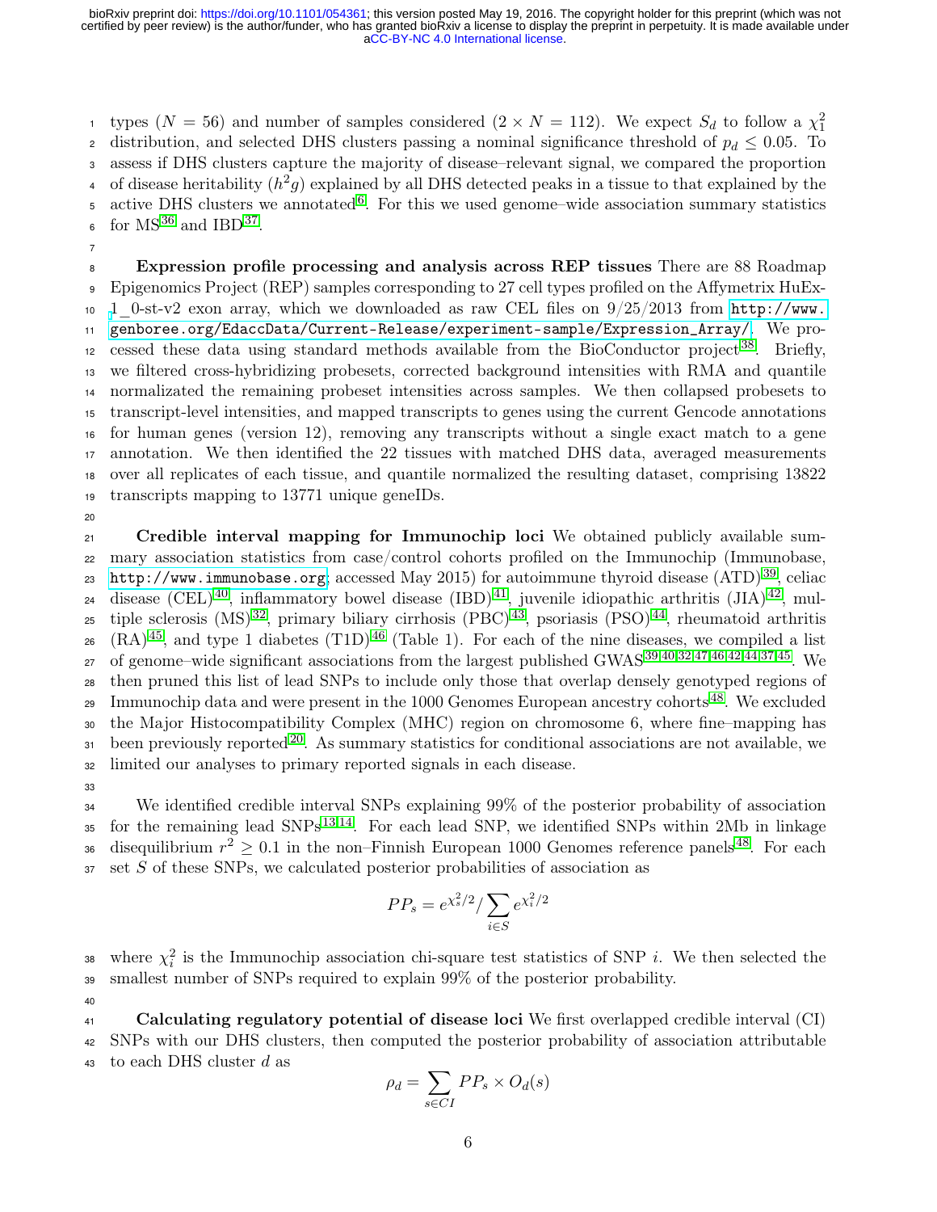types ($N = 56$) and number of samples considered ($2 \times N = 112$). We expect $S_d$ to follow a $\chi^2_1$ distribution, and selected DHS clusters passing a nominal significance threshold of $p_d \leq 0.05$. To assess if DHS clusters capture the majority of disease–relevant signal, we compared the proportion of disease heritability ($h^2g$) explained by all DHS detected peaks in a tissue to that explained by the active DHS clusters we annotated[6]. For this we used genome–wide association summary statistics for MS[36] and IBD[37].

**Expression profile processing and analysis across REP tissues** There are 88 Roadmap Epigenomics Project (REP) samples corresponding to 27 cell types profiled on the Affymetrix HuEx-1_0-st-v2 exon array, which we downloaded as raw CEL files on 9/25/2013 from http://www.genboree.org/EdaccData/Current-Release/experiment-sample/Expression_Array/. We processed these data using standard methods available from the BioConductor project[38]. Briefly, we filtered cross-hybridizing probesets, corrected background intensities with RMA and quantile normalized the remaining probeset intensities across samples. We then collapsed probesets to transcript-level intensities, and mapped transcripts to genes using the current Gencode annotations for human genes (version 12), removing any transcripts without a single exact match to a gene annotation. We then identified the 22 tissues with matched DHS data, averaged measurements over all replicates of each tissue, and quantile normalized the resulting dataset, comprising 13822 transcripts mapping to 13771 unique geneIDs.

**Credible interval mapping for Immunochip loci** We obtained publicly available summary association statistics from case/control cohorts profiled on the Immunochip (Immunobase, http://www.immunobase.org; accessed May 2015) for autoimmune thyroid disease (ATD)[39], celiac disease (CEL)[40], inflammatory bowel disease (IBD)[41], juvenile idiopathic arthritis (JIA)[42], multiple sclerosis (MS)[32], primary biliary cirrhosis (PBC)[43], psoriasis (PSO)[44], rheumatoid arthritis (RA)[45], and type 1 diabetes (T1D)[46] (Table 1). For each of the nine diseases, we compiled a list of genome–wide significant associations from the largest published GWAS[39,40,32,47,46,42,44,37,45]. We then pruned this list of lead SNPs to include only those that overlap densely genotyped regions of Immunochip data and were present in the 1000 Genomes European ancestry cohorts[48]. We excluded the Major Histocompatibility Complex (MHC) region on chromosome 6, where fine–mapping has been previously reported[20]. As summary statistics for conditional associations are not available, we limited our analyses to primary reported signals in each disease.

We identified credible interval SNPs explaining 99% of the posterior probability of association for the remaining lead SNPs[13,14]. For each lead SNP, we identified SNPs within 2Mb in linkage disequilibrium $r^2 \geq 0.1$ in the non–Finnish European 1000 Genomes reference panels[48]. For each set $S$ of these SNPs, we calculated posterior probabilities of association as

$$PP_s = e^{\chi_s^2/2} / \sum_{i \in S} e^{\chi_i^2/2}$$

where $\chi_i^2$ is the Immunochip association chi-square test statistics of SNP $i$. We then selected the smallest number of SNPs required to explain 99% of the posterior probability.

**Calculating regulatory potential of disease loci** We first overlapped credible interval (CI) SNPs with our DHS clusters, then computed the posterior probability of association attributable to each DHS cluster $d$ as

$$\rho_d = \sum_{s \in CI} PP_s \times O_d(s)$$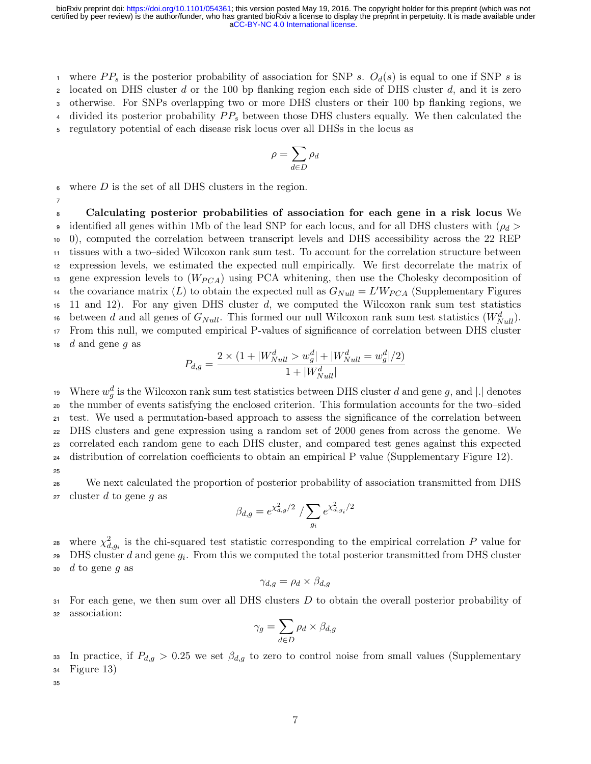where $PP_s$ is the posterior probability of association for SNP $s$. $O_d(s)$ is equal to one if SNP $s$ is located on DHS cluster $d$ or the 100 bp flanking region each side of DHS cluster $d$, and it is zero otherwise. For SNPs overlapping two or more DHS clusters or their 100 bp flanking regions, we divided its posterior probability $PP_s$ between those DHS clusters equally. We then calculated the regulatory potential of each disease risk locus over all DHSs in the locus as

$$\rho = \sum_{d \in D} \rho_d$$

where $D$ is the set of all DHS clusters in the region.

**Calculating posterior probabilities of association for each gene in a risk locus** We identified all genes within 1Mb of the lead SNP for each locus, and for all DHS clusters with ($\rho_d > 0$), computed the correlation between transcript levels and DHS accessibility across the 22 REP tissues with a two–sided Wilcoxon rank sum test. To account for the correlation structure between expression levels, we estimated the expected null empirically. We first decorrelate the matrix of gene expression levels to ($W_{PCA}$) using PCA whitening, then use the Cholesky decomposition of the covariance matrix ($L$) to obtain the expected null as $G_{Null} = L'W_{PCA}$ (Supplementary Figures 11 and 12). For any given DHS cluster $d$, we computed the Wilcoxon rank sum test statistics between $d$ and all genes of $G_{Null}$. This formed our null Wilcoxon rank sum test statistics ($W^d_{Null}$). From this null, we computed empirical P-values of significance of correlation between DHS cluster $d$ and gene $g$ as

$$P_{d,g} = \frac{2 \times (1 + |W^d_{Null} > w^d_g| + |W^d_{Null} = w^d_g|/2)}{1 + |W^d_{Null}|}$$

Where $w^d_g$ is the Wilcoxon rank sum test statistics between DHS cluster $d$ and gene $g$, and $|.|$ denotes the number of events satisfying the enclosed criterion. This formulation accounts for the two–sided test. We used a permutation-based approach to assess the significance of the correlation between DHS clusters and gene expression using a random set of 2000 genes from across the genome. We correlated each random gene to each DHS cluster, and compared test genes against this expected distribution of correlation coefficients to obtain an empirical P value (Supplementary Figure 12).

We next calculated the proportion of posterior probability of association transmitted from DHS cluster $d$ to gene $g$ as

$$\beta_{d,g} = e^{\chi^2_{d,g}/2} \; / \sum_{g_i} e^{\chi^2_{d,g_i}/2}$$

where $\chi^2_{d,g_i}$ is the chi-squared test statistic corresponding to the empirical correlation $P$ value for DHS cluster $d$ and gene $g_i$. From this we computed the total posterior transmitted from DHS cluster $d$ to gene $g$ as

$$\gamma_{d,g} = \rho_d \times \beta_{d,g}$$

For each gene, we then sum over all DHS clusters $D$ to obtain the overall posterior probability of association:

$$\gamma_g = \sum_{d \in D} \rho_d \times \beta_{d,g}$$

In practice, if $P_{d,g} > 0.25$ we set $\beta_{d,g}$ to zero to control noise from small values (Supplementary Figure 13)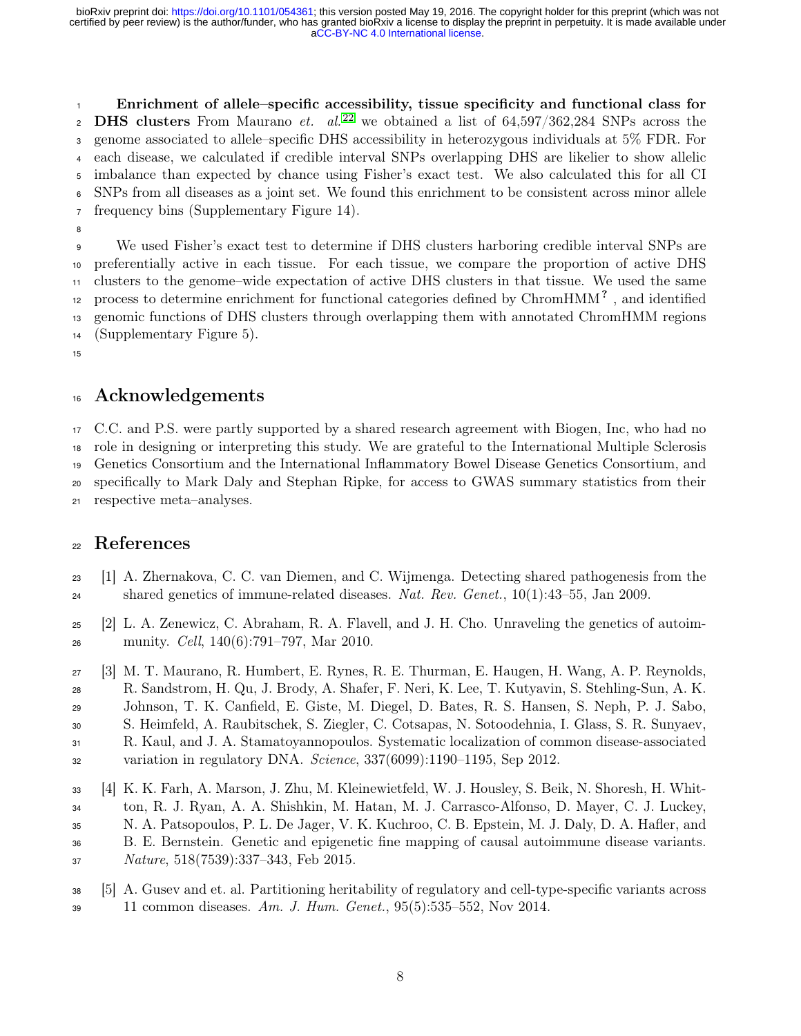**Enrichment of allele–specific accessibility, tissue specificity and functional class for DHS clusters** From Maurano *et. al.*[22] we obtained a list of 64,597/362,284 SNPs across the genome associated to allele–specific DHS accessibility in heterozygous individuals at 5% FDR. For each disease, we calculated if credible interval SNPs overlapping DHS are likelier to show allelic imbalance than expected by chance using Fisher's exact test. We also calculated this for all CI SNPs from all diseases as a joint set. We found this enrichment to be consistent across minor allele frequency bins (Supplementary Figure 14).

We used Fisher's exact test to determine if DHS clusters harboring credible interval SNPs are preferentially active in each tissue. For each tissue, we compare the proportion of active DHS clusters to the genome–wide expectation of active DHS clusters in that tissue. We used the same process to determine enrichment for functional categories defined by ChromHMM[?], and identified genomic functions of DHS clusters through overlapping them with annotated ChromHMM regions (Supplementary Figure 5).

# Acknowledgements

C.C. and P.S. were partly supported by a shared research agreement with Biogen, Inc, who had no role in designing or interpreting this study. We are grateful to the International Multiple Sclerosis Genetics Consortium and the International Inflammatory Bowel Disease Genetics Consortium, and specifically to Mark Daly and Stephan Ripke, for access to GWAS summary statistics from their respective meta–analyses.

# References

[1] A. Zhernakova, C. C. van Diemen, and C. Wijmenga. Detecting shared pathogenesis from the shared genetics of immune-related diseases. *Nat. Rev. Genet.*, 10(1):43–55, Jan 2009.

[2] L. A. Zenewicz, C. Abraham, R. A. Flavell, and J. H. Cho. Unraveling the genetics of autoimmunity. *Cell*, 140(6):791–797, Mar 2010.

[3] M. T. Maurano, R. Humbert, E. Rynes, R. E. Thurman, E. Haugen, H. Wang, A. P. Reynolds, R. Sandstrom, H. Qu, J. Brody, A. Shafer, F. Neri, K. Lee, T. Kutyavin, S. Stehling-Sun, A. K. Johnson, T. K. Canfield, E. Giste, M. Diegel, D. Bates, R. S. Hansen, S. Neph, P. J. Sabo, S. Heimfeld, A. Raubitschek, S. Ziegler, C. Cotsapas, N. Sotoodehnia, I. Glass, S. R. Sunyaev, R. Kaul, and J. A. Stamatoyannopoulos. Systematic localization of common disease-associated variation in regulatory DNA. *Science*, 337(6099):1190–1195, Sep 2012.

[4] K. K. Farh, A. Marson, J. Zhu, M. Kleinewietfeld, W. J. Housley, S. Beik, N. Shoresh, H. Whitton, R. J. Ryan, A. A. Shishkin, M. Hatan, M. J. Carrasco-Alfonso, D. Mayer, C. J. Luckey, N. A. Patsopoulos, P. L. De Jager, V. K. Kuchroo, C. B. Epstein, M. J. Daly, D. A. Hafler, and B. E. Bernstein. Genetic and epigenetic fine mapping of causal autoimmune disease variants. *Nature*, 518(7539):337–343, Feb 2015.

[5] A. Gusev and et. al. Partitioning heritability of regulatory and cell-type-specific variants across 11 common diseases. *Am. J. Hum. Genet.*, 95(5):535–552, Nov 2014.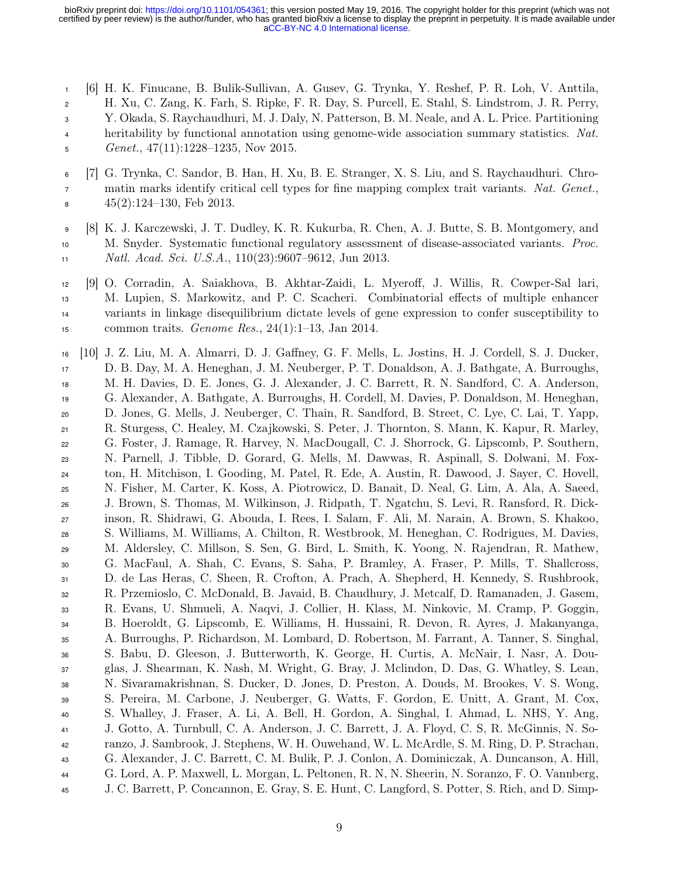[6] H. K. Finucane, B. Bulik-Sullivan, A. Gusev, G. Trynka, Y. Reshef, P. R. Loh, V. Anttila, H. Xu, C. Zang, K. Farh, S. Ripke, F. R. Day, S. Purcell, E. Stahl, S. Lindstrom, J. R. Perry, Y. Okada, S. Raychaudhuri, M. J. Daly, N. Patterson, B. M. Neale, and A. L. Price. Partitioning heritability by functional annotation using genome-wide association summary statistics. *Nat. Genet.*, 47(11):1228–1235, Nov 2015.

[7] G. Trynka, C. Sandor, B. Han, H. Xu, B. E. Stranger, X. S. Liu, and S. Raychaudhuri. Chromatin marks identify critical cell types for fine mapping complex trait variants. *Nat. Genet.*, 45(2):124–130, Feb 2013.

[8] K. J. Karczewski, J. T. Dudley, K. R. Kukurba, R. Chen, A. J. Butte, S. B. Montgomery, and M. Snyder. Systematic functional regulatory assessment of disease-associated variants. *Proc. Natl. Acad. Sci. U.S.A.*, 110(23):9607–9612, Jun 2013.

[9] O. Corradin, A. Saiakhova, B. Akhtar-Zaidi, L. Myeroff, J. Willis, R. Cowper-Sal lari, M. Lupien, S. Markowitz, and P. C. Scacheri. Combinatorial effects of multiple enhancer variants in linkage disequilibrium dictate levels of gene expression to confer susceptibility to common traits. *Genome Res.*, 24(1):1–13, Jan 2014.

[10] J. Z. Liu, M. A. Almarri, D. J. Gaffney, G. F. Mells, L. Jostins, H. J. Cordell, S. J. Ducker, D. B. Day, M. A. Heneghan, J. M. Neuberger, P. T. Donaldson, A. J. Bathgate, A. Burroughs, M. H. Davies, D. E. Jones, G. J. Alexander, J. C. Barrett, R. N. Sandford, C. A. Anderson, G. Alexander, A. Bathgate, A. Burroughs, H. Cordell, M. Davies, P. Donaldson, M. Heneghan, D. Jones, G. Mells, J. Neuberger, C. Thain, R. Sandford, B. Street, C. Lye, C. Lai, T. Yapp, R. Sturgess, C. Healey, M. Czajkowski, S. Peter, J. Thornton, S. Mann, K. Kapur, R. Marley, G. Foster, J. Ramage, R. Harvey, N. MacDougall, C. J. Shorrock, G. Lipscomb, P. Southern, N. Parnell, J. Tibble, D. Gorard, G. Mells, M. Dawwas, R. Aspinall, S. Dolwani, M. Foxton, H. Mitchison, I. Gooding, M. Patel, R. Ede, A. Austin, R. Dawood, J. Sayer, C. Hovell, N. Fisher, M. Carter, K. Koss, A. Piotrowicz, D. Banait, D. Neal, G. Lim, A. Ala, A. Saeed, J. Brown, S. Thomas, M. Wilkinson, J. Ridpath, T. Ngatchu, S. Levi, R. Ransford, R. Dickinson, R. Shidrawi, G. Abouda, I. Rees, I. Salam, F. Ali, M. Narain, A. Brown, S. Khakoo, S. Williams, M. Williams, A. Chilton, R. Westbrook, M. Heneghan, C. Rodrigues, M. Davies, M. Aldersley, C. Millson, S. Sen, G. Bird, L. Smith, K. Yoong, N. Rajendran, R. Mathew, G. MacFaul, A. Shah, C. Evans, S. Saha, P. Bramley, A. Fraser, P. Mills, T. Shallcross, D. de Las Heras, C. Sheen, R. Crofton, A. Prach, A. Shepherd, H. Kennedy, S. Rushbrook, R. Przemioslo, C. McDonald, B. Javaid, B. Chaudhury, J. Metcalf, D. Ramanaden, J. Gasem, R. Evans, U. Shmueli, A. Naqvi, J. Collier, H. Klass, M. Ninkovic, M. Cramp, P. Goggin, B. Hoeroldt, G. Lipscomb, E. Williams, H. Hussaini, R. Devon, R. Ayres, J. Makanyanga, A. Burroughs, P. Richardson, M. Lombard, D. Robertson, M. Farrant, A. Tanner, S. Singhal, S. Babu, D. Gleeson, J. Butterworth, K. George, H. Curtis, A. McNair, I. Nasr, A. Douglas, J. Shearman, K. Nash, M. Wright, G. Bray, J. Mclindon, D. Das, G. Whatley, S. Lean, N. Sivaramakrishnan, S. Ducker, D. Jones, D. Preston, A. Douds, M. Brookes, V. S. Wong, S. Pereira, M. Carbone, J. Neuberger, G. Watts, F. Gordon, E. Unitt, A. Grant, M. Cox, S. Whalley, J. Fraser, A. Li, A. Bell, H. Gordon, A. Singhal, I. Ahmad, L. NHS, Y. Ang, J. Gotto, A. Turnbull, C. A. Anderson, J. C. Barrett, J. A. Floyd, C. S, R. McGinnis, N. Soranzo, J. Sambrook, J. Stephens, W. H. Ouwehand, W. L. McArdle, S. M. Ring, D. P. Strachan, G. Alexander, J. C. Barrett, C. M. Bulik, P. J. Conlon, A. Dominiczak, A. Duncanson, A. Hill, G. Lord, A. P. Maxwell, L. Morgan, L. Peltonen, R. N, N. Sheerin, N. Soranzo, F. O. Vannberg, J. C. Barrett, P. Concannon, E. Gray, S. E. Hunt, C. Langford, S. Potter, S. Rich, and D. Simp-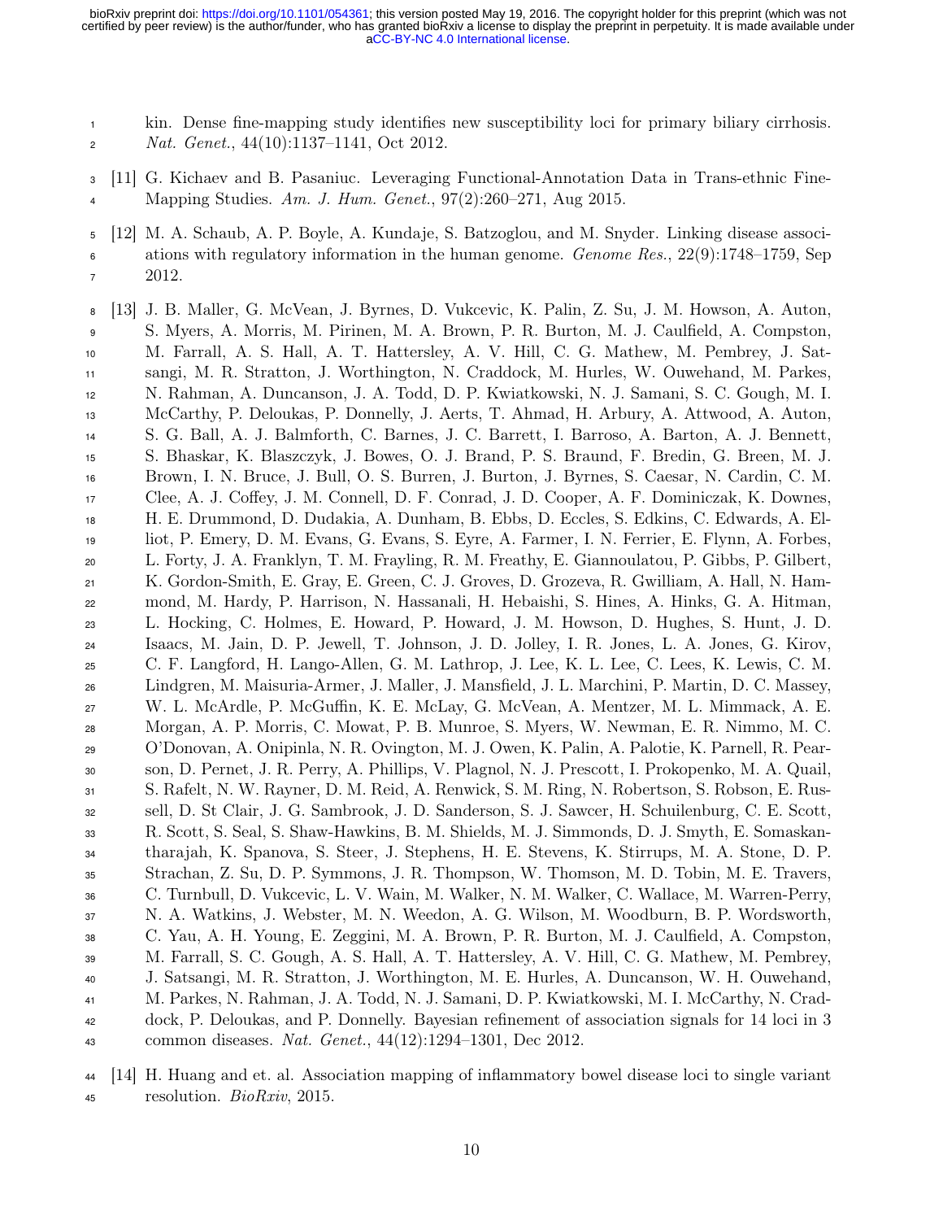kin. Dense fine-mapping study identifies new susceptibility loci for primary biliary cirrhosis. *Nat. Genet.*, 44(10):1137–1141, Oct 2012.

[11] G. Kichaev and B. Pasaniuc. Leveraging Functional-Annotation Data in Trans-ethnic Fine-Mapping Studies. *Am. J. Hum. Genet.*, 97(2):260–271, Aug 2015.

[12] M. A. Schaub, A. P. Boyle, A. Kundaje, S. Batzoglou, and M. Snyder. Linking disease associations with regulatory information in the human genome. *Genome Res.*, 22(9):1748–1759, Sep 2012.

[13] J. B. Maller, G. McVean, J. Byrnes, D. Vukcevic, K. Palin, Z. Su, J. M. Howson, A. Auton, S. Myers, A. Morris, M. Pirinen, M. A. Brown, P. R. Burton, M. J. Caulfield, A. Compston, M. Farrall, A. S. Hall, A. T. Hattersley, A. V. Hill, C. G. Mathew, M. Pembrey, J. Satsangi, M. R. Stratton, J. Worthington, N. Craddock, M. Hurles, W. Ouwehand, M. Parkes, N. Rahman, A. Duncanson, J. A. Todd, D. P. Kwiatkowski, N. J. Samani, S. C. Gough, M. I. McCarthy, P. Deloukas, P. Donnelly, J. Aerts, T. Ahmad, H. Arbury, A. Attwood, A. Auton, S. G. Ball, A. J. Balmforth, C. Barnes, J. C. Barrett, I. Barroso, A. Barton, A. J. Bennett, S. Bhaskar, K. Blaszczyk, J. Bowes, O. J. Brand, P. S. Braund, F. Bredin, G. Breen, M. J. Brown, I. N. Bruce, J. Bull, O. S. Burren, J. Burton, J. Byrnes, S. Caesar, N. Cardin, C. M. Clee, A. J. Coffey, J. M. Connell, D. F. Conrad, J. D. Cooper, A. F. Dominiczak, K. Downes, H. E. Drummond, D. Dudakia, A. Dunham, B. Ebbs, D. Eccles, S. Edkins, C. Edwards, A. Elliot, P. Emery, D. M. Evans, G. Evans, S. Eyre, A. Farmer, I. N. Ferrier, E. Flynn, A. Forbes, L. Forty, J. A. Franklyn, T. M. Frayling, R. M. Freathy, E. Giannoulatou, P. Gibbs, P. Gilbert, K. Gordon-Smith, E. Gray, E. Green, C. J. Groves, D. Grozeva, R. Gwilliam, A. Hall, N. Hammond, M. Hardy, P. Harrison, N. Hassanali, H. Hebaishi, S. Hines, A. Hinks, G. A. Hitman, L. Hocking, C. Holmes, E. Howard, P. Howard, J. M. Howson, D. Hughes, S. Hunt, J. D. Isaacs, M. Jain, D. P. Jewell, T. Johnson, J. D. Jolley, I. R. Jones, L. A. Jones, G. Kirov, C. F. Langford, H. Lango-Allen, G. M. Lathrop, J. Lee, K. L. Lee, C. Lees, K. Lewis, C. M. Lindgren, M. Maisuria-Armer, J. Maller, J. Mansfield, J. L. Marchini, P. Martin, D. C. Massey, W. L. McArdle, P. McGuffin, K. E. McLay, G. McVean, A. Mentzer, M. L. Mimmack, A. E. Morgan, A. P. Morris, C. Mowat, P. B. Munroe, S. Myers, W. Newman, E. R. Nimmo, M. C. O'Donovan, A. Onipinla, N. R. Ovington, M. J. Owen, K. Palin, A. Palotie, K. Parnell, R. Pearson, D. Pernet, J. R. Perry, A. Phillips, V. Plagnol, N. J. Prescott, I. Prokopenko, M. A. Quail, S. Rafelt, N. W. Rayner, D. M. Reid, A. Renwick, S. M. Ring, N. Robertson, S. Robson, E. Russell, D. St Clair, J. G. Sambrook, J. D. Sanderson, S. J. Sawcer, H. Schuilenburg, C. E. Scott, R. Scott, S. Seal, S. Shaw-Hawkins, B. M. Shields, M. J. Simmonds, D. J. Smyth, E. Somaskantharajah, K. Spanova, S. Steer, J. Stephens, H. E. Stevens, K. Stirrups, M. A. Stone, D. P. Strachan, Z. Su, D. P. Symmons, J. R. Thompson, W. Thomson, M. D. Tobin, M. E. Travers, C. Turnbull, D. Vukcevic, L. V. Wain, M. Walker, N. M. Walker, C. Wallace, M. Warren-Perry, N. A. Watkins, J. Webster, M. N. Weedon, A. G. Wilson, M. Woodburn, B. P. Wordsworth, C. Yau, A. H. Young, E. Zeggini, M. A. Brown, P. R. Burton, M. J. Caulfield, A. Compston, M. Farrall, S. C. Gough, A. S. Hall, A. T. Hattersley, A. V. Hill, C. G. Mathew, M. Pembrey, J. Satsangi, M. R. Stratton, J. Worthington, M. E. Hurles, A. Duncanson, W. H. Ouwehand, M. Parkes, N. Rahman, J. A. Todd, N. J. Samani, D. P. Kwiatkowski, M. I. McCarthy, N. Craddock, P. Deloukas, and P. Donnelly. Bayesian refinement of association signals for 14 loci in 3 common diseases. *Nat. Genet.*, 44(12):1294–1301, Dec 2012.

[14] H. Huang and et. al. Association mapping of inflammatory bowel disease loci to single variant resolution. *BioRxiv*, 2015.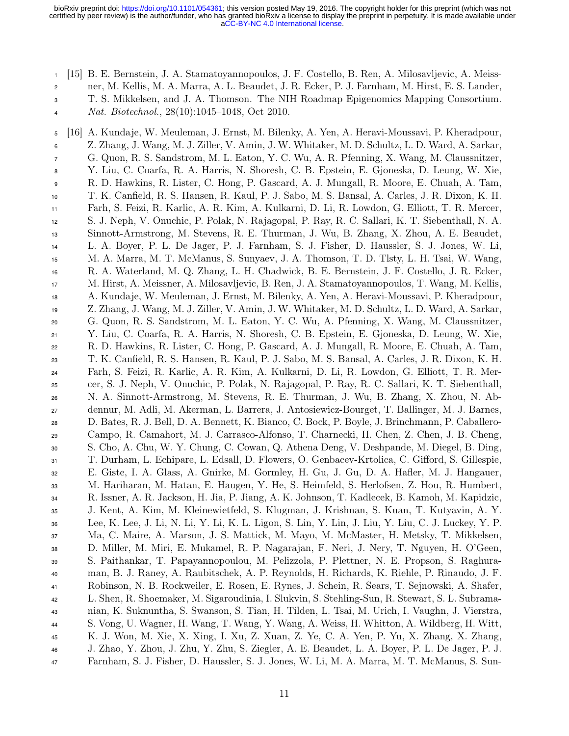[15] B. E. Bernstein, J. A. Stamatoyannopoulos, J. F. Costello, B. Ren, A. Milosavljevic, A. Meissner, M. Kellis, M. A. Marra, A. L. Beaudet, J. R. Ecker, P. J. Farnham, M. Hirst, E. S. Lander, T. S. Mikkelsen, and J. A. Thomson. The NIH Roadmap Epigenomics Mapping Consortium. *Nat. Biotechnol.*, 28(10):1045–1048, Oct 2010.

[16] A. Kundaje, W. Meuleman, J. Ernst, M. Bilenky, A. Yen, A. Heravi-Moussavi, P. Kheradpour, Z. Zhang, J. Wang, M. J. Ziller, V. Amin, J. W. Whitaker, M. D. Schultz, L. D. Ward, A. Sarkar, G. Quon, R. S. Sandstrom, M. L. Eaton, Y. C. Wu, A. R. Pfenning, X. Wang, M. Claussnitzer, Y. Liu, C. Coarfa, R. A. Harris, N. Shoresh, C. B. Epstein, E. Gjoneska, D. Leung, W. Xie, R. D. Hawkins, R. Lister, C. Hong, P. Gascard, A. J. Mungall, R. Moore, E. Chuah, A. Tam, T. K. Canfield, R. S. Hansen, R. Kaul, P. J. Sabo, M. S. Bansal, A. Carles, J. R. Dixon, K. H. Farh, S. Feizi, R. Karlic, A. R. Kim, A. Kulkarni, D. Li, R. Lowdon, G. Elliott, T. R. Mercer, S. J. Neph, V. Onuchic, P. Polak, N. Rajagopal, P. Ray, R. C. Sallari, K. T. Siebenthall, N. A. Sinnott-Armstrong, M. Stevens, R. E. Thurman, J. Wu, B. Zhang, X. Zhou, A. E. Beaudet, L. A. Boyer, P. L. De Jager, P. J. Farnham, S. J. Fisher, D. Haussler, S. J. Jones, W. Li, M. A. Marra, M. T. McManus, S. Sunyaev, J. A. Thomson, T. D. Tlsty, L. H. Tsai, W. Wang, R. A. Waterland, M. Q. Zhang, L. H. Chadwick, B. E. Bernstein, J. F. Costello, J. R. Ecker, M. Hirst, A. Meissner, A. Milosavljevic, B. Ren, J. A. Stamatoyannopoulos, T. Wang, M. Kellis, A. Kundaje, W. Meuleman, J. Ernst, M. Bilenky, A. Yen, A. Heravi-Moussavi, P. Kheradpour, Z. Zhang, J. Wang, M. J. Ziller, V. Amin, J. W. Whitaker, M. D. Schultz, L. D. Ward, A. Sarkar, G. Quon, R. S. Sandstrom, M. L. Eaton, Y. C. Wu, A. Pfenning, X. Wang, M. Claussnitzer, Y. Liu, C. Coarfa, R. A. Harris, N. Shoresh, C. B. Epstein, E. Gjoneska, D. Leung, W. Xie, R. D. Hawkins, R. Lister, C. Hong, P. Gascard, A. J. Mungall, R. Moore, E. Chuah, A. Tam, T. K. Canfield, R. S. Hansen, R. Kaul, P. J. Sabo, M. S. Bansal, A. Carles, J. R. Dixon, K. H. Farh, S. Feizi, R. Karlic, A. R. Kim, A. Kulkarni, D. Li, R. Lowdon, G. Elliott, T. R. Mercer, S. J. Neph, V. Onuchic, P. Polak, N. Rajagopal, P. Ray, R. C. Sallari, K. T. Siebenthall, N. A. Sinnott-Armstrong, M. Stevens, R. E. Thurman, J. Wu, B. Zhang, X. Zhou, N. Abdennur, M. Adli, M. Akerman, L. Barrera, J. Antosiewicz-Bourget, T. Ballinger, M. J. Barnes, D. Bates, R. J. Bell, D. A. Bennett, K. Bianco, C. Bock, P. Boyle, J. Brinchmann, P. Caballero-Campo, R. Camahort, M. J. Carrasco-Alfonso, T. Charnecki, H. Chen, Z. Chen, J. B. Cheng, S. Cho, A. Chu, W. Y. Chung, C. Cowan, Q. Athena Deng, V. Deshpande, M. Diegel, B. Ding, T. Durham, L. Echipare, L. Edsall, D. Flowers, O. Genbacev-Krtolica, C. Gifford, S. Gillespie, E. Giste, I. A. Glass, A. Gnirke, M. Gormley, H. Gu, J. Gu, D. A. Hafler, M. J. Hangauer, M. Hariharan, M. Hatan, E. Haugen, Y. He, S. Heimfeld, S. Herlofsen, Z. Hou, R. Humbert, R. Issner, A. R. Jackson, H. Jia, P. Jiang, A. K. Johnson, T. Kadlecek, B. Kamoh, M. Kapidzic, J. Kent, A. Kim, M. Kleinewietfeld, S. Klugman, J. Krishnan, S. Kuan, T. Kutyavin, A. Y. Lee, K. Lee, J. Li, N. Li, Y. Li, K. L. Ligon, S. Lin, Y. Lin, J. Liu, Y. Liu, C. J. Luckey, Y. P. Ma, C. Maire, A. Marson, J. S. Mattick, M. Mayo, M. McMaster, H. Metsky, T. Mikkelsen, D. Miller, M. Miri, E. Mukamel, R. P. Nagarajan, F. Neri, J. Nery, T. Nguyen, H. O'Geen, S. Paithankar, T. Papayannopoulou, M. Pelizzola, P. Plettner, N. E. Propson, S. Raghuraman, B. J. Raney, A. Raubitschek, A. P. Reynolds, H. Richards, K. Riehle, P. Rinaudo, J. F. Robinson, N. B. Rockweiler, E. Rosen, E. Rynes, J. Schein, R. Sears, T. Sejnowski, A. Shafer, L. Shen, R. Shoemaker, M. Sigaroudinia, I. Slukvin, S. Stehling-Sun, R. Stewart, S. L. Subramanian, K. Suknuntha, S. Swanson, S. Tian, H. Tilden, L. Tsai, M. Urich, I. Vaughn, J. Vierstra, S. Vong, U. Wagner, H. Wang, T. Wang, Y. Wang, A. Weiss, H. Whitton, A. Wildberg, H. Witt, K. J. Won, M. Xie, X. Xing, I. Xu, Z. Xuan, Z. Ye, C. A. Yen, P. Yu, X. Zhang, X. Zhang, J. Zhao, Y. Zhou, J. Zhu, Y. Zhu, S. Ziegler, A. E. Beaudet, L. A. Boyer, P. L. De Jager, P. J. Farnham, S. J. Fisher, D. Haussler, S. J. Jones, W. Li, M. A. Marra, M. T. McManus, S. Sun-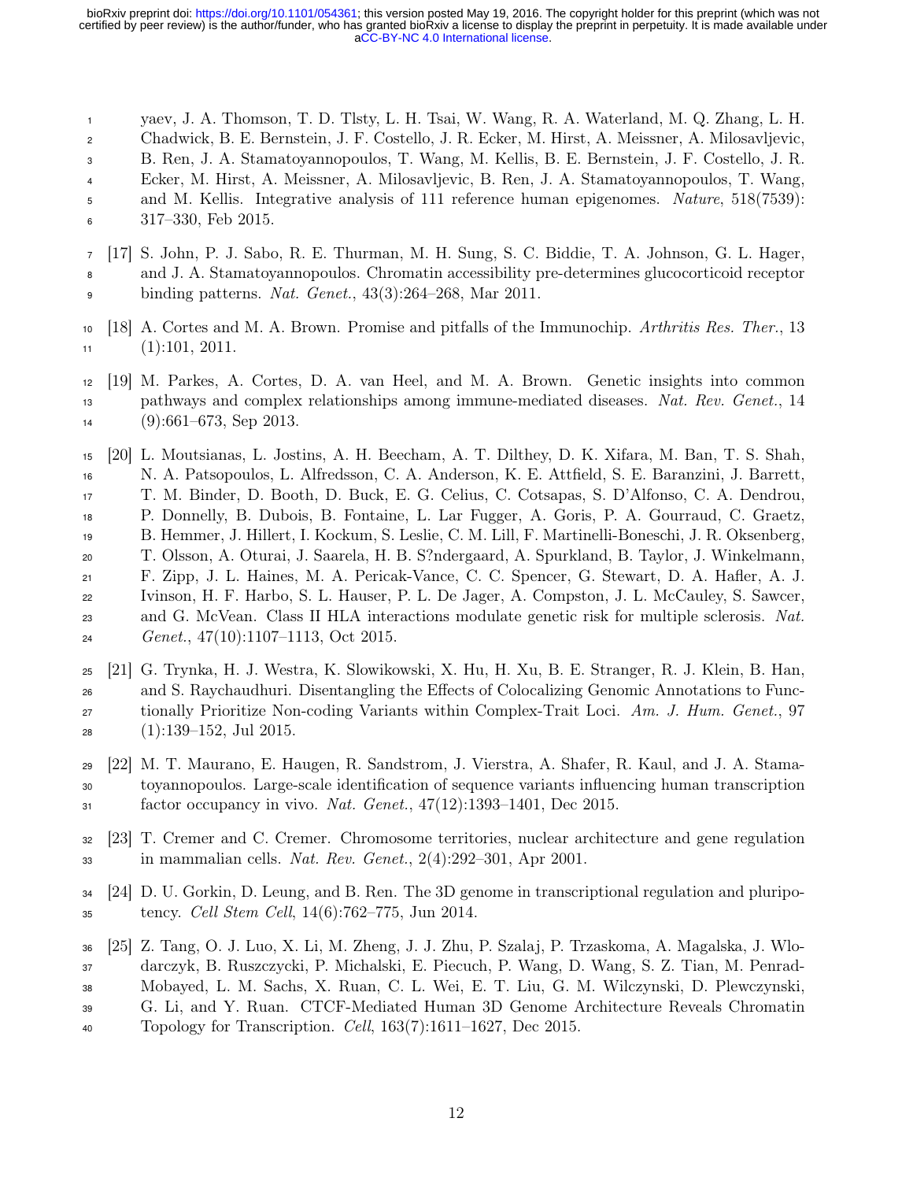yaev, J. A. Thomson, T. D. Tlsty, L. H. Tsai, W. Wang, R. A. Waterland, M. Q. Zhang, L. H. Chadwick, B. E. Bernstein, J. F. Costello, J. R. Ecker, M. Hirst, A. Meissner, A. Milosavljevic, B. Ren, J. A. Stamatoyannopoulos, T. Wang, M. Kellis, B. E. Bernstein, J. F. Costello, J. R. Ecker, M. Hirst, A. Meissner, A. Milosavljevic, B. Ren, J. A. Stamatoyannopoulos, T. Wang, and M. Kellis. Integrative analysis of 111 reference human epigenomes. *Nature*, 518(7539): 317–330, Feb 2015.

[17] S. John, P. J. Sabo, R. E. Thurman, M. H. Sung, S. C. Biddie, T. A. Johnson, G. L. Hager, and J. A. Stamatoyannopoulos. Chromatin accessibility pre-determines glucocorticoid receptor binding patterns. *Nat. Genet.*, 43(3):264–268, Mar 2011.

[18] A. Cortes and M. A. Brown. Promise and pitfalls of the Immunochip. *Arthritis Res. Ther.*, 13 (1):101, 2011.

[19] M. Parkes, A. Cortes, D. A. van Heel, and M. A. Brown. Genetic insights into common pathways and complex relationships among immune-mediated diseases. *Nat. Rev. Genet.*, 14 (9):661–673, Sep 2013.

[20] L. Moutsianas, L. Jostins, A. H. Beecham, A. T. Dilthey, D. K. Xifara, M. Ban, T. S. Shah, N. A. Patsopoulos, L. Alfredsson, C. A. Anderson, K. E. Attfield, S. E. Baranzini, J. Barrett, T. M. Binder, D. Booth, D. Buck, E. G. Celius, C. Cotsapas, S. D'Alfonso, C. A. Dendrou, P. Donnelly, B. Dubois, B. Fontaine, L. Lar Fugger, A. Goris, P. A. Gourraud, C. Graetz, B. Hemmer, J. Hillert, I. Kockum, S. Leslie, C. M. Lill, F. Martinelli-Boneschi, J. R. Oksenberg, T. Olsson, A. Oturai, J. Saarela, H. B. S?ndergaard, A. Spurkland, B. Taylor, J. Winkelmann, F. Zipp, J. L. Haines, M. A. Pericak-Vance, C. C. Spencer, G. Stewart, D. A. Hafler, A. J. Ivinson, H. F. Harbo, S. L. Hauser, P. L. De Jager, A. Compston, J. L. McCauley, S. Sawcer, and G. McVean. Class II HLA interactions modulate genetic risk for multiple sclerosis. *Nat. Genet.*, 47(10):1107–1113, Oct 2015.

[21] G. Trynka, H. J. Westra, K. Slowikowski, X. Hu, H. Xu, B. E. Stranger, R. J. Klein, B. Han, and S. Raychaudhuri. Disentangling the Effects of Colocalizing Genomic Annotations to Functionally Prioritize Non-coding Variants within Complex-Trait Loci. *Am. J. Hum. Genet.*, 97 (1):139–152, Jul 2015.

[22] M. T. Maurano, E. Haugen, R. Sandstrom, J. Vierstra, A. Shafer, R. Kaul, and J. A. Stamatoyannopoulos. Large-scale identification of sequence variants influencing human transcription factor occupancy in vivo. *Nat. Genet.*, 47(12):1393–1401, Dec 2015.

[23] T. Cremer and C. Cremer. Chromosome territories, nuclear architecture and gene regulation in mammalian cells. *Nat. Rev. Genet.*, 2(4):292–301, Apr 2001.

[24] D. U. Gorkin, D. Leung, and B. Ren. The 3D genome in transcriptional regulation and pluripotency. *Cell Stem Cell*, 14(6):762–775, Jun 2014.

[25] Z. Tang, O. J. Luo, X. Li, M. Zheng, J. J. Zhu, P. Szalaj, P. Trzaskoma, A. Magalska, J. Wlodarczyk, B. Ruszczycki, P. Michalski, E. Piecuch, P. Wang, D. Wang, S. Z. Tian, M. Penrad-Mobayed, L. M. Sachs, X. Ruan, C. L. Wei, E. T. Liu, G. M. Wilczynski, D. Plewczynski, G. Li, and Y. Ruan. CTCF-Mediated Human 3D Genome Architecture Reveals Chromatin Topology for Transcription. *Cell*, 163(7):1611–1627, Dec 2015.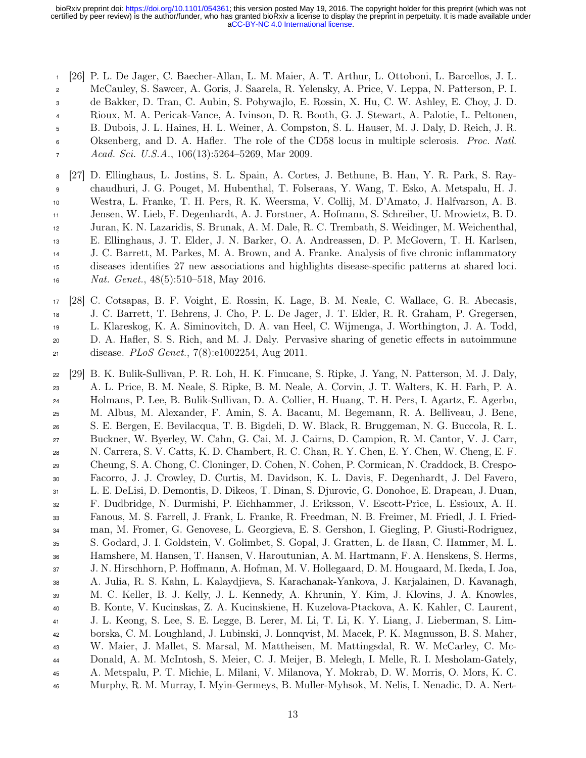[26] P. L. De Jager, C. Baecher-Allan, L. M. Maier, A. T. Arthur, L. Ottoboni, L. Barcellos, J. L. McCauley, S. Sawcer, A. Goris, J. Saarela, R. Yelensky, A. Price, V. Leppa, N. Patterson, P. I. de Bakker, D. Tran, C. Aubin, S. Pobywajlo, E. Rossin, X. Hu, C. W. Ashley, E. Choy, J. D. Rioux, M. A. Pericak-Vance, A. Ivinson, D. R. Booth, G. J. Stewart, A. Palotie, L. Peltonen, B. Dubois, J. L. Haines, H. L. Weiner, A. Compston, S. L. Hauser, M. J. Daly, D. Reich, J. R. Oksenberg, and D. A. Hafler. The role of the CD58 locus in multiple sclerosis. *Proc. Natl. Acad. Sci. U.S.A.*, 106(13):5264–5269, Mar 2009.

[27] D. Ellinghaus, L. Jostins, S. L. Spain, A. Cortes, J. Bethune, B. Han, Y. R. Park, S. Raychaudhuri, J. G. Pouget, M. Hubenthal, T. Folseraas, Y. Wang, T. Esko, A. Metspalu, H. J. Westra, L. Franke, T. H. Pers, R. K. Weersma, V. Collij, M. D'Amato, J. Halfvarson, A. B. Jensen, W. Lieb, F. Degenhardt, A. J. Forstner, A. Hofmann, S. Schreiber, U. Mrowietz, B. D. Juran, K. N. Lazaridis, S. Brunak, A. M. Dale, R. C. Trembath, S. Weidinger, M. Weichenthal, E. Ellinghaus, J. T. Elder, J. N. Barker, O. A. Andreassen, D. P. McGovern, T. H. Karlsen, J. C. Barrett, M. Parkes, M. A. Brown, and A. Franke. Analysis of five chronic inflammatory diseases identifies 27 new associations and highlights disease-specific patterns at shared loci. *Nat. Genet.*, 48(5):510–518, May 2016.

[28] C. Cotsapas, B. F. Voight, E. Rossin, K. Lage, B. M. Neale, C. Wallace, G. R. Abecasis, J. C. Barrett, T. Behrens, J. Cho, P. L. De Jager, J. T. Elder, R. R. Graham, P. Gregersen, L. Klareskog, K. A. Siminovitch, D. A. van Heel, C. Wijmenga, J. Worthington, J. A. Todd, D. A. Hafler, S. S. Rich, and M. J. Daly. Pervasive sharing of genetic effects in autoimmune disease. *PLoS Genet.*, 7(8):e1002254, Aug 2011.

[29] B. K. Bulik-Sullivan, P. R. Loh, H. K. Finucane, S. Ripke, J. Yang, N. Patterson, M. J. Daly, A. L. Price, B. M. Neale, S. Ripke, B. M. Neale, A. Corvin, J. T. Walters, K. H. Farh, P. A. Holmans, P. Lee, B. Bulik-Sullivan, D. A. Collier, H. Huang, T. H. Pers, I. Agartz, E. Agerbo, M. Albus, M. Alexander, F. Amin, S. A. Bacanu, M. Begemann, R. A. Belliveau, J. Bene, S. E. Bergen, E. Bevilacqua, T. B. Bigdeli, D. W. Black, R. Bruggeman, N. G. Buccola, R. L. Buckner, W. Byerley, W. Cahn, G. Cai, M. J. Cairns, D. Campion, R. M. Cantor, V. J. Carr, N. Carrera, S. V. Catts, K. D. Chambert, R. C. Chan, R. Y. Chen, E. Y. Chen, W. Cheng, E. F. Cheung, S. A. Chong, C. Cloninger, D. Cohen, N. Cohen, P. Cormican, N. Craddock, B. Crespo-Facorro, J. J. Crowley, D. Curtis, M. Davidson, K. L. Davis, F. Degenhardt, J. Del Favero, L. E. DeLisi, D. Demontis, D. Dikeos, T. Dinan, S. Djurovic, G. Donohoe, E. Drapeau, J. Duan, F. Dudbridge, N. Durmishi, P. Eichhammer, J. Eriksson, V. Escott-Price, L. Essioux, A. H. Fanous, M. S. Farrell, J. Frank, L. Franke, R. Freedman, N. B. Freimer, M. Friedl, J. I. Friedman, M. Fromer, G. Genovese, L. Georgieva, E. S. Gershon, I. Giegling, P. Giusti-Rodriguez, S. Godard, J. I. Goldstein, V. Golimbet, S. Gopal, J. Gratten, L. de Haan, C. Hammer, M. L. Hamshere, M. Hansen, T. Hansen, V. Haroutunian, A. M. Hartmann, F. A. Henskens, S. Herms, J. N. Hirschhorn, P. Hoffmann, A. Hofman, M. V. Hollegaard, D. M. Hougaard, M. Ikeda, I. Joa, A. Julia, R. S. Kahn, L. Kalaydjieva, S. Karachanak-Yankova, J. Karjalainen, D. Kavanagh, M. C. Keller, B. J. Kelly, J. L. Kennedy, A. Khrunin, Y. Kim, J. Klovins, J. A. Knowles, B. Konte, V. Kucinskas, Z. A. Kucinskiene, H. Kuzelova-Ptackova, A. K. Kahler, C. Laurent, J. L. Keong, S. Lee, S. E. Legge, B. Lerer, M. Li, T. Li, K. Y. Liang, J. Lieberman, S. Limborska, C. M. Loughland, J. Lubinski, J. Lonnqvist, M. Macek, P. K. Magnusson, B. S. Maher, W. Maier, J. Mallet, S. Marsal, M. Mattheisen, M. Mattingsdal, R. W. McCarley, C. McDonald, A. M. McIntosh, S. Meier, C. J. Meijer, B. Melegh, I. Melle, R. I. Mesholam-Gately, A. Metspalu, P. T. Michie, L. Milani, V. Milanova, Y. Mokrab, D. W. Morris, O. Mors, K. C. Murphy, R. M. Murray, I. Myin-Germeys, B. Muller-Myhsok, M. Nelis, I. Nenadic, D. A. Nert-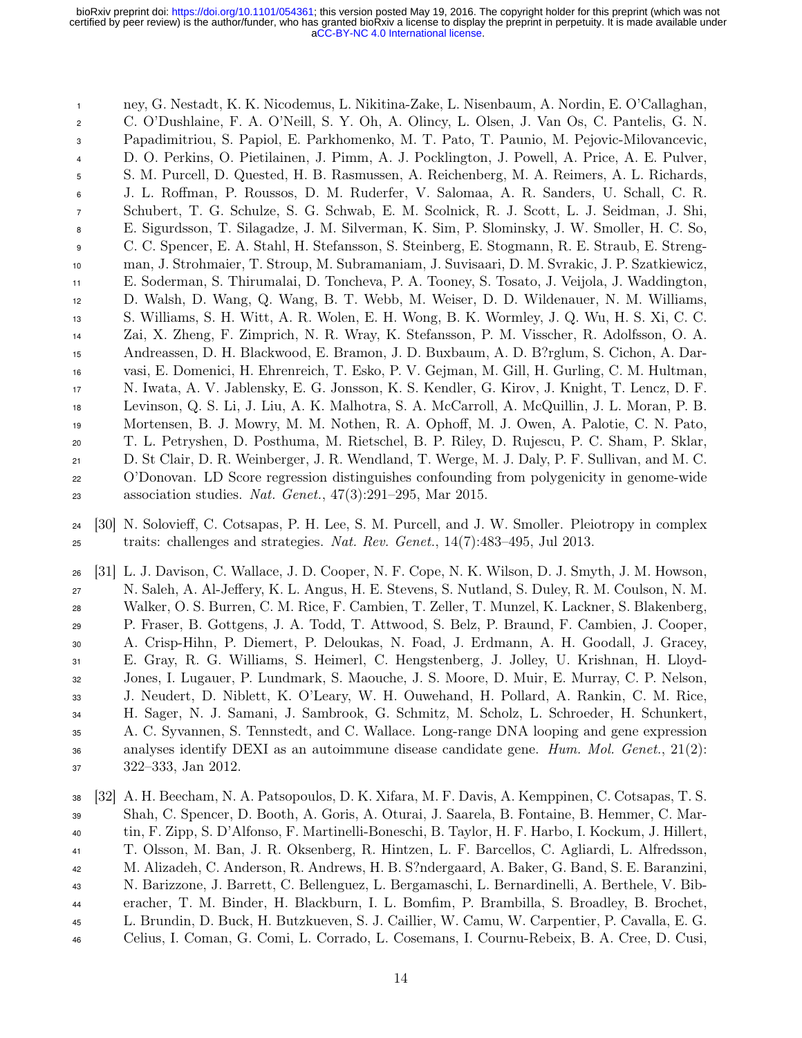ney, G. Nestadt, K. K. Nicodemus, L. Nikitina-Zake, L. Nisenbaum, A. Nordin, E. O'Callaghan, C. O'Dushlaine, F. A. O'Neill, S. Y. Oh, A. Olincy, L. Olsen, J. Van Os, C. Pantelis, G. N. Papadimitriou, S. Papiol, E. Parkhomenko, M. T. Pato, T. Paunio, M. Pejovic-Milovancevic, D. O. Perkins, O. Pietilainen, J. Pimm, A. J. Pocklington, J. Powell, A. Price, A. E. Pulver, S. M. Purcell, D. Quested, H. B. Rasmussen, A. Reichenberg, M. A. Reimers, A. L. Richards, J. L. Roffman, P. Roussos, D. M. Ruderfer, V. Salomaa, A. R. Sanders, U. Schall, C. R. Schubert, T. G. Schulze, S. G. Schwab, E. M. Scolnick, R. J. Scott, L. J. Seidman, J. Shi, E. Sigurdsson, T. Silagadze, J. M. Silverman, K. Sim, P. Slominsky, J. W. Smoller, H. C. So, C. C. Spencer, E. A. Stahl, H. Stefansson, S. Steinberg, E. Stogmann, R. E. Straub, E. Strengman, J. Strohmaier, T. Stroup, M. Subramaniam, J. Suvisaari, D. M. Svrakic, J. P. Szatkiewicz, E. Soderman, S. Thirumalai, D. Toncheva, P. A. Tooney, S. Tosato, J. Veijola, J. Waddington, D. Walsh, D. Wang, Q. Wang, B. T. Webb, M. Weiser, D. D. Wildenauer, N. M. Williams, S. Williams, S. H. Witt, A. R. Wolen, E. H. Wong, B. K. Wormley, J. Q. Wu, H. S. Xi, C. C. Zai, X. Zheng, F. Zimprich, N. R. Wray, K. Stefansson, P. M. Visscher, R. Adolfsson, O. A. Andreassen, D. H. Blackwood, E. Bramon, J. D. Buxbaum, A. D. B?rglum, S. Cichon, A. Darvasi, E. Domenici, H. Ehrenreich, T. Esko, P. V. Gejman, M. Gill, H. Gurling, C. M. Hultman, N. Iwata, A. V. Jablensky, E. G. Jonsson, K. S. Kendler, G. Kirov, J. Knight, T. Lencz, D. F. Levinson, Q. S. Li, J. Liu, A. K. Malhotra, S. A. McCarroll, A. McQuillin, J. L. Moran, P. B. Mortensen, B. J. Mowry, M. M. Nothen, R. A. Ophoff, M. J. Owen, A. Palotie, C. N. Pato, T. L. Petryshen, D. Posthuma, M. Rietschel, B. P. Riley, D. Rujescu, P. C. Sham, P. Sklar, D. St Clair, D. R. Weinberger, J. R. Wendland, T. Werge, M. J. Daly, P. F. Sullivan, and M. C. O'Donovan. LD Score regression distinguishes confounding from polygenicity in genome-wide association studies. *Nat. Genet.*, 47(3):291–295, Mar 2015.

[30] N. Solovieff, C. Cotsapas, P. H. Lee, S. M. Purcell, and J. W. Smoller. Pleiotropy in complex traits: challenges and strategies. *Nat. Rev. Genet.*, 14(7):483–495, Jul 2013.

[31] L. J. Davison, C. Wallace, J. D. Cooper, N. F. Cope, N. K. Wilson, D. J. Smyth, J. M. Howson, N. Saleh, A. Al-Jeffery, K. L. Angus, H. E. Stevens, S. Nutland, S. Duley, R. M. Coulson, N. M. Walker, O. S. Burren, C. M. Rice, F. Cambien, T. Zeller, T. Munzel, K. Lackner, S. Blakenberg, P. Fraser, B. Gottgens, J. A. Todd, T. Attwood, S. Belz, P. Braund, F. Cambien, J. Cooper, A. Crisp-Hihn, P. Diemert, P. Deloukas, N. Foad, J. Erdmann, A. H. Goodall, J. Gracey, E. Gray, R. G. Williams, S. Heimerl, C. Hengstenberg, J. Jolley, U. Krishnan, H. Lloyd-Jones, I. Lugauer, P. Lundmark, S. Maouche, J. S. Moore, D. Muir, E. Murray, C. P. Nelson, J. Neudert, D. Niblett, K. O'Leary, W. H. Ouwehand, H. Pollard, A. Rankin, C. M. Rice, H. Sager, N. J. Samani, J. Sambrook, G. Schmitz, M. Scholz, L. Schroeder, H. Schunkert, A. C. Syvannen, S. Tennstedt, and C. Wallace. Long-range DNA looping and gene expression analyses identify DEXI as an autoimmune disease candidate gene. *Hum. Mol. Genet.*, 21(2): 322–333, Jan 2012.

[32] A. H. Beecham, N. A. Patsopoulos, D. K. Xifara, M. F. Davis, A. Kemppinen, C. Cotsapas, T. S. Shah, C. Spencer, D. Booth, A. Goris, A. Oturai, J. Saarela, B. Fontaine, B. Hemmer, C. Martin, F. Zipp, S. D'Alfonso, F. Martinelli-Boneschi, B. Taylor, H. F. Harbo, I. Kockum, J. Hillert, T. Olsson, M. Ban, J. R. Oksenberg, R. Hintzen, L. F. Barcellos, C. Agliardi, L. Alfredsson, M. Alizadeh, C. Anderson, R. Andrews, H. B. S?ndergaard, A. Baker, G. Band, S. E. Baranzini, N. Barizzone, J. Barrett, C. Bellenguez, L. Bergamaschi, L. Bernardinelli, A. Berthele, V. Biberacher, T. M. Binder, H. Blackburn, I. L. Bomfim, P. Brambilla, S. Broadley, B. Brochet, L. Brundin, D. Buck, H. Butzkueven, S. J. Caillier, W. Camu, W. Carpentier, P. Cavalla, E. G. Celius, I. Coman, G. Comi, L. Corrado, L. Cosemans, I. Cournu-Rebeix, B. A. Cree, D. Cusi,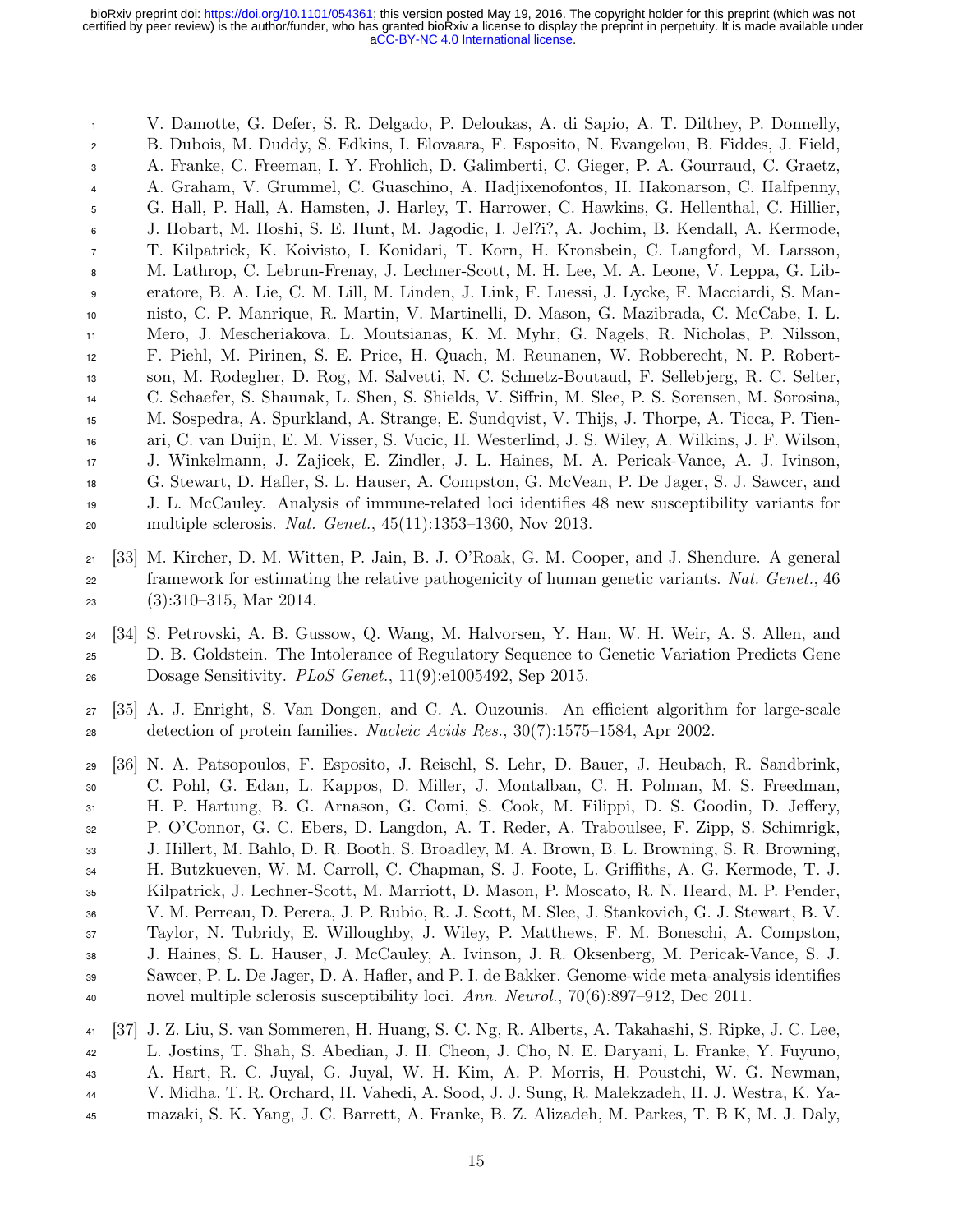V. Damotte, G. Defer, S. R. Delgado, P. Deloukas, A. di Sapio, A. T. Dilthey, P. Donnelly, B. Dubois, M. Duddy, S. Edkins, I. Elovaara, F. Esposito, N. Evangelou, B. Fiddes, J. Field, A. Franke, C. Freeman, I. Y. Frohlich, D. Galimberti, C. Gieger, P. A. Gourraud, C. Graetz, A. Graham, V. Grummel, C. Guaschino, A. Hadjixenofontos, H. Hakonarson, C. Halfpenny, G. Hall, P. Hall, A. Hamsten, J. Harley, T. Harrower, C. Hawkins, G. Hellenthal, C. Hillier, J. Hobart, M. Hoshi, S. E. Hunt, M. Jagodic, I. Jel?i?, A. Jochim, B. Kendall, A. Kermode, T. Kilpatrick, K. Koivisto, I. Konidari, T. Korn, H. Kronsbein, C. Langford, M. Larsson, M. Lathrop, C. Lebrun-Frenay, J. Lechner-Scott, M. H. Lee, M. A. Leone, V. Leppa, G. Liberatore, B. A. Lie, C. M. Lill, M. Linden, J. Link, F. Luessi, J. Lycke, F. Macciardi, S. Mannisto, C. P. Manrique, R. Martin, V. Martinelli, D. Mason, G. Mazibrada, C. McCabe, I. L. Mero, J. Mescheriakova, L. Moutsianas, K. M. Myhr, G. Nagels, R. Nicholas, P. Nilsson, F. Piehl, M. Pirinen, S. E. Price, H. Quach, M. Reunanen, W. Robberecht, N. P. Robertson, M. Rodegher, D. Rog, M. Salvetti, N. C. Schnetz-Boutaud, F. Sellebjerg, R. C. Selter, C. Schaefer, S. Shaunak, L. Shen, S. Shields, V. Siffrin, M. Slee, P. S. Sorensen, M. Sorosina, M. Sospedra, A. Spurkland, A. Strange, E. Sundqvist, V. Thijs, J. Thorpe, A. Ticca, P. Tienari, C. van Duijn, E. M. Visser, S. Vucic, H. Westerlind, J. S. Wiley, A. Wilkins, J. F. Wilson, J. Winkelmann, J. Zajicek, E. Zindler, J. L. Haines, M. A. Pericak-Vance, A. J. Ivinson, G. Stewart, D. Hafler, S. L. Hauser, A. Compston, G. McVean, P. De Jager, S. J. Sawcer, and J. L. McCauley. Analysis of immune-related loci identifies 48 new susceptibility variants for multiple sclerosis. *Nat. Genet.*, 45(11):1353–1360, Nov 2013.

[33] M. Kircher, D. M. Witten, P. Jain, B. J. O'Roak, G. M. Cooper, and J. Shendure. A general framework for estimating the relative pathogenicity of human genetic variants. *Nat. Genet.*, 46 (3):310–315, Mar 2014.

[34] S. Petrovski, A. B. Gussow, Q. Wang, M. Halvorsen, Y. Han, W. H. Weir, A. S. Allen, and D. B. Goldstein. The Intolerance of Regulatory Sequence to Genetic Variation Predicts Gene Dosage Sensitivity. *PLoS Genet.*, 11(9):e1005492, Sep 2015.

[35] A. J. Enright, S. Van Dongen, and C. A. Ouzounis. An efficient algorithm for large-scale detection of protein families. *Nucleic Acids Res.*, 30(7):1575–1584, Apr 2002.

[36] N. A. Patsopoulos, F. Esposito, J. Reischl, S. Lehr, D. Bauer, J. Heubach, R. Sandbrink, C. Pohl, G. Edan, L. Kappos, D. Miller, J. Montalban, C. H. Polman, M. S. Freedman, H. P. Hartung, B. G. Arnason, G. Comi, S. Cook, M. Filippi, D. S. Goodin, D. Jeffery, P. O'Connor, G. C. Ebers, D. Langdon, A. T. Reder, A. Traboulsee, F. Zipp, S. Schimrigk, J. Hillert, M. Bahlo, D. R. Booth, S. Broadley, M. A. Brown, B. L. Browning, S. R. Browning, H. Butzkueven, W. M. Carroll, C. Chapman, S. J. Foote, L. Griffiths, A. G. Kermode, T. J. Kilpatrick, J. Lechner-Scott, M. Marriott, D. Mason, P. Moscato, R. N. Heard, M. P. Pender, V. M. Perreau, D. Perera, J. P. Rubio, R. J. Scott, M. Slee, J. Stankovich, G. J. Stewart, B. V. Taylor, N. Tubridy, E. Willoughby, J. Wiley, P. Matthews, F. M. Boneschi, A. Compston, J. Haines, S. L. Hauser, J. McCauley, A. Ivinson, J. R. Oksenberg, M. Pericak-Vance, S. J. Sawcer, P. L. De Jager, D. A. Hafler, and P. I. de Bakker. Genome-wide meta-analysis identifies novel multiple sclerosis susceptibility loci. *Ann. Neurol.*, 70(6):897–912, Dec 2011.

[37] J. Z. Liu, S. van Sommeren, H. Huang, S. C. Ng, R. Alberts, A. Takahashi, S. Ripke, J. C. Lee, L. Jostins, T. Shah, S. Abedian, J. H. Cheon, J. Cho, N. E. Daryani, L. Franke, Y. Fuyuno, A. Hart, R. C. Juyal, G. Juyal, W. H. Kim, A. P. Morris, H. Poustchi, W. G. Newman, V. Midha, T. R. Orchard, H. Vahedi, A. Sood, J. J. Sung, R. Malekzadeh, H. J. Westra, K. Yamazaki, S. K. Yang, J. C. Barrett, A. Franke, B. Z. Alizadeh, M. Parkes, T. B K, M. J. Daly,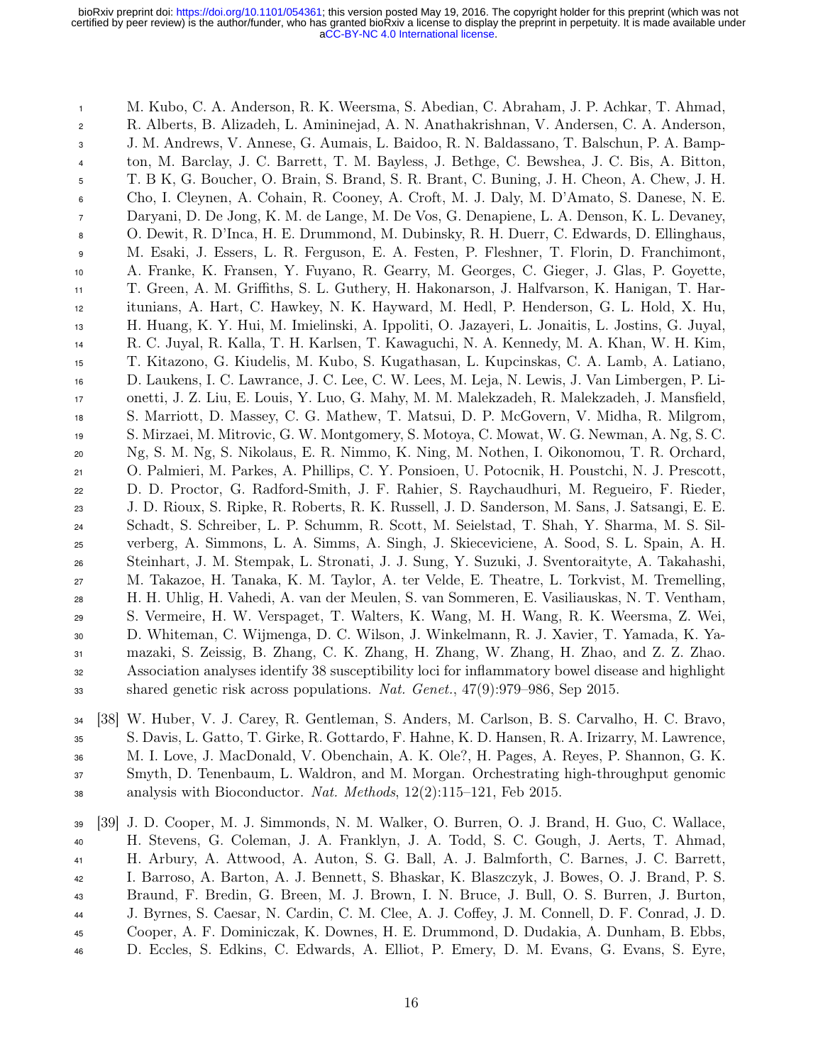M. Kubo, C. A. Anderson, R. K. Weersma, S. Abedian, C. Abraham, J. P. Achkar, T. Ahmad, R. Alberts, B. Alizadeh, L. Amininejad, A. N. Ananthakrishnan, V. Andersen, C. A. Anderson, J. M. Andrews, V. Annese, G. Aumais, L. Baidoo, R. N. Baldassano, T. Balschun, P. A. Bampton, M. Barclay, J. C. Barrett, T. M. Bayless, J. Bethge, C. Bewshea, J. C. Bis, A. Bitton, T. B K, G. Boucher, O. Brain, S. Brand, S. R. Brant, C. Buning, J. H. Cheon, A. Chew, J. H. Cho, I. Cleynen, A. Cohain, R. Cooney, A. Croft, M. J. Daly, M. D'Amato, S. Danese, N. E. Daryani, D. De Jong, K. M. de Lange, M. De Vos, G. Denapiene, L. A. Denson, K. L. Devaney, O. Dewit, R. D'Inca, H. E. Drummond, M. Dubinsky, R. H. Duerr, C. Edwards, D. Ellinghaus, M. Esaki, J. Essers, L. R. Ferguson, E. A. Festen, P. Fleshner, T. Florin, D. Franchimont, A. Franke, K. Fransen, Y. Fuyano, R. Gearry, M. Georges, C. Gieger, J. Glas, P. Goyette, T. Green, A. M. Griffiths, S. L. Guthery, H. Hakonarson, J. Halfvarson, K. Hanigan, T. Haritunians, A. Hart, C. Hawkey, N. K. Hayward, M. Hedl, P. Henderson, G. L. Hold, X. Hu, H. Huang, K. Y. Hui, M. Imielinski, A. Ippoliti, O. Jazayeri, L. Jonaitis, L. Jostins, G. Juyal, R. C. Juyal, R. Kalla, T. H. Karlsen, T. Kawaguchi, N. A. Kennedy, M. A. Khan, W. H. Kim, T. Kitazono, G. Kiudelis, M. Kubo, S. Kugathasan, L. Kupcinskas, C. A. Lamb, A. Latiano, D. Laukens, I. C. Lawrance, J. C. Lee, C. W. Lees, M. Leja, N. Lewis, J. Van Limbergen, P. Lionetti, J. Z. Liu, E. Louis, Y. Luo, G. Mahy, M. M. Malekzadeh, R. Malekzadeh, J. Mansfield, S. Marriott, D. Massey, C. G. Mathew, T. Matsui, D. P. McGovern, V. Midha, R. Milgrom, S. Mirzaei, M. Mitrovic, G. W. Montgomery, S. Motoya, C. Mowat, W. G. Newman, A. Ng, S. C. Ng, S. M. Ng, S. Nikolaus, E. R. Nimmo, K. Ning, M. Nothen, I. Oikonomou, T. R. Orchard, O. Palmieri, M. Parkes, A. Phillips, C. Y. Ponsioen, U. Potocnik, H. Poustchi, N. J. Prescott, D. D. Proctor, G. Radford-Smith, J. F. Rahier, S. Raychaudhuri, M. Regueiro, F. Rieder, J. D. Rioux, S. Ripke, R. Roberts, R. K. Russell, J. D. Sanderson, M. Sans, J. Satsangi, E. E. Schadt, S. Schreiber, L. P. Schumm, R. Scott, M. Seielstad, T. Shah, Y. Sharma, M. S. Silverberg, A. Simmons, L. A. Simms, A. Singh, J. Skieceviciene, A. Sood, S. L. Spain, A. H. Steinhart, J. M. Stempak, L. Stronati, J. J. Sung, Y. Suzuki, J. Sventoraityte, A. Takahashi, M. Takazoe, H. Tanaka, K. M. Taylor, A. ter Velde, E. Theatre, L. Torkvist, M. Tremelling, H. H. Uhlig, H. Vahedi, A. van der Meulen, S. van Sommeren, E. Vasiliauskas, N. T. Ventham, S. Vermeire, H. W. Verspaget, T. Walters, K. Wang, M. H. Wang, R. K. Weersma, Z. Wei, D. Whiteman, C. Wijmenga, D. C. Wilson, J. Winkelmann, R. J. Xavier, T. Yamada, K. Yamazaki, S. Zeissig, B. Zhang, C. K. Zhang, H. Zhang, W. Zhang, H. Zhao, and Z. Z. Zhao. Association analyses identify 38 susceptibility loci for inflammatory bowel disease and highlight shared genetic risk across populations. *Nat. Genet.*, 47(9):979–986, Sep 2015.

[38] W. Huber, V. J. Carey, R. Gentleman, S. Anders, M. Carlson, B. S. Carvalho, H. C. Bravo, S. Davis, L. Gatto, T. Girke, R. Gottardo, F. Hahne, K. D. Hansen, R. A. Irizarry, M. Lawrence, M. I. Love, J. MacDonald, V. Obenchain, A. K. Ole?, H. Pages, A. Reyes, P. Shannon, G. K. Smyth, D. Tenenbaum, L. Waldron, and M. Morgan. Orchestrating high-throughput genomic analysis with Bioconductor. *Nat. Methods*, 12(2):115–121, Feb 2015.

[39] J. D. Cooper, M. J. Simmonds, N. M. Walker, O. Burren, O. J. Brand, H. Guo, C. Wallace, H. Stevens, G. Coleman, J. A. Franklyn, J. A. Todd, S. C. Gough, J. Aerts, T. Ahmad, H. Arbury, A. Attwood, A. Auton, S. G. Ball, A. J. Balmforth, C. Barnes, J. C. Barrett, I. Barroso, A. Barton, A. J. Bennett, S. Bhaskar, K. Blaszczyk, J. Bowes, O. J. Brand, P. S. Braund, F. Bredin, G. Breen, M. J. Brown, I. N. Bruce, J. Bull, O. S. Burren, J. Burton, J. Byrnes, S. Caesar, N. Cardin, C. M. Clee, A. J. Coffey, J. M. Connell, D. F. Conrad, J. D. Cooper, A. F. Dominiczak, K. Downes, H. E. Drummond, D. Dudakia, A. Dunham, B. Ebbs, D. Eccles, S. Edkins, C. Edwards, A. Elliot, P. Emery, D. M. Evans, G. Evans, S. Eyre,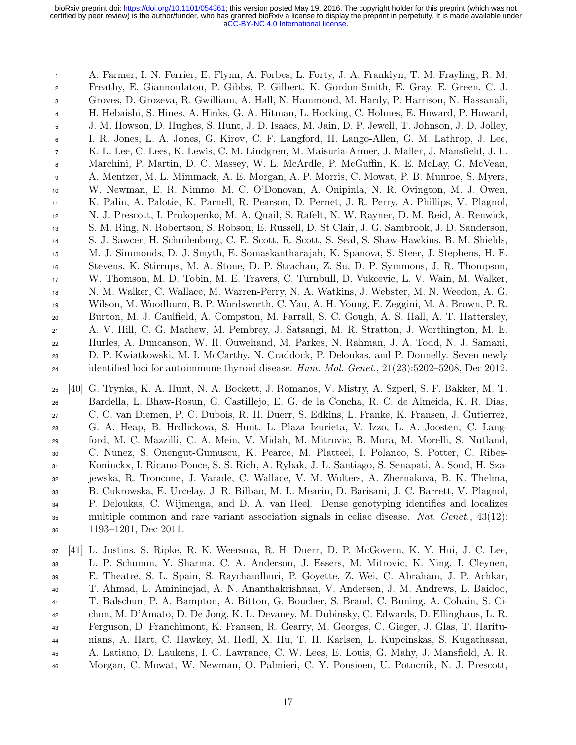A. Farmer, I. N. Ferrier, E. Flynn, A. Forbes, L. Forty, J. A. Franklyn, T. M. Frayling, R. M. Freathy, E. Giannoulatou, P. Gibbs, P. Gilbert, K. Gordon-Smith, E. Gray, E. Green, C. J. Groves, D. Grozeva, R. Gwilliam, A. Hall, N. Hammond, M. Hardy, P. Harrison, N. Hassanali, H. Hebaishi, S. Hines, A. Hinks, G. A. Hitman, L. Hocking, C. Holmes, E. Howard, P. Howard, J. M. Howson, D. Hughes, S. Hunt, J. D. Isaacs, M. Jain, D. P. Jewell, T. Johnson, J. D. Jolley, I. R. Jones, L. A. Jones, G. Kirov, C. F. Langford, H. Lango-Allen, G. M. Lathrop, J. Lee, K. L. Lee, C. Lees, K. Lewis, C. M. Lindgren, M. Maisuria-Armer, J. Maller, J. Mansfield, J. L. Marchini, P. Martin, D. C. Massey, W. L. McArdle, P. McGuffin, K. E. McLay, G. McVean, A. Mentzer, M. L. Mimmack, A. E. Morgan, A. P. Morris, C. Mowat, P. B. Munroe, S. Myers, W. Newman, E. R. Nimmo, M. C. O'Donovan, A. Onipinla, N. R. Ovington, M. J. Owen, K. Palin, A. Palotie, K. Parnell, R. Pearson, D. Pernet, J. R. Perry, A. Phillips, V. Plagnol, N. J. Prescott, I. Prokopenko, M. A. Quail, S. Rafelt, N. W. Rayner, D. M. Reid, A. Renwick, S. M. Ring, N. Robertson, S. Robson, E. Russell, D. St Clair, J. G. Sambrook, J. D. Sanderson, S. J. Sawcer, H. Schuilenburg, C. E. Scott, R. Scott, S. Seal, S. Shaw-Hawkins, B. M. Shields, M. J. Simmonds, D. J. Smyth, E. Somaskantharajah, K. Spanova, S. Steer, J. Stephens, H. E. Stevens, K. Stirrups, M. A. Stone, D. P. Strachan, Z. Su, D. P. Symmons, J. R. Thompson, W. Thomson, M. D. Tobin, M. E. Travers, C. Turnbull, D. Vukcevic, L. V. Wain, M. Walker, N. M. Walker, C. Wallace, M. Warren-Perry, N. A. Watkins, J. Webster, M. N. Weedon, A. G. Wilson, M. Woodburn, B. P. Wordsworth, C. Yau, A. H. Young, E. Zeggini, M. A. Brown, P. R. Burton, M. J. Caulfield, A. Compston, M. Farrall, S. C. Gough, A. S. Hall, A. T. Hattersley, A. V. Hill, C. G. Mathew, M. Pembrey, J. Satsangi, M. R. Stratton, J. Worthington, M. E. Hurles, A. Duncanson, W. H. Ouwehand, M. Parkes, N. Rahman, J. A. Todd, N. J. Samani, D. P. Kwiatkowski, M. I. McCarthy, N. Craddock, P. Deloukas, and P. Donnelly. Seven newly identified loci for autoimmune thyroid disease. *Hum. Mol. Genet.*, 21(23):5202–5208, Dec 2012.

[40] G. Trynka, K. A. Hunt, N. A. Bockett, J. Romanos, V. Mistry, A. Szperl, S. F. Bakker, M. T. Bardella, L. Bhaw-Rosun, G. Castillejo, E. G. de la Concha, R. C. de Almeida, K. R. Dias, C. C. van Diemen, P. C. Dubois, R. H. Duerr, S. Edkins, L. Franke, K. Fransen, J. Gutierrez, G. A. Heap, B. Hrdlickova, S. Hunt, L. Plaza Izurieta, V. Izzo, L. A. Joosten, C. Langford, M. C. Mazzilli, C. A. Mein, V. Midah, M. Mitrovic, B. Mora, M. Morelli, S. Nutland, C. Nunez, S. Onengut-Gumuscu, K. Pearce, M. Platteel, I. Polanco, S. Potter, C. Ribes-Koninckx, I. Ricano-Ponce, S. S. Rich, A. Rybak, J. L. Santiago, S. Senapati, A. Sood, H. Szajewska, R. Troncone, J. Varade, C. Wallace, V. M. Wolters, A. Zhernakova, B. K. Thelma, B. Cukrowska, E. Urcelay, J. R. Bilbao, M. L. Mearin, D. Barisani, J. C. Barrett, V. Plagnol, P. Deloukas, C. Wijmenga, and D. A. van Heel. Dense genotyping identifies and localizes multiple common and rare variant association signals in celiac disease. *Nat. Genet.*, 43(12): 1193–1201, Dec 2011.

[41] L. Jostins, S. Ripke, R. K. Weersma, R. H. Duerr, D. P. McGovern, K. Y. Hui, J. C. Lee, L. P. Schumm, Y. Sharma, C. A. Anderson, J. Essers, M. Mitrovic, K. Ning, I. Cleynen, E. Theatre, S. L. Spain, S. Raychaudhuri, P. Goyette, Z. Wei, C. Abraham, J. P. Achkar, T. Ahmad, L. Amininejad, A. N. Ananthakrishnan, V. Andersen, J. M. Andrews, L. Baidoo, T. Balschun, P. A. Bampton, A. Bitton, G. Boucher, S. Brand, C. Buning, A. Cohain, S. Cichon, M. D'Amato, D. De Jong, K. L. Devaney, M. Dubinsky, C. Edwards, D. Ellinghaus, L. R. Ferguson, D. Franchimont, K. Fransen, R. Gearry, M. Georges, C. Gieger, J. Glas, T. Haritunians, A. Hart, C. Hawkey, M. Hedl, X. Hu, T. H. Karlsen, L. Kupcinskas, S. Kugathasan, A. Latiano, D. Laukens, I. C. Lawrance, C. W. Lees, E. Louis, G. Mahy, J. Mansfield, A. R. Morgan, C. Mowat, W. Newman, O. Palmieri, C. Y. Ponsioen, U. Potocnik, N. J. Prescott,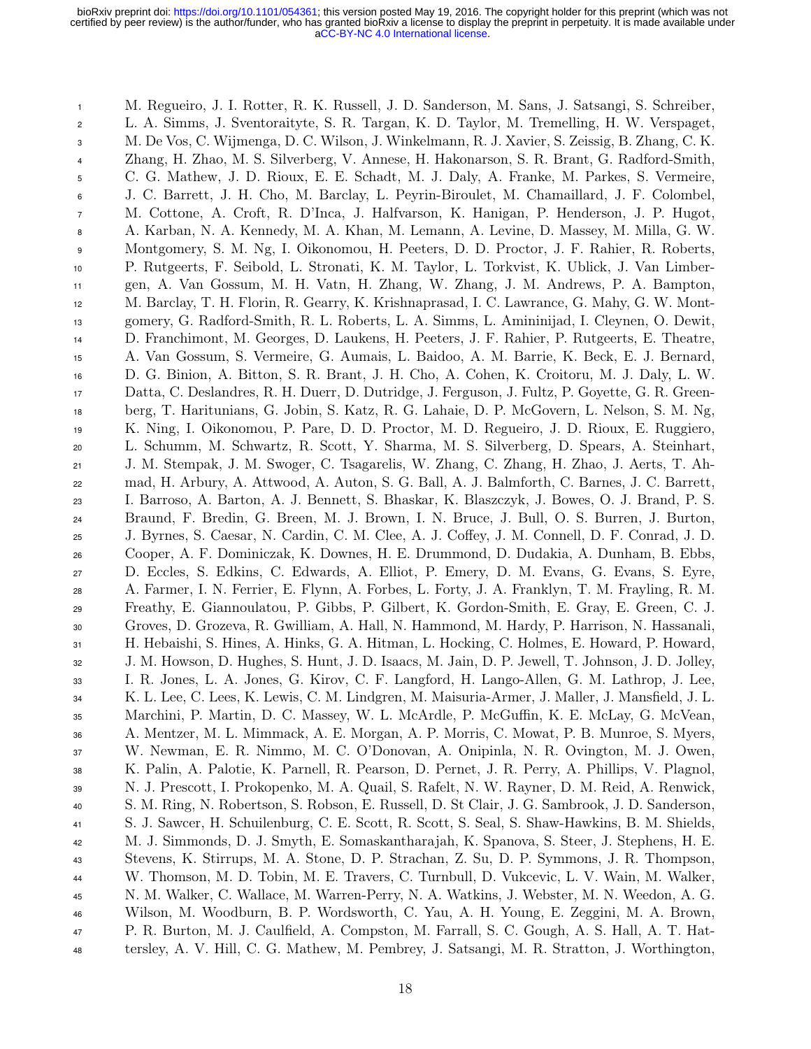M. Regueiro, J. I. Rotter, R. K. Russell, J. D. Sanderson, M. Sans, J. Satsangi, S. Schreiber, L. A. Simms, J. Sventoraityte, S. R. Targan, K. D. Taylor, M. Tremelling, H. W. Verspaget, M. De Vos, C. Wijmenga, D. C. Wilson, J. Winkelmann, R. J. Xavier, S. Zeissig, B. Zhang, C. K. Zhang, H. Zhao, M. S. Silverberg, V. Annese, H. Hakonarson, S. R. Brant, G. Radford-Smith, C. G. Mathew, J. D. Rioux, E. E. Schadt, M. J. Daly, A. Franke, M. Parkes, S. Vermeire, J. C. Barrett, J. H. Cho, M. Barclay, L. Peyrin-Biroulet, M. Chamaillard, J. F. Colombel, M. Cottone, A. Croft, R. D'Inca, J. Halfvarson, K. Hanigan, P. Henderson, J. P. Hugot, A. Karban, N. A. Kennedy, M. A. Khan, M. Lemann, A. Levine, D. Massey, M. Milla, G. W. Montgomery, S. M. Ng, I. Oikonomou, H. Peeters, D. D. Proctor, J. F. Rahier, R. Roberts, P. Rutgeerts, F. Seibold, L. Stronati, K. M. Taylor, L. Torkvist, K. Ublick, J. Van Limbergen, A. Van Gossum, M. H. Vatn, H. Zhang, W. Zhang, J. M. Andrews, P. A. Bampton, M. Barclay, T. H. Florin, R. Gearry, K. Krishnaprasad, I. C. Lawrance, G. Mahy, G. W. Montgomery, G. Radford-Smith, R. L. Roberts, L. A. Simms, L. Amininijad, I. Cleynen, O. Dewit, D. Franchimont, M. Georges, D. Laukens, H. Peeters, J. F. Rahier, P. Rutgeerts, E. Theatre, A. Van Gossum, S. Vermeire, G. Aumais, L. Baidoo, A. M. Barrie, K. Beck, E. J. Bernard, D. G. Binion, A. Bitton, S. R. Brant, J. H. Cho, A. Cohen, K. Croitoru, M. J. Daly, L. W. Datta, C. Deslandres, R. H. Duerr, D. Dutridge, J. Ferguson, J. Fultz, P. Goyette, G. R. Greenberg, T. Haritunians, G. Jobin, S. Katz, R. G. Lahaie, D. P. McGovern, L. Nelson, S. M. Ng, K. Ning, I. Oikonomou, P. Pare, D. D. Proctor, M. D. Regueiro, J. D. Rioux, E. Ruggiero, L. Schumm, M. Schwartz, R. Scott, Y. Sharma, M. S. Silverberg, D. Spears, A. Steinhart, J. M. Stempak, J. M. Swoger, C. Tsagarelis, W. Zhang, C. Zhang, H. Zhao, J. Aerts, T. Ahmad, H. Arbury, A. Attwood, A. Auton, S. G. Ball, A. J. Balmforth, C. Barnes, J. C. Barrett, I. Barroso, A. Barton, A. J. Bennett, S. Bhaskar, K. Blaszczyk, J. Bowes, O. J. Brand, P. S. Braund, F. Bredin, G. Breen, M. J. Brown, I. N. Bruce, J. Bull, O. S. Burren, J. Burton, J. Byrnes, S. Caesar, N. Cardin, C. M. Clee, A. J. Coffey, J. M. Connell, D. F. Conrad, J. D. Cooper, A. F. Dominiczak, K. Downes, H. E. Drummond, D. Dudakia, A. Dunham, B. Ebbs, D. Eccles, S. Edkins, C. Edwards, A. Elliot, P. Emery, D. M. Evans, G. Evans, S. Eyre, A. Farmer, I. N. Ferrier, E. Flynn, A. Forbes, L. Forty, J. A. Franklyn, T. M. Frayling, R. M. Freathy, E. Giannoulatou, P. Gibbs, P. Gilbert, K. Gordon-Smith, E. Gray, E. Green, C. J. Groves, D. Grozeva, R. Gwilliam, A. Hall, N. Hammond, M. Hardy, P. Harrison, N. Hassanali, H. Hebaishi, S. Hines, A. Hinks, G. A. Hitman, L. Hocking, C. Holmes, E. Howard, P. Howard, J. M. Howson, D. Hughes, S. Hunt, J. D. Isaacs, M. Jain, D. P. Jewell, T. Johnson, J. D. Jolley, I. R. Jones, L. A. Jones, G. Kirov, C. F. Langford, H. Lango-Allen, G. M. Lathrop, J. Lee, K. L. Lee, C. Lees, K. Lewis, C. M. Lindgren, M. Maisuria-Armer, J. Maller, J. Mansfield, J. L. Marchini, P. Martin, D. C. Massey, W. L. McArdle, P. McGuffin, K. E. McLay, G. McVean, A. Mentzer, M. L. Mimmack, A. E. Morgan, A. P. Morris, C. Mowat, P. B. Munroe, S. Myers, W. Newman, E. R. Nimmo, M. C. O'Donovan, A. Onipinla, N. R. Ovington, M. J. Owen, K. Palin, A. Palotie, K. Parnell, R. Pearson, D. Pernet, J. R. Perry, A. Phillips, V. Plagnol, N. J. Prescott, I. Prokopenko, M. A. Quail, S. Rafelt, N. W. Rayner, D. M. Reid, A. Renwick, S. M. Ring, N. Robertson, S. Robson, E. Russell, D. St Clair, J. G. Sambrook, J. D. Sanderson, S. J. Sawcer, H. Schuilenburg, C. E. Scott, R. Scott, S. Seal, S. Shaw-Hawkins, B. M. Shields, M. J. Simmonds, D. J. Smyth, E. Somaskantharajah, K. Spanova, S. Steer, J. Stephens, H. E. Stevens, K. Stirrups, M. A. Stone, D. P. Strachan, Z. Su, D. P. Symmons, J. R. Thompson, W. Thomson, M. D. Tobin, M. E. Travers, C. Turnbull, D. Vukcevic, L. V. Wain, M. Walker, N. M. Walker, C. Wallace, M. Warren-Perry, N. A. Watkins, J. Webster, M. N. Weedon, A. G. Wilson, M. Woodburn, B. P. Wordsworth, C. Yau, A. H. Young, E. Zeggini, M. A. Brown, P. R. Burton, M. J. Caulfield, A. Compston, M. Farrall, S. C. Gough, A. S. Hall, A. T. Hattersley, A. V. Hill, C. G. Mathew, M. Pembrey, J. Satsangi, M. R. Stratton, J. Worthington,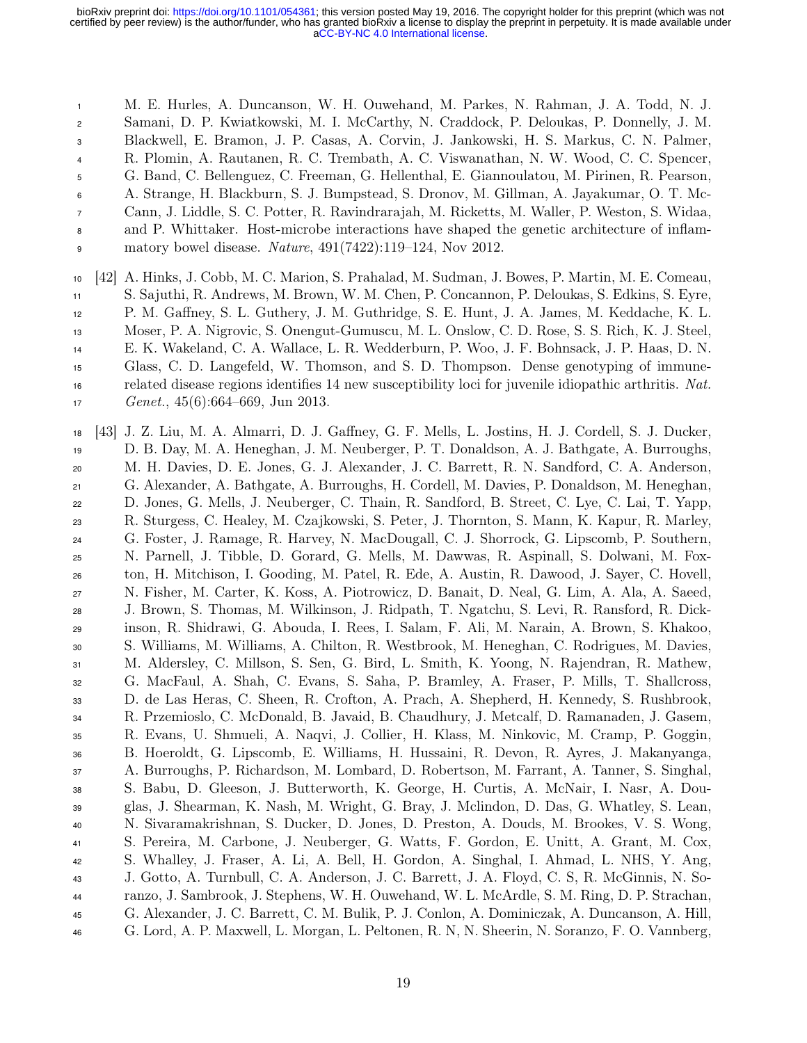M. E. Hurles, A. Duncanson, W. H. Ouwehand, M. Parkes, N. Rahman, J. A. Todd, N. J. Samani, D. P. Kwiatkowski, M. I. McCarthy, N. Craddock, P. Deloukas, P. Donnelly, J. M. Blackwell, E. Bramon, J. P. Casas, A. Corvin, J. Jankowski, H. S. Markus, C. N. Palmer, R. Plomin, A. Rautanen, R. C. Trembath, A. C. Viswanathan, N. W. Wood, C. C. Spencer, G. Band, C. Bellenguez, C. Freeman, G. Hellenthal, E. Giannoulatou, M. Pirinen, R. Pearson, A. Strange, H. Blackburn, S. J. Bumpstead, S. Dronov, M. Gillman, A. Jayakumar, O. T. McCann, J. Liddle, S. C. Potter, R. Ravindrarajah, M. Ricketts, M. Waller, P. Weston, S. Widaa, and P. Whittaker. Host-microbe interactions have shaped the genetic architecture of inflammatory bowel disease. *Nature*, 491(7422):119–124, Nov 2012.

[42] A. Hinks, J. Cobb, M. C. Marion, S. Prahalad, M. Sudman, J. Bowes, P. Martin, M. E. Comeau, S. Sajuthi, R. Andrews, M. Brown, W. M. Chen, P. Concannon, P. Deloukas, S. Edkins, S. Eyre, P. M. Gaffney, S. L. Guthery, J. M. Guthridge, S. E. Hunt, J. A. James, M. Keddache, K. L. Moser, P. A. Nigrovic, S. Onengut-Gumuscu, M. L. Onslow, C. D. Rose, S. S. Rich, K. J. Steel, E. K. Wakeland, C. A. Wallace, L. R. Wedderburn, P. Woo, J. F. Bohnsack, J. P. Haas, D. N. Glass, C. D. Langefeld, W. Thomson, and S. D. Thompson. Dense genotyping of immune-related disease regions identifies 14 new susceptibility loci for juvenile idiopathic arthritis. *Nat. Genet.*, 45(6):664–669, Jun 2013.

[43] J. Z. Liu, M. A. Almarri, D. J. Gaffney, G. F. Mells, L. Jostins, H. J. Cordell, S. J. Ducker, D. B. Day, M. A. Heneghan, J. M. Neuberger, P. T. Donaldson, A. J. Bathgate, A. Burroughs, M. H. Davies, D. E. Jones, G. J. Alexander, J. C. Barrett, R. N. Sandford, C. A. Anderson, G. Alexander, A. Bathgate, A. Burroughs, H. Cordell, M. Davies, P. Donaldson, M. Heneghan, D. Jones, G. Mells, J. Neuberger, C. Thain, R. Sandford, B. Street, C. Lye, C. Lai, T. Yapp, R. Sturgess, C. Healey, M. Czajkowski, S. Peter, J. Thornton, S. Mann, K. Kapur, R. Marley, G. Foster, J. Ramage, R. Harvey, N. MacDougall, C. J. Shorrock, G. Lipscomb, P. Southern, N. Parnell, J. Tibble, D. Gorard, G. Mells, M. Dawwas, R. Aspinall, S. Dolwani, M. Foxton, H. Mitchison, I. Gooding, M. Patel, R. Ede, A. Austin, R. Dawood, J. Sayer, C. Hovell, N. Fisher, M. Carter, K. Koss, A. Piotrowicz, D. Banait, D. Neal, G. Lim, A. Ala, A. Saeed, J. Brown, S. Thomas, M. Wilkinson, J. Ridpath, T. Ngatchu, S. Levi, R. Ransford, R. Dickinson, R. Shidrawi, G. Abouda, I. Rees, I. Salam, F. Ali, M. Narain, A. Brown, S. Khakoo, S. Williams, M. Williams, A. Chilton, R. Westbrook, M. Heneghan, C. Rodrigues, M. Davies, M. Aldersley, C. Millson, S. Sen, G. Bird, L. Smith, K. Yoong, N. Rajendran, R. Mathew, G. MacFaul, A. Shah, C. Evans, S. Saha, P. Bramley, A. Fraser, P. Mills, T. Shallcross, D. de Las Heras, C. Sheen, R. Crofton, A. Prach, A. Shepherd, H. Kennedy, S. Rushbrook, R. Przemioslo, C. McDonald, B. Javaid, B. Chaudhury, J. Metcalf, D. Ramanaden, J. Gasem, R. Evans, U. Shmueli, A. Naqvi, J. Collier, H. Klass, M. Ninkovic, M. Cramp, P. Goggin, B. Hoeroldt, G. Lipscomb, E. Williams, H. Hussaini, R. Devon, R. Ayres, J. Makanyanga, A. Burroughs, P. Richardson, M. Lombard, D. Robertson, M. Farrant, A. Tanner, S. Singhal, S. Babu, D. Gleeson, J. Butterworth, K. George, H. Curtis, A. McNair, I. Nasr, A. Douglas, J. Shearman, K. Nash, M. Wright, G. Bray, J. Mclindon, D. Das, G. Whatley, S. Lean, N. Sivaramakrishnan, S. Ducker, D. Jones, D. Preston, A. Douds, M. Brookes, V. S. Wong, S. Pereira, M. Carbone, J. Neuberger, G. Watts, F. Gordon, E. Unitt, A. Grant, M. Cox, S. Whalley, J. Fraser, A. Li, A. Bell, H. Gordon, A. Singhal, I. Ahmad, L. NHS, Y. Ang, J. Gotto, A. Turnbull, C. A. Anderson, J. C. Barrett, J. A. Floyd, C. S, R. McGinnis, N. Soranzo, J. Sambrook, J. Stephens, W. H. Ouwehand, W. L. McArdle, S. M. Ring, D. P. Strachan, G. Alexander, J. C. Barrett, C. M. Bulik, P. J. Conlon, A. Dominiczak, A. Duncanson, A. Hill, G. Lord, A. P. Maxwell, L. Morgan, L. Peltonen, R. N, N. Sheerin, N. Soranzo, F. O. Vannberg,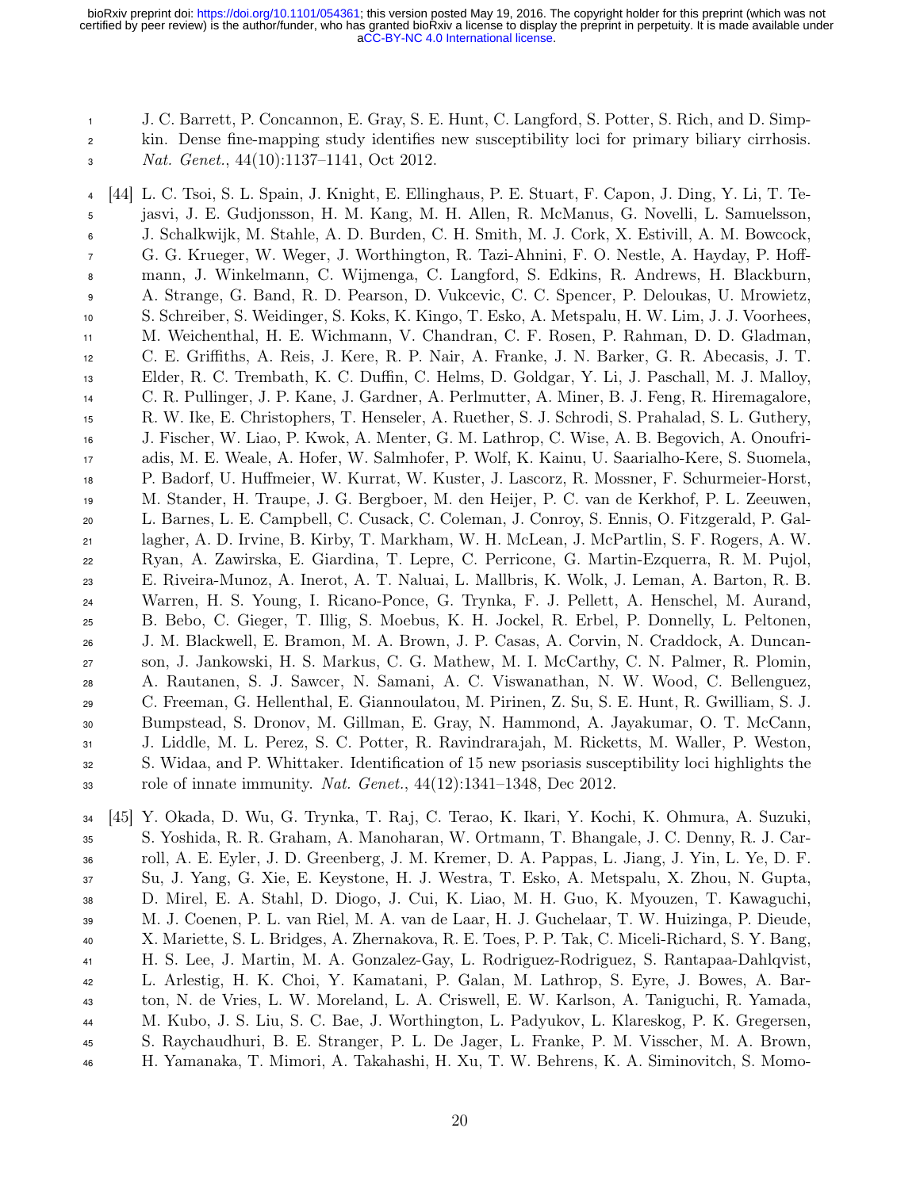J. C. Barrett, P. Concannon, E. Gray, S. E. Hunt, C. Langford, S. Potter, S. Rich, and D. Simpkin. Dense fine-mapping study identifies new susceptibility loci for primary biliary cirrhosis. *Nat. Genet.*, 44(10):1137–1141, Oct 2012.

[44] L. C. Tsoi, S. L. Spain, J. Knight, E. Ellinghaus, P. E. Stuart, F. Capon, J. Ding, Y. Li, T. Tejasvi, J. E. Gudjonsson, H. M. Kang, M. H. Allen, R. McManus, G. Novelli, L. Samuelsson, J. Schalkwijk, M. Stahle, A. D. Burden, C. H. Smith, M. J. Cork, X. Estivill, A. M. Bowcock, G. G. Krueger, W. Weger, J. Worthington, R. Tazi-Ahnini, F. O. Nestle, A. Hayday, P. Hoffmann, J. Winkelmann, C. Wijmenga, C. Langford, S. Edkins, R. Andrews, H. Blackburn, A. Strange, G. Band, R. D. Pearson, D. Vukcevic, C. C. Spencer, P. Deloukas, U. Mrowietz, S. Schreiber, S. Weidinger, S. Koks, K. Kingo, T. Esko, A. Metspalu, H. W. Lim, J. J. Voorhees, M. Weichenthal, H. E. Wichmann, V. Chandran, C. F. Rosen, P. Rahman, D. D. Gladman, C. E. Griffiths, A. Reis, J. Kere, R. P. Nair, A. Franke, J. N. Barker, G. R. Abecasis, J. T. Elder, R. C. Trembath, K. C. Duffin, C. Helms, D. Goldgar, Y. Li, J. Paschall, M. J. Malloy, C. R. Pullinger, J. P. Kane, J. Gardner, A. Perlmutter, A. Miner, B. J. Feng, R. Hiremagalore, R. W. Ike, E. Christophers, T. Henseler, A. Ruether, S. J. Schrodi, S. Prahalad, S. L. Guthery, J. Fischer, W. Liao, P. Kwok, A. Menter, G. M. Lathrop, C. Wise, A. B. Begovich, A. Onoufriadis, M. E. Weale, A. Hofer, W. Salmhofer, P. Wolf, K. Kainu, U. Saarialho-Kere, S. Suomela, P. Badorf, U. Huffmeier, W. Kurrat, W. Kuster, J. Lascorz, R. Mossner, F. Schurmeier-Horst, M. Stander, H. Traupe, J. G. Bergboer, M. den Heijer, P. C. van de Kerkhof, P. L. Zeeuwen, L. Barnes, L. E. Campbell, C. Cusack, C. Coleman, J. Conroy, S. Ennis, O. Fitzgerald, P. Gallagher, A. D. Irvine, B. Kirby, T. Markham, W. H. McLean, J. McPartlin, S. F. Rogers, A. W. Ryan, A. Zawirska, E. Giardina, T. Lepre, C. Perricone, G. Martin-Ezquerra, R. M. Pujol, E. Riveira-Munoz, A. Inerot, A. T. Naluai, L. Mallbris, K. Wolk, J. Leman, A. Barton, R. B. Warren, H. S. Young, I. Ricano-Ponce, G. Trynka, F. J. Pellett, A. Henschel, M. Aurand, B. Bebo, C. Gieger, T. Illig, S. Moebus, K. H. Jockel, R. Erbel, P. Donnelly, L. Peltonen, J. M. Blackwell, E. Bramon, M. A. Brown, J. P. Casas, A. Corvin, N. Craddock, A. Duncanson, J. Jankowski, H. S. Markus, C. G. Mathew, M. I. McCarthy, C. N. Palmer, R. Plomin, A. Rautanen, S. J. Sawcer, N. Samani, A. C. Viswanathan, N. W. Wood, C. Bellenguez, C. Freeman, G. Hellenthal, E. Giannoulatou, M. Pirinen, Z. Su, S. E. Hunt, R. Gwilliam, S. J. Bumpstead, S. Dronov, M. Gillman, E. Gray, N. Hammond, A. Jayakumar, O. T. McCann, J. Liddle, M. L. Perez, S. C. Potter, R. Ravindrarajah, M. Ricketts, M. Waller, P. Weston, S. Widaa, and P. Whittaker. Identification of 15 new psoriasis susceptibility loci highlights the role of innate immunity. *Nat. Genet.*, 44(12):1341–1348, Dec 2012.

[45] Y. Okada, D. Wu, G. Trynka, T. Raj, C. Terao, K. Ikari, Y. Kochi, K. Ohmura, A. Suzuki, S. Yoshida, R. R. Graham, A. Manoharan, W. Ortmann, T. Bhangale, J. C. Denny, R. J. Carroll, A. E. Eyler, J. D. Greenberg, J. M. Kremer, D. A. Pappas, L. Jiang, J. Yin, L. Ye, D. F. Su, J. Yang, G. Xie, E. Keystone, H. J. Westra, T. Esko, A. Metspalu, X. Zhou, N. Gupta, D. Mirel, E. A. Stahl, D. Diogo, J. Cui, K. Liao, M. H. Guo, K. Myouzen, T. Kawaguchi, M. J. Coenen, P. L. van Riel, M. A. van de Laar, H. J. Guchelaar, T. W. Huizinga, P. Dieude, X. Mariette, S. L. Bridges, A. Zhernakova, R. E. Toes, P. P. Tak, C. Miceli-Richard, S. Y. Bang, H. S. Lee, J. Martin, M. A. Gonzalez-Gay, L. Rodriguez-Rodriguez, S. Rantapaa-Dahlqvist, L. Arlestig, H. K. Choi, Y. Kamatani, P. Galan, M. Lathrop, S. Eyre, J. Bowes, A. Barton, N. de Vries, L. W. Moreland, L. A. Criswell, E. W. Karlson, A. Taniguchi, R. Yamada, M. Kubo, J. S. Liu, S. C. Bae, J. Worthington, L. Padyukov, L. Klareskog, P. K. Gregersen, S. Raychaudhuri, B. E. Stranger, P. L. De Jager, L. Franke, P. M. Visscher, M. A. Brown, H. Yamanaka, T. Mimori, A. Takahashi, H. Xu, T. W. Behrens, K. A. Siminovitch, S. Momo-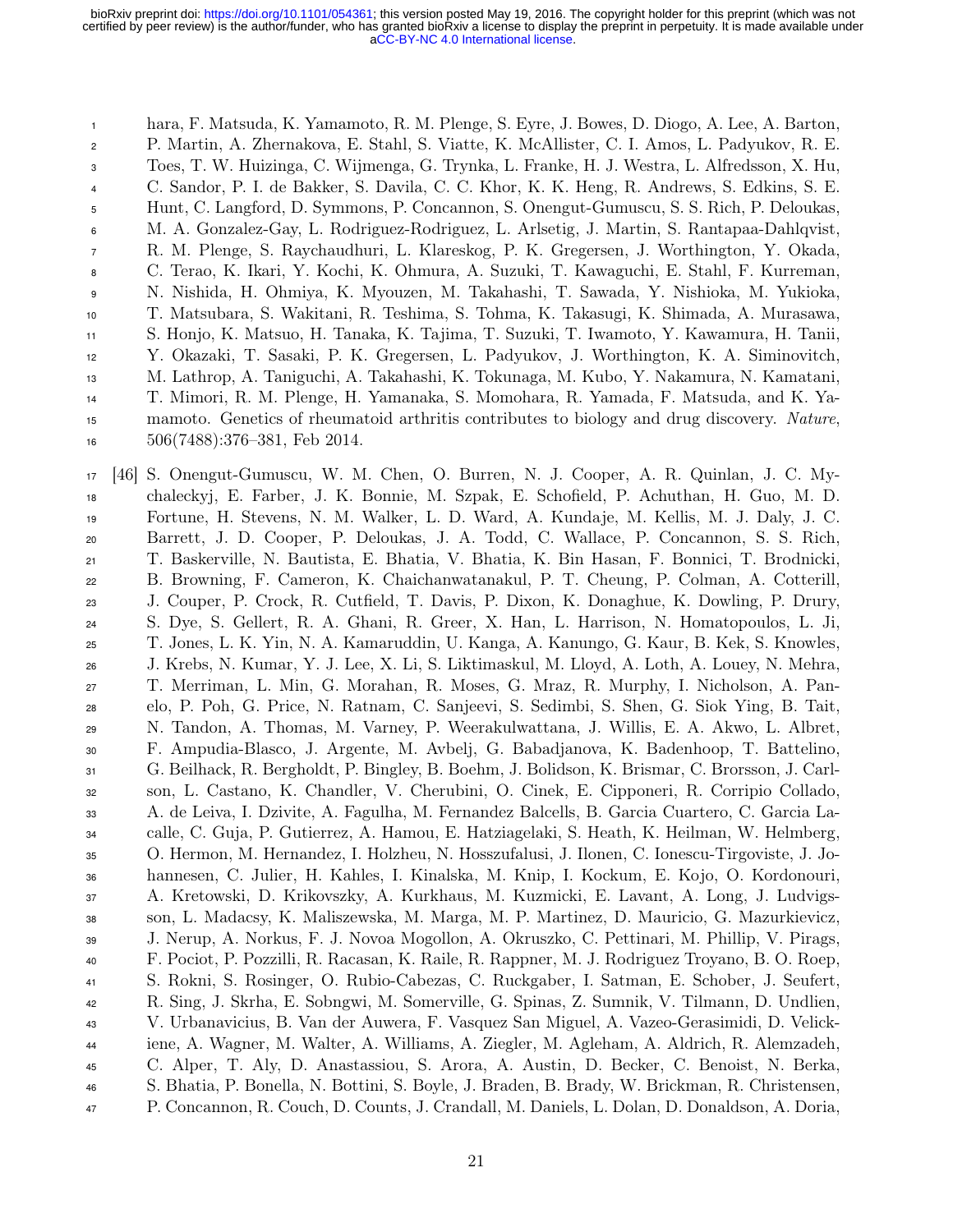hara, F. Matsuda, K. Yamamoto, R. M. Plenge, S. Eyre, J. Bowes, D. Diogo, A. Lee, A. Barton, P. Martin, A. Zhernakova, E. Stahl, S. Viatte, K. McAllister, C. I. Amos, L. Padyukov, R. E. Toes, T. W. Huizinga, C. Wijmenga, G. Trynka, L. Franke, H. J. Westra, L. Alfredsson, X. Hu, C. Sandor, P. I. de Bakker, S. Davila, C. C. Khor, K. K. Heng, R. Andrews, S. Edkins, S. E. Hunt, C. Langford, D. Symmons, P. Concannon, S. Onengut-Gumuscu, S. S. Rich, P. Deloukas, M. A. Gonzalez-Gay, L. Rodriguez-Rodriguez, L. Arlsetig, J. Martin, S. Rantapaa-Dahlqvist, R. M. Plenge, S. Raychaudhuri, L. Klareskog, P. K. Gregersen, J. Worthington, Y. Okada, C. Terao, K. Ikari, Y. Kochi, K. Ohmura, A. Suzuki, T. Kawaguchi, E. Stahl, F. Kurreman, N. Nishida, H. Ohmiya, K. Myouzen, M. Takahashi, T. Sawada, Y. Nishioka, M. Yukioka, T. Matsubara, S. Wakitani, R. Teshima, S. Tohma, K. Takasugi, K. Shimada, A. Murasawa, S. Honjo, K. Matsuo, H. Tanaka, K. Tajima, T. Suzuki, T. Iwamoto, Y. Kawamura, H. Tanii, Y. Okazaki, T. Sasaki, P. K. Gregersen, L. Padyukov, J. Worthington, K. A. Siminovitch, M. Lathrop, A. Taniguchi, A. Takahashi, K. Tokunaga, M. Kubo, Y. Nakamura, N. Kamatani, T. Mimori, R. M. Plenge, H. Yamanaka, S. Momohara, R. Yamada, F. Matsuda, and K. Yamamoto. Genetics of rheumatoid arthritis contributes to biology and drug discovery. *Nature*, 506(7488):376–381, Feb 2014.

[46] S. Onengut-Gumuscu, W. M. Chen, O. Burren, N. J. Cooper, A. R. Quinlan, J. C. Mychaleckyj, E. Farber, J. K. Bonnie, M. Szpak, E. Schofield, P. Achuthan, H. Guo, M. D. Fortune, H. Stevens, N. M. Walker, L. D. Ward, A. Kundaje, M. Kellis, M. J. Daly, J. C. Barrett, J. D. Cooper, P. Deloukas, J. A. Todd, C. Wallace, P. Concannon, S. S. Rich, T. Baskerville, N. Bautista, E. Bhatia, V. Bhatia, K. Bin Hasan, F. Bonnici, T. Brodnicki, B. Browning, F. Cameron, K. Chaichanwatanakul, P. T. Cheung, P. Colman, A. Cotterill, J. Couper, P. Crock, R. Cutfield, T. Davis, P. Dixon, K. Donaghue, K. Dowling, P. Drury, S. Dye, S. Gellert, R. A. Ghani, R. Greer, X. Han, L. Harrison, N. Homatopoulos, L. Ji, T. Jones, L. K. Yin, N. A. Kamaruddin, U. Kanga, A. Kanungo, G. Kaur, B. Kek, S. Knowles, J. Krebs, N. Kumar, Y. J. Lee, X. Li, S. Liktimaskul, M. Lloyd, A. Loth, A. Louey, N. Mehra, T. Merriman, L. Min, G. Morahan, R. Moses, G. Mraz, R. Murphy, I. Nicholson, A. Panelo, P. Poh, G. Price, N. Ratnam, C. Sanjeevi, S. Sedimbi, S. Shen, G. Siok Ying, B. Tait, N. Tandon, A. Thomas, M. Varney, P. Weerakulwattana, J. Willis, E. A. Akwo, L. Albret, F. Ampudia-Blasco, J. Argente, M. Avbelj, G. Babadjanova, K. Badenhoop, T. Battelino, G. Beilhack, R. Bergholdt, P. Bingley, B. Boehm, J. Bolidson, K. Brismar, C. Brorsson, J. Carlson, L. Castano, K. Chandler, V. Cherubini, O. Cinek, E. Cipponeri, R. Corripio Collado, A. de Leiva, I. Dzivite, A. Fagulha, M. Fernandez Balcells, B. Garcia Cuartero, C. Garcia Lacalle, C. Guja, P. Gutierrez, A. Hamou, E. Hatziagelaki, S. Heath, K. Heilman, W. Helmberg, O. Hermon, M. Hernandez, I. Holzheu, N. Hosszufalusi, J. Ilonen, C. Ionescu-Tirgoviste, J. Johannesen, C. Julier, H. Kahles, I. Kinalska, M. Knip, I. Kockum, E. Kojo, O. Kordonouri, A. Kretowski, D. Krikovszky, A. Kurkhaus, M. Kuzmicki, E. Lavant, A. Long, J. Ludvigsson, L. Madacsy, K. Maliszewska, M. Marga, M. P. Martinez, D. Mauricio, G. Mazurkievicz, J. Nerup, A. Norkus, F. J. Novoa Mogollon, A. Okruszko, C. Pettinari, M. Phillip, V. Pirags, F. Pociot, P. Pozzilli, R. Racasan, K. Raile, R. Rappner, M. J. Rodriguez Troyano, B. O. Roep, S. Rokni, S. Rosinger, O. Rubio-Cabezas, C. Ruckgaber, I. Satman, E. Schober, J. Seufert, R. Sing, J. Skrha, E. Sobngwi, M. Somerville, G. Spinas, Z. Sumnik, V. Tilmann, D. Undlien, V. Urbanavicius, B. Van der Auwera, F. Vasquez San Miguel, A. Vazeo-Gerasimidi, D. Velickiene, A. Wagner, M. Walter, A. Williams, A. Ziegler, M. Agleham, A. Aldrich, R. Alemzadeh, C. Alper, T. Aly, D. Anastassiou, S. Arora, A. Austin, D. Becker, C. Benoist, N. Berka, S. Bhatia, P. Bonella, N. Bottini, S. Boyle, J. Braden, B. Brady, W. Brickman, R. Christensen, P. Concannon, R. Couch, D. Counts, J. Crandall, M. Daniels, L. Dolan, D. Donaldson, A. Doria,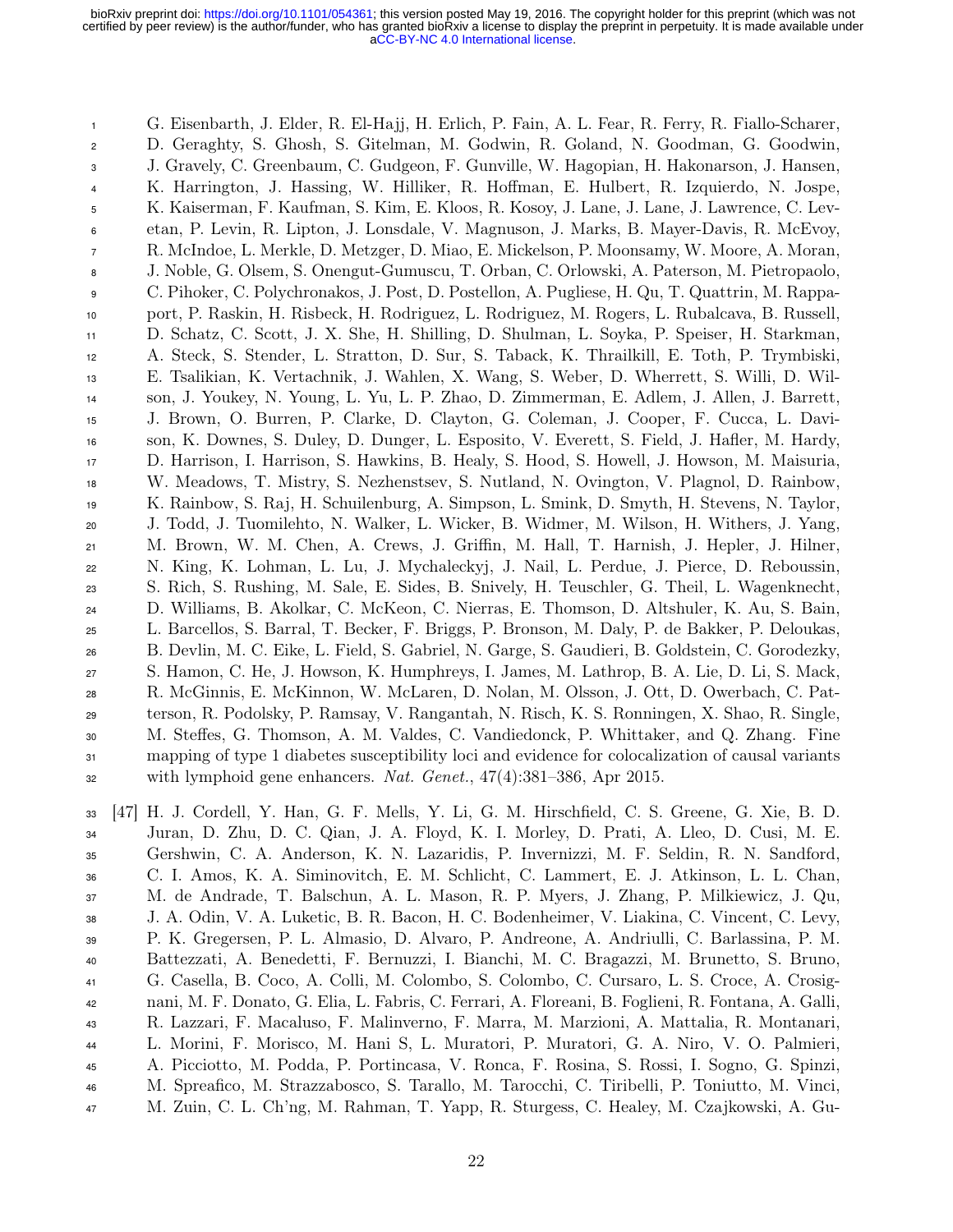G. Eisenbarth, J. Elder, R. El-Hajj, H. Erlich, P. Fain, A. L. Fear, R. Ferry, R. Fiallo-Scharer, D. Geraghty, S. Ghosh, S. Gitelman, M. Godwin, R. Goland, N. Goodman, G. Goodwin, J. Gravely, C. Greenbaum, C. Gudgeon, F. Gunville, W. Hagopian, H. Hakonarson, J. Hansen, K. Harrington, J. Hassing, W. Hilliker, R. Hoffman, E. Hulbert, R. Izquierdo, N. Jospe, K. Kaiserman, F. Kaufman, S. Kim, E. Kloos, R. Kosoy, J. Lane, J. Lane, J. Lawrence, C. Levetan, P. Levin, R. Lipton, J. Lonsdale, V. Magnuson, J. Marks, B. Mayer-Davis, R. McEvoy, R. McIndoe, L. Merkle, D. Metzger, D. Miao, E. Mickelson, P. Moonsamy, W. Moore, A. Moran, J. Noble, G. Olsem, S. Onengut-Gumuscu, T. Orban, C. Orlowski, A. Paterson, M. Pietropaolo, C. Pihoker, C. Polychronakos, J. Post, D. Postellon, A. Pugliese, H. Qu, T. Quattrin, M. Rappaport, P. Raskin, H. Risbeck, H. Rodriguez, L. Rodriguez, M. Rogers, L. Rubalcava, B. Russell, D. Schatz, C. Scott, J. X. She, H. Shilling, D. Shulman, L. Soyka, P. Speiser, H. Starkman, A. Steck, S. Stender, L. Stratton, D. Sur, S. Taback, K. Thrailkill, E. Toth, P. Trymbiski, E. Tsalikian, K. Vertachnik, J. Wahlen, X. Wang, S. Weber, D. Wherrett, S. Willi, D. Wilson, J. Youkey, N. Young, L. Yu, L. P. Zhao, D. Zimmerman, E. Adlem, J. Allen, J. Barrett, J. Brown, O. Burren, P. Clarke, D. Clayton, G. Coleman, J. Cooper, F. Cucca, L. Davison, K. Downes, S. Duley, D. Dunger, L. Esposito, V. Everett, S. Field, J. Hafler, M. Hardy, D. Harrison, I. Harrison, S. Hawkins, B. Healy, S. Hood, S. Howell, J. Howson, M. Maisuria, W. Meadows, T. Mistry, S. Nezhenstsev, S. Nutland, N. Ovington, V. Plagnol, D. Rainbow, K. Rainbow, S. Raj, H. Schuilenburg, A. Simpson, L. Smink, D. Smyth, H. Stevens, N. Taylor, J. Todd, J. Tuomilehto, N. Walker, L. Wicker, B. Widmer, M. Wilson, H. Withers, J. Yang, M. Brown, W. M. Chen, A. Crews, J. Griffin, M. Hall, T. Harnish, J. Hepler, J. Hilner, N. King, K. Lohman, L. Lu, J. Mychaleckyj, J. Nail, L. Perdue, J. Pierce, D. Reboussin, S. Rich, S. Rushing, M. Sale, E. Sides, B. Snively, H. Teuschler, G. Theil, L. Wagenknecht, D. Williams, B. Akolkar, C. McKeon, C. Nierras, E. Thomson, D. Altshuler, K. Au, S. Bain, L. Barcellos, S. Barral, T. Becker, F. Briggs, P. Bronson, M. Daly, P. de Bakker, P. Deloukas, B. Devlin, M. C. Eike, L. Field, S. Gabriel, N. Garge, S. Gaudieri, B. Goldstein, C. Gorodezky, S. Hamon, C. He, J. Howson, K. Humphreys, I. James, M. Lathrop, B. A. Lie, D. Li, S. Mack, R. McGinnis, E. McKinnon, W. McLaren, D. Nolan, M. Olsson, J. Ott, D. Owerbach, C. Patterson, R. Podolsky, P. Ramsay, V. Rangantah, N. Risch, K. S. Ronningen, X. Shao, R. Single, M. Steffes, G. Thomson, A. M. Valdes, C. Vandiedonck, P. Whittaker, and Q. Zhang. Fine mapping of type 1 diabetes susceptibility loci and evidence for colocalization of causal variants with lymphoid gene enhancers. *Nat. Genet.*, 47(4):381–386, Apr 2015.

[47] H. J. Cordell, Y. Han, G. F. Mells, Y. Li, G. M. Hirschfield, C. S. Greene, G. Xie, B. D. Juran, D. Zhu, D. C. Qian, J. A. Floyd, K. I. Morley, D. Prati, A. Lleo, D. Cusi, M. E. Gershwin, C. A. Anderson, K. N. Lazaridis, P. Invernizzi, M. F. Seldin, R. N. Sandford, C. I. Amos, K. A. Siminovitch, E. M. Schlicht, C. Lammert, E. J. Atkinson, L. L. Chan, M. de Andrade, T. Balschun, A. L. Mason, R. P. Myers, J. Zhang, P. Milkiewicz, J. Qu, J. A. Odin, V. A. Luketic, B. R. Bacon, H. C. Bodenheimer, V. Liakina, C. Vincent, C. Levy, P. K. Gregersen, P. L. Almasio, D. Alvaro, P. Andreone, A. Andriulli, C. Barlassina, P. M. Battezzati, A. Benedetti, F. Bernuzzi, I. Bianchi, M. C. Bragazzi, M. Brunetto, S. Bruno, G. Casella, B. Coco, A. Colli, M. Colombo, S. Colombo, C. Cursaro, L. S. Croce, A. Crosignani, M. F. Donato, G. Elia, L. Fabris, C. Ferrari, A. Floreani, B. Foglieni, R. Fontana, A. Galli, R. Lazzari, F. Macaluso, F. Malinverno, F. Marra, M. Marzioni, A. Mattalia, R. Montanari, L. Morini, F. Morisco, M. Hani S, L. Muratori, P. Muratori, G. A. Niro, V. O. Palmieri, A. Picciotto, M. Podda, P. Portincasa, V. Ronca, F. Rosina, S. Rossi, I. Sogno, G. Spinzi, M. Spreafico, M. Strazzabosco, S. Tarallo, M. Tarocchi, C. Tiribelli, P. Toniutto, M. Vinci, M. Zuin, C. L. Ch'ng, M. Rahman, T. Yapp, R. Sturgess, C. Healey, M. Czajkowski, A. Gu-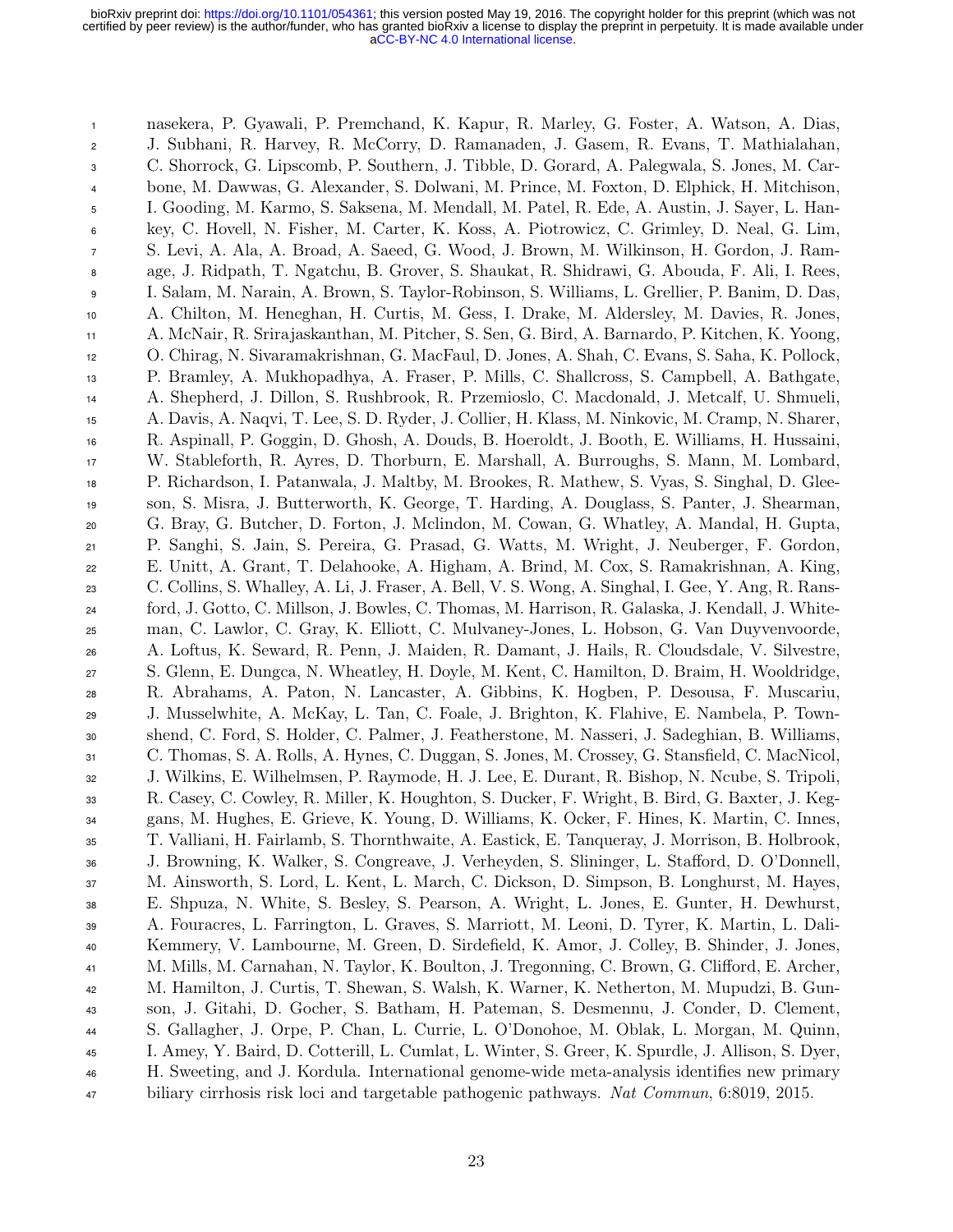nasekera, P. Gyawali, P. Premchand, K. Kapur, R. Marley, G. Foster, A. Watson, A. Dias, J. Subhani, R. Harvey, R. McCorry, D. Ramanaden, J. Gasem, R. Evans, T. Mathialahan, C. Shorrock, G. Lipscomb, P. Southern, J. Tibble, D. Gorard, A. Palegwala, S. Jones, M. Carbone, M. Dawwas, G. Alexander, S. Dolwani, M. Prince, M. Foxton, D. Elphick, H. Mitchison, I. Gooding, M. Karmo, S. Saksena, M. Mendall, M. Patel, R. Ede, A. Austin, J. Sayer, L. Hankey, C. Hovell, N. Fisher, M. Carter, K. Koss, A. Piotrowicz, C. Grimley, D. Neal, G. Lim, S. Levi, A. Ala, A. Broad, A. Saeed, G. Wood, J. Brown, M. Wilkinson, H. Gordon, J. Ramage, J. Ridpath, T. Ngatchu, B. Grover, S. Shaukat, R. Shidrawi, G. Abouda, F. Ali, I. Rees, I. Salam, M. Narain, A. Brown, S. Taylor-Robinson, S. Williams, L. Grellier, P. Banim, D. Das, A. Chilton, M. Heneghan, H. Curtis, M. Gess, I. Drake, M. Aldersley, M. Davies, R. Jones, A. McNair, R. Srirajaskanthan, M. Pitcher, S. Sen, G. Bird, A. Barnardo, P. Kitchen, K. Yoong, O. Chirag, N. Sivaramakrishnan, G. MacFaul, D. Jones, A. Shah, C. Evans, S. Saha, K. Pollock, P. Bramley, A. Mukhopadhya, A. Fraser, P. Mills, C. Shallcross, S. Campbell, A. Bathgate, A. Shepherd, J. Dillon, S. Rushbrook, R. Przemioslo, C. Macdonald, J. Metcalf, U. Shmueli, A. Davis, A. Naqvi, T. Lee, S. D. Ryder, J. Collier, H. Klass, M. Ninkovic, M. Cramp, N. Sharer, R. Aspinall, P. Goggin, D. Ghosh, A. Douds, B. Hoeroldt, J. Booth, E. Williams, H. Hussaini, W. Stableforth, R. Ayres, D. Thorburn, E. Marshall, A. Burroughs, S. Mann, M. Lombard, P. Richardson, I. Patanwala, J. Maltby, M. Brookes, R. Mathew, S. Vyas, S. Singhal, D. Gleeson, S. Misra, J. Butterworth, K. George, T. Harding, A. Douglass, S. Panter, J. Shearman, G. Bray, G. Butcher, D. Forton, J. Mclindon, M. Cowan, G. Whatley, A. Mandal, H. Gupta, P. Sanghi, S. Jain, S. Pereira, G. Prasad, G. Watts, M. Wright, J. Neuberger, F. Gordon, E. Unitt, A. Grant, T. Delahooke, A. Higham, A. Brind, M. Cox, S. Ramakrishnan, A. King, C. Collins, S. Whalley, A. Li, J. Fraser, A. Bell, V. S. Wong, A. Singhal, I. Gee, Y. Ang, R. Ransford, J. Gotto, C. Millson, J. Bowles, C. Thomas, M. Harrison, R. Galaska, J. Kendall, J. Whiteman, C. Lawlor, C. Gray, K. Elliott, C. Mulvaney-Jones, L. Hobson, G. Van Duyvenvoorde, A. Loftus, K. Seward, R. Penn, J. Maiden, R. Damant, J. Hails, R. Cloudsdale, V. Silvestre, S. Glenn, E. Dungca, N. Wheatley, H. Doyle, M. Kent, C. Hamilton, D. Braim, H. Wooldridge, R. Abrahams, A. Paton, N. Lancaster, A. Gibbins, K. Hogben, P. Desousa, F. Muscariu, J. Musselwhite, A. McKay, L. Tan, C. Foale, J. Brighton, K. Flahive, E. Nambela, P. Townshend, C. Ford, S. Holder, C. Palmer, J. Featherstone, M. Nasseri, J. Sadeghian, B. Williams, C. Thomas, S. A. Rolls, A. Hynes, C. Duggan, S. Jones, M. Crossey, G. Stansfield, C. MacNicol, J. Wilkins, E. Wilhelmsen, P. Raymode, H. J. Lee, E. Durant, R. Bishop, N. Ncube, S. Tripoli, R. Casey, C. Cowley, R. Miller, K. Houghton, S. Ducker, F. Wright, B. Bird, G. Baxter, J. Keggans, M. Hughes, E. Grieve, K. Young, D. Williams, K. Ocker, F. Hines, K. Martin, C. Innes, T. Valliani, H. Fairlamb, S. Thornthwaite, A. Eastick, E. Tanqueray, J. Morrison, B. Holbrook, J. Browning, K. Walker, S. Congreave, J. Verheyden, S. Slininger, L. Stafford, D. O'Donnell, M. Ainsworth, S. Lord, L. Kent, L. March, C. Dickson, D. Simpson, B. Longhurst, M. Hayes, E. Shpuza, N. White, S. Besley, S. Pearson, A. Wright, L. Jones, E. Gunter, H. Dewhurst, A. Fouracres, L. Farrington, L. Graves, S. Marriott, M. Leoni, D. Tyrer, K. Martin, L. Dali-Kemmery, V. Lambourne, M. Green, D. Sirdefield, K. Amor, J. Colley, B. Shinder, J. Jones, M. Mills, M. Carnahan, N. Taylor, K. Boulton, J. Tregonning, C. Brown, G. Clifford, E. Archer, M. Hamilton, J. Curtis, T. Shewan, S. Walsh, K. Warner, K. Netherton, M. Mupudzi, B. Gunson, J. Gitahi, D. Gocher, S. Batham, H. Pateman, S. Desmennu, J. Conder, D. Clement, S. Gallagher, J. Orpe, P. Chan, L. Currie, L. O'Donohoe, M. Oblak, L. Morgan, M. Quinn, I. Amey, Y. Baird, D. Cotterill, L. Cumlat, L. Winter, S. Greer, K. Spurdle, J. Allison, S. Dyer, H. Sweeting, and J. Kordula. International genome-wide meta-analysis identifies new primary biliary cirrhosis risk loci and targetable pathogenic pathways. *Nat Commun*, 6:8019, 2015.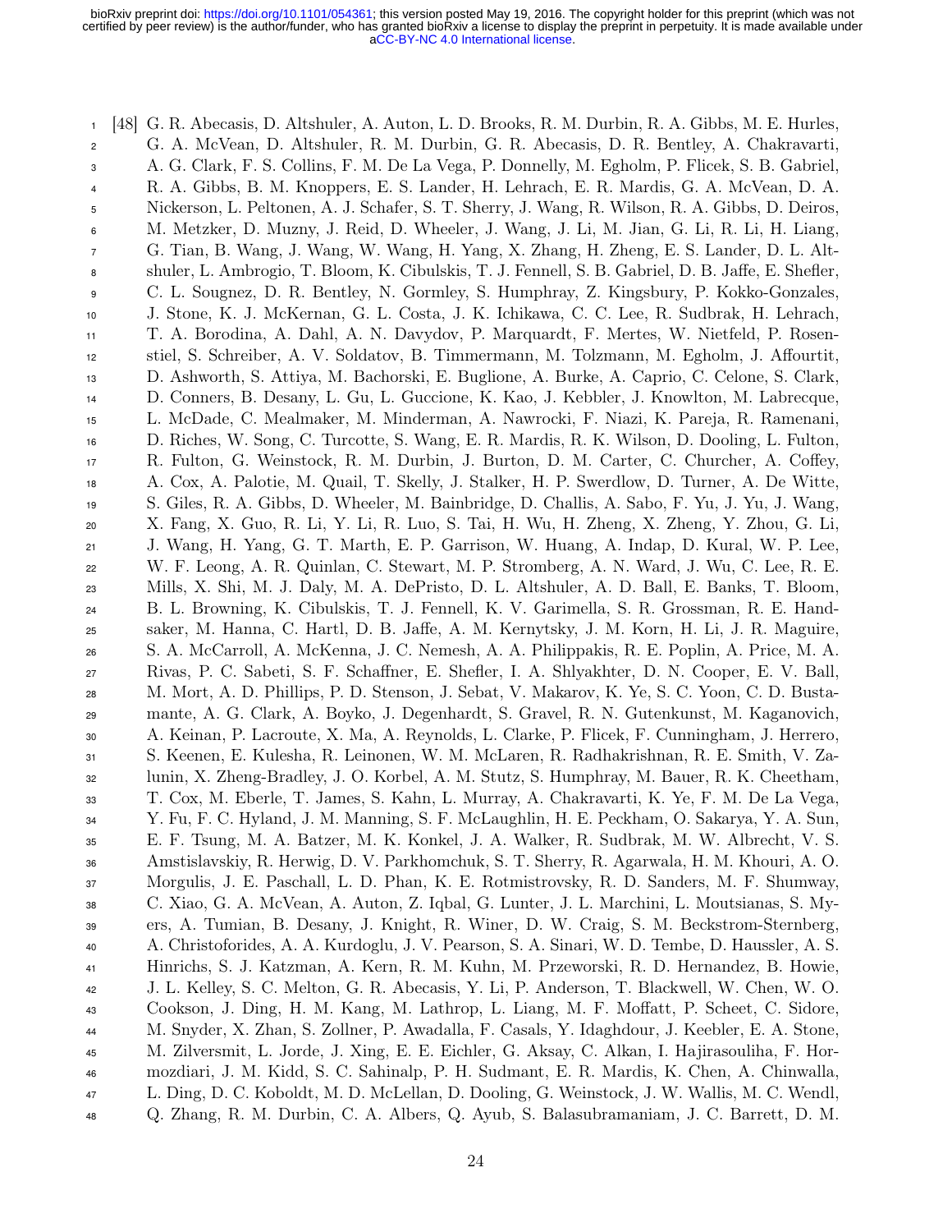[48] G. R. Abecasis, D. Altshuler, A. Auton, L. D. Brooks, R. M. Durbin, R. A. Gibbs, M. E. Hurles, G. A. McVean, D. Altshuler, R. M. Durbin, G. R. Abecasis, D. R. Bentley, A. Chakravarti, A. G. Clark, F. S. Collins, F. M. De La Vega, P. Donnelly, M. Egholm, P. Flicek, S. B. Gabriel, R. A. Gibbs, B. M. Knoppers, E. S. Lander, H. Lehrach, E. R. Mardis, G. A. McVean, D. A. Nickerson, L. Peltonen, A. J. Schafer, S. T. Sherry, J. Wang, R. Wilson, R. A. Gibbs, D. Deiros, M. Metzker, D. Muzny, J. Reid, D. Wheeler, J. Wang, J. Li, M. Jian, G. Li, R. Li, H. Liang, G. Tian, B. Wang, J. Wang, W. Wang, H. Yang, X. Zhang, H. Zheng, E. S. Lander, D. L. Altshuler, L. Ambrogio, T. Bloom, K. Cibulskis, T. J. Fennell, S. B. Gabriel, D. B. Jaffe, E. Shefler, C. L. Sougnez, D. R. Bentley, N. Gormley, S. Humphray, Z. Kingsbury, P. Kokko-Gonzales, J. Stone, K. J. McKernan, G. L. Costa, J. K. Ichikawa, C. C. Lee, R. Sudbrak, H. Lehrach, T. A. Borodina, A. Dahl, A. N. Davydov, P. Marquardt, F. Mertes, W. Nietfeld, P. Rosenstiel, S. Schreiber, A. V. Soldatov, B. Timmermann, M. Tolzmann, M. Egholm, J. Affourtit, D. Ashworth, S. Attiya, M. Bachorski, E. Buglione, A. Burke, A. Caprio, C. Celone, S. Clark, D. Conners, B. Desany, L. Gu, L. Guccione, K. Kao, J. Kebbler, J. Knowlton, M. Labrecque, L. McDade, C. Mealmaker, M. Minderman, A. Nawrocki, F. Niazi, K. Pareja, R. Ramenani, D. Riches, W. Song, C. Turcotte, S. Wang, E. R. Mardis, R. K. Wilson, D. Dooling, L. Fulton, R. Fulton, G. Weinstock, R. M. Durbin, J. Burton, D. M. Carter, C. Churcher, A. Coffey, A. Cox, A. Palotie, M. Quail, T. Skelly, J. Stalker, H. P. Swerdlow, D. Turner, A. De Witte, S. Giles, R. A. Gibbs, D. Wheeler, M. Bainbridge, D. Challis, A. Sabo, F. Yu, J. Yu, J. Wang, X. Fang, X. Guo, R. Li, Y. Li, R. Luo, S. Tai, H. Wu, H. Zheng, X. Zheng, Y. Zhou, G. Li, J. Wang, H. Yang, G. T. Marth, E. P. Garrison, W. Huang, A. Indap, D. Kural, W. P. Lee, W. F. Leong, A. R. Quinlan, C. Stewart, M. P. Stromberg, A. N. Ward, J. Wu, C. Lee, R. E. Mills, X. Shi, M. J. Daly, M. A. DePristo, D. L. Altshuler, A. D. Ball, E. Banks, T. Bloom, B. L. Browning, K. Cibulskis, T. J. Fennell, K. V. Garimella, S. R. Grossman, R. E. Handsaker, M. Hanna, C. Hartl, D. B. Jaffe, A. M. Kernytsky, J. M. Korn, H. Li, J. R. Maguire, S. A. McCarroll, A. McKenna, J. C. Nemesh, A. A. Philippakis, R. E. Poplin, A. Price, M. A. Rivas, P. C. Sabeti, S. F. Schaffner, E. Shefler, I. A. Shlyakhter, D. N. Cooper, E. V. Ball, M. Mort, A. D. Phillips, P. D. Stenson, J. Sebat, V. Makarov, K. Ye, S. C. Yoon, C. D. Bustamante, A. G. Clark, A. Boyko, J. Degenhardt, S. Gravel, R. N. Gutenkunst, M. Kaganovich, A. Keinan, P. Lacroute, X. Ma, A. Reynolds, L. Clarke, P. Flicek, F. Cunningham, J. Herrero, S. Keenen, E. Kulesha, R. Leinonen, W. M. McLaren, R. Radhakrishnan, R. E. Smith, V. Zalunin, X. Zheng-Bradley, J. O. Korbel, A. M. Stutz, S. Humphray, M. Bauer, R. K. Cheetham, T. Cox, M. Eberle, T. James, S. Kahn, L. Murray, A. Chakravarti, K. Ye, F. M. De La Vega, Y. Fu, F. C. Hyland, J. M. Manning, S. F. McLaughlin, H. E. Peckham, O. Sakarya, Y. A. Sun, E. F. Tsung, M. A. Batzer, M. K. Konkel, J. A. Walker, R. Sudbrak, M. W. Albrecht, V. S. Amstislavskiy, R. Herwig, D. V. Parkhomchuk, S. T. Sherry, R. Agarwala, H. M. Khouri, A. O. Morgulis, J. E. Paschall, L. D. Phan, K. E. Rotmistrovsky, R. D. Sanders, M. F. Shumway, C. Xiao, G. A. McVean, A. Auton, Z. Iqbal, G. Lunter, J. L. Marchini, L. Moutsianas, S. Myers, A. Tumian, B. Desany, J. Knight, R. Winer, D. W. Craig, S. M. Beckstrom-Sternberg, A. Christoforides, A. A. Kurdoglu, J. V. Pearson, S. A. Sinari, W. D. Tembe, D. Haussler, A. S. Hinrichs, S. J. Katzman, A. Kern, R. M. Kuhn, M. Przeworski, R. D. Hernandez, B. Howie, J. L. Kelley, S. C. Melton, G. R. Abecasis, Y. Li, P. Anderson, T. Blackwell, W. Chen, W. O. Cookson, J. Ding, H. M. Kang, M. Lathrop, L. Liang, M. F. Moffatt, P. Scheet, C. Sidore, M. Snyder, X. Zhan, S. Zollner, P. Awadalla, F. Casals, Y. Idaghdour, J. Keebler, E. A. Stone, M. Zilversmit, L. Jorde, J. Xing, E. E. Eichler, G. Aksay, C. Alkan, I. Hajirasouliha, F. Hormozdiari, J. M. Kidd, S. C. Sahinalp, P. H. Sudmant, E. R. Mardis, K. Chen, A. Chinwalla, L. Ding, D. C. Koboldt, M. D. McLellan, D. Dooling, G. Weinstock, J. W. Wallis, M. C. Wendl, Q. Zhang, R. M. Durbin, C. A. Albers, Q. Ayub, S. Balasubramaniam, J. C. Barrett, D. M.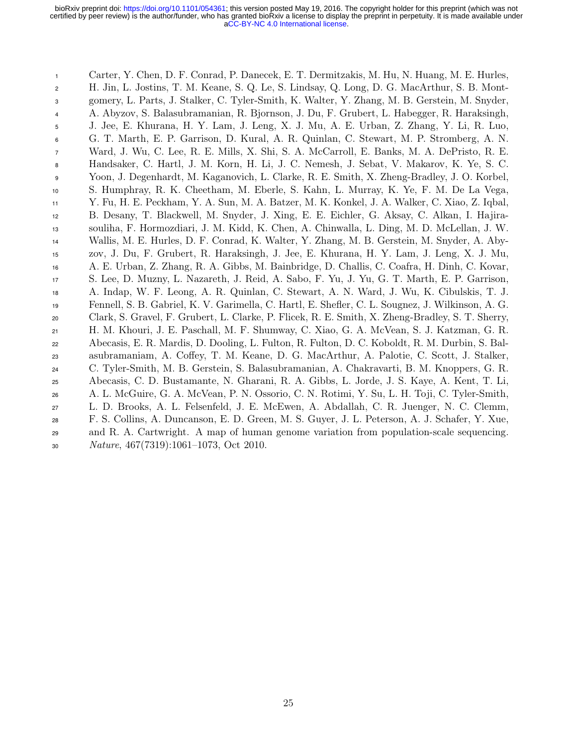Carter, Y. Chen, D. F. Conrad, P. Danecek, E. T. Dermitzakis, M. Hu, N. Huang, M. E. Hurles, H. Jin, L. Jostins, T. M. Keane, S. Q. Le, S. Lindsay, Q. Long, D. G. MacArthur, S. B. Montgomery, L. Parts, J. Stalker, C. Tyler-Smith, K. Walter, Y. Zhang, M. B. Gerstein, M. Snyder, A. Abyzov, S. Balasubramanian, R. Bjornson, J. Du, F. Grubert, L. Habegger, R. Haraksingh, J. Jee, E. Khurana, H. Y. Lam, J. Leng, X. J. Mu, A. E. Urban, Z. Zhang, Y. Li, R. Luo, G. T. Marth, E. P. Garrison, D. Kural, A. R. Quinlan, C. Stewart, M. P. Stromberg, A. N. Ward, J. Wu, C. Lee, R. E. Mills, X. Shi, S. A. McCarroll, E. Banks, M. A. DePristo, R. E. Handsaker, C. Hartl, J. M. Korn, H. Li, J. C. Nemesh, J. Sebat, V. Makarov, K. Ye, S. C. Yoon, J. Degenhardt, M. Kaganovich, L. Clarke, R. E. Smith, X. Zheng-Bradley, J. O. Korbel, S. Humphray, R. K. Cheetham, M. Eberle, S. Kahn, L. Murray, K. Ye, F. M. De La Vega, Y. Fu, H. E. Peckham, Y. A. Sun, M. A. Batzer, M. K. Konkel, J. A. Walker, C. Xiao, Z. Iqbal, B. Desany, T. Blackwell, M. Snyder, J. Xing, E. E. Eichler, G. Aksay, C. Alkan, I. Hajirasouliha, F. Hormozdiari, J. M. Kidd, K. Chen, A. Chinwalla, L. Ding, M. D. McLellan, J. W. Wallis, M. E. Hurles, D. F. Conrad, K. Walter, Y. Zhang, M. B. Gerstein, M. Snyder, A. Abyzov, J. Du, F. Grubert, R. Haraksingh, J. Jee, E. Khurana, H. Y. Lam, J. Leng, X. J. Mu, A. E. Urban, Z. Zhang, R. A. Gibbs, M. Bainbridge, D. Challis, C. Coafra, H. Dinh, C. Kovar, S. Lee, D. Muzny, L. Nazareth, J. Reid, A. Sabo, F. Yu, J. Yu, G. T. Marth, E. P. Garrison, A. Indap, W. F. Leong, A. R. Quinlan, C. Stewart, A. N. Ward, J. Wu, K. Cibulskis, T. J. Fennell, S. B. Gabriel, K. V. Garimella, C. Hartl, E. Shefler, C. L. Sougnez, J. Wilkinson, A. G. Clark, S. Gravel, F. Grubert, L. Clarke, P. Flicek, R. E. Smith, X. Zheng-Bradley, S. T. Sherry, H. M. Khouri, J. E. Paschall, M. F. Shumway, C. Xiao, G. A. McVean, S. J. Katzman, G. R. Abecasis, E. R. Mardis, D. Dooling, L. Fulton, R. Fulton, D. C. Koboldt, R. M. Durbin, S. Balasubramaniam, A. Coffey, T. M. Keane, D. G. MacArthur, A. Palotie, C. Scott, J. Stalker, C. Tyler-Smith, M. B. Gerstein, S. Balasubramanian, A. Chakravarti, B. M. Knoppers, G. R. Abecasis, C. D. Bustamante, N. Gharani, R. A. Gibbs, L. Jorde, J. S. Kaye, A. Kent, T. Li, A. L. McGuire, G. A. McVean, P. N. Ossorio, C. N. Rotimi, Y. Su, L. H. Toji, C. Tyler-Smith, L. D. Brooks, A. L. Felsenfeld, J. E. McEwen, A. Abdallah, C. R. Juenger, N. C. Clemm, F. S. Collins, A. Duncanson, E. D. Green, M. S. Guyer, J. L. Peterson, A. J. Schafer, Y. Xue, and R. A. Cartwright. A map of human genome variation from population-scale sequencing. *Nature*, 467(7319):1061–1073, Oct 2010.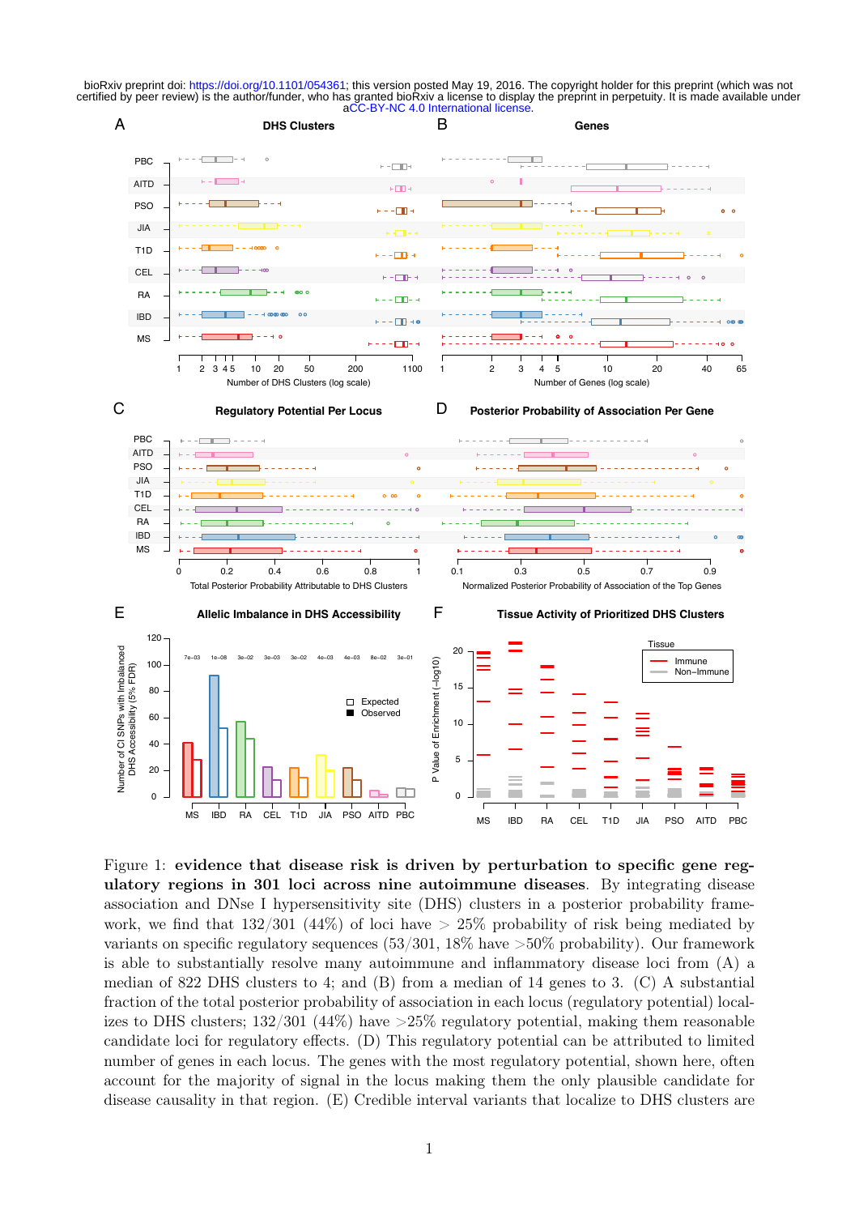Figure 1: **evidence that disease risk is driven by perturbation to specific gene regulatory regions in 301 loci across nine autoimmune diseases.** By integrating disease association and DNse I hypersensitivity site (DHS) clusters in a posterior probability framework, we find that 132/301 (44%) of loci have > 25% probability of risk being mediated by variants on specific regulatory sequences (53/301, 18% have >50% probability). Our framework is able to substantially resolve many autoimmune and inflammatory disease loci from (A) a median of 822 DHS clusters to 4; and (B) from a median of 14 genes to 3. (C) A substantial fraction of the total posterior probability of association in each locus (regulatory potential) localizes to DHS clusters; 132/301 (44%) have >25% regulatory potential, making them reasonable candidate loci for regulatory effects. (D) This regulatory potential can be attributed to limited number of genes in each locus. The genes with the most regulatory potential, shown here, often account for the majority of signal in the locus making them the only plausible candidate for disease causality in that region. (E) Credible interval variants that localize to DHS clusters are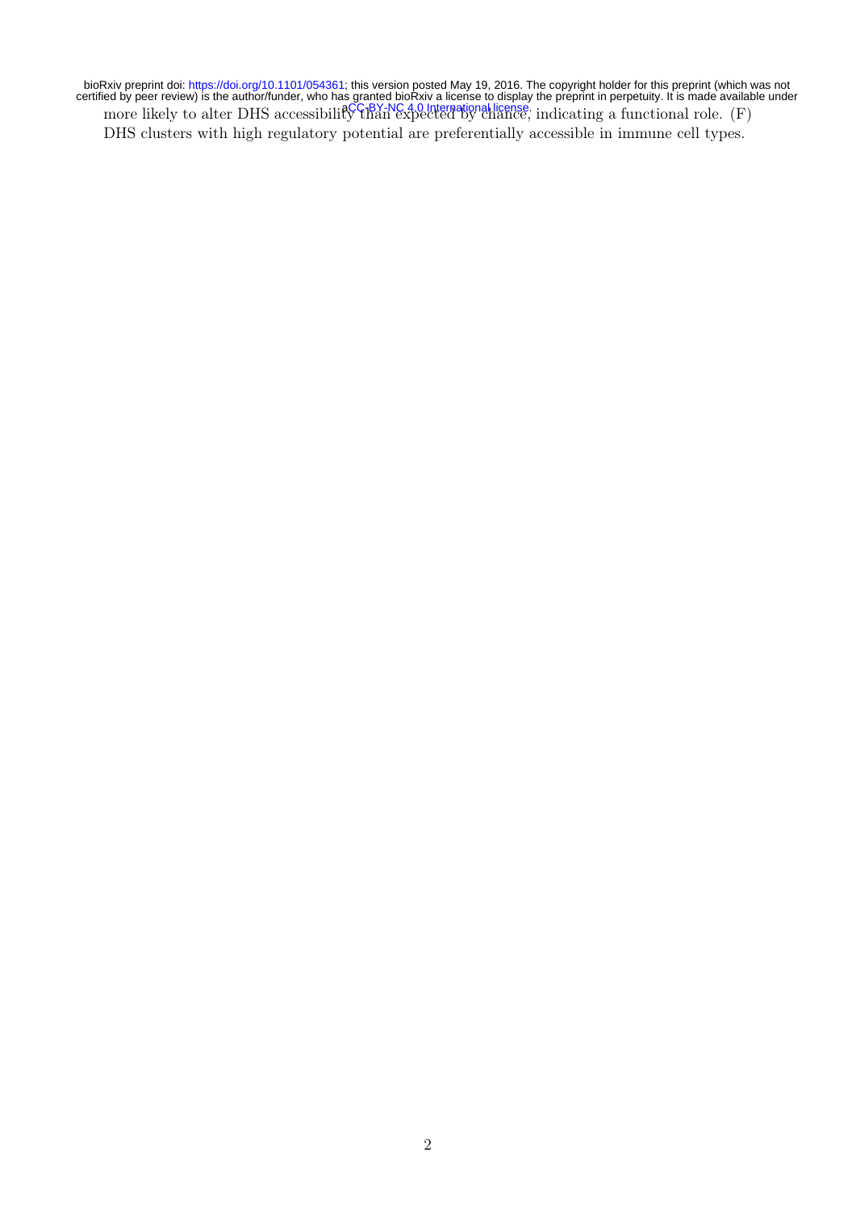more likely to alter DHS accessibility than expected by chance, indicating a functional role. (F) DHS clusters with high regulatory potential are preferentially accessible in immune cell types.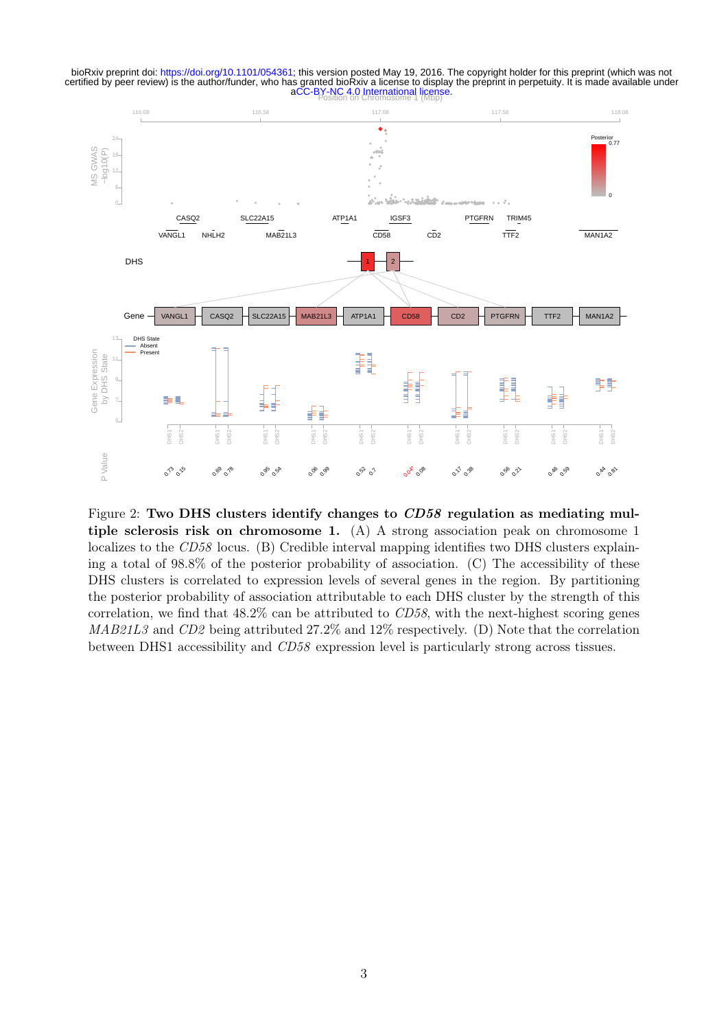Figure 2: **Two DHS clusters identify changes to *CD58* regulation as mediating multiple sclerosis risk on chromosome 1.** (A) A strong association peak on chromosome 1 localizes to the *CD58* locus. (B) Credible interval mapping identifies two DHS clusters explaining a total of 98.8% of the posterior probability of association. (C) The accessibility of these DHS clusters is correlated to expression levels of several genes in the region. By partitioning the posterior probability of association attributable to each DHS cluster by the strength of this correlation, we find that 48.2% can be attributed to *CD58*, with the next-highest scoring genes *MAB21L3* and *CD2* being attributed 27.2% and 12% respectively. (D) Note that the correlation between DHS1 accessibility and *CD58* expression level is particularly strong across tissues.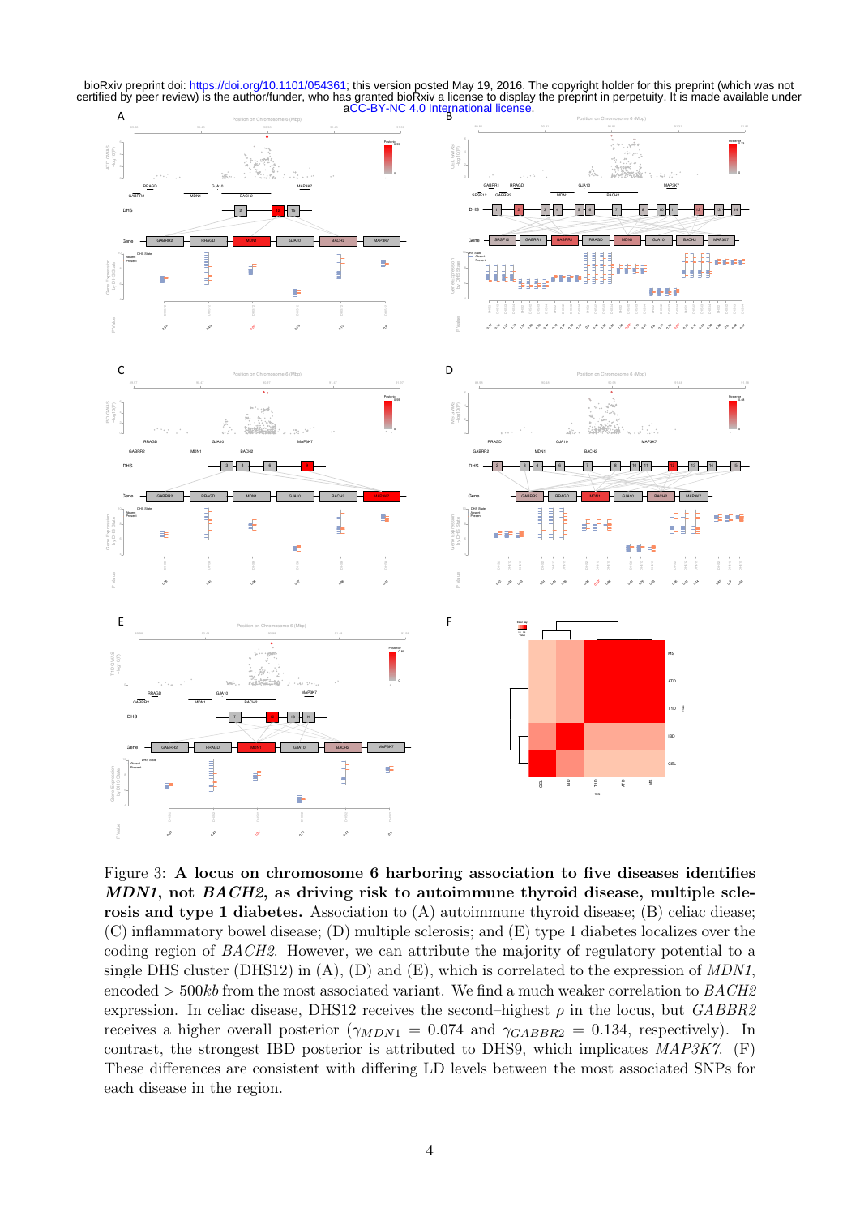Figure 3: **A locus on chromosome 6 harboring association to five diseases identifies *MDN1*, not *BACH2*, as driving risk to autoimmune thyroid disease, multiple sclerosis and type 1 diabetes.** Association to (A) autoimmune thyroid disease; (B) celiac diease; (C) inflammatory bowel disease; (D) multiple sclerosis; and (E) type 1 diabetes localizes over the coding region of *BACH2*. However, we can attribute the majority of regulatory potential to a single DHS cluster (DHS12) in (A), (D) and (E), which is correlated to the expression of *MDN1*, encoded $> 500kb$ from the most associated variant. We find a much weaker correlation to *BACH2* expression. In celiac disease, DHS12 receives the second–highest $\rho$ in the locus, but *GABBR2* receives a higher overall posterior ($\gamma_{MDN1} = 0.074$ and $\gamma_{GABBR2} = 0.134$, respectively). In contrast, the strongest IBD posterior is attributed to DHS9, which implicates *MAP3K7*. (F) These differences are consistent with differing LD levels between the most associated SNPs for each disease in the region.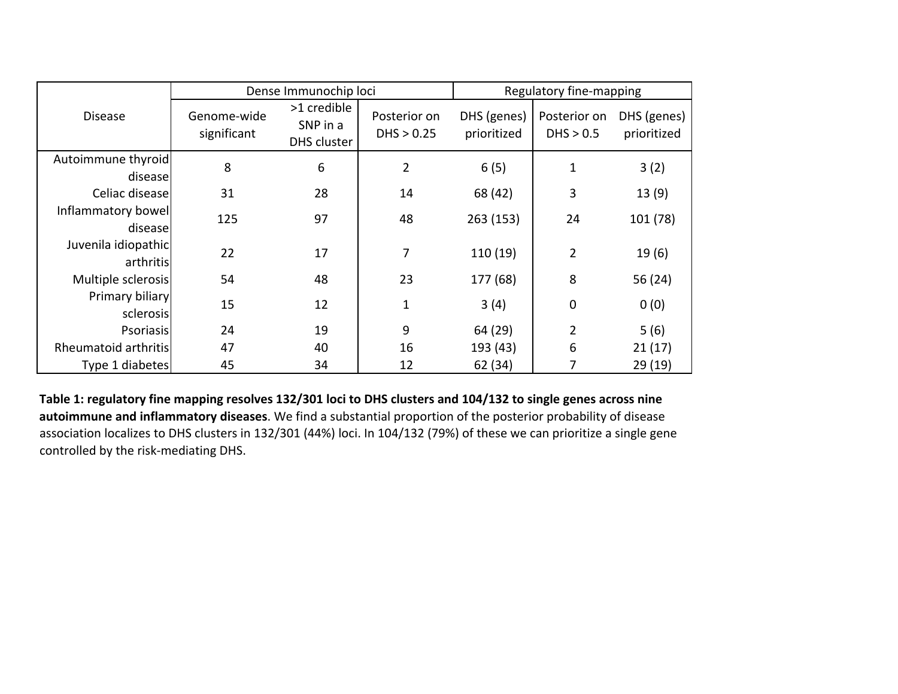| Disease | Dense Immunochip loci | | | | Regulatory fine-mapping | |
|---|---|---|---|---|---|---|
| | Genome-wide significant | >1 credible SNP in a DHS cluster | Posterior on DHS > 0.25 | DHS (genes) prioritized | Posterior on DHS > 0.5 | DHS (genes) prioritized |
| Autoimmune thyroid disease | 8 | 6 | 2 | 6 (5) | 1 | 3 (2) |
| Celiac disease | 31 | 28 | 14 | 68 (42) | 3 | 13 (9) |
| Inflammatory bowel disease | 125 | 97 | 48 | 263 (153) | 24 | 101 (78) |
| Juvenila idiopathic arthritis | 22 | 17 | 7 | 110 (19) | 2 | 19 (6) |
| Multiple sclerosis | 54 | 48 | 23 | 177 (68) | 8 | 56 (24) |
| Primary biliary sclerosis | 15 | 12 | 1 | 3 (4) | 0 | 0 (0) |
| Psoriasis | 24 | 19 | 9 | 64 (29) | 2 | 5 (6) |
| Rheumatoid arthritis | 47 | 40 | 16 | 193 (43) | 6 | 21 (17) |
| Type 1 diabetes | 45 | 34 | 12 | 62 (34) | 7 | 29 (19) |

**Table 1: regulatory fine mapping resolves 132/301 loci to DHS clusters and 104/132 to single genes across nine autoimmune and inflammatory diseases**. We find a substantial proportion of the posterior probability of disease association localizes to DHS clusters in 132/301 (44%) loci. In 104/132 (79%) of these we can prioritize a single gene controlled by the risk-mediating DHS.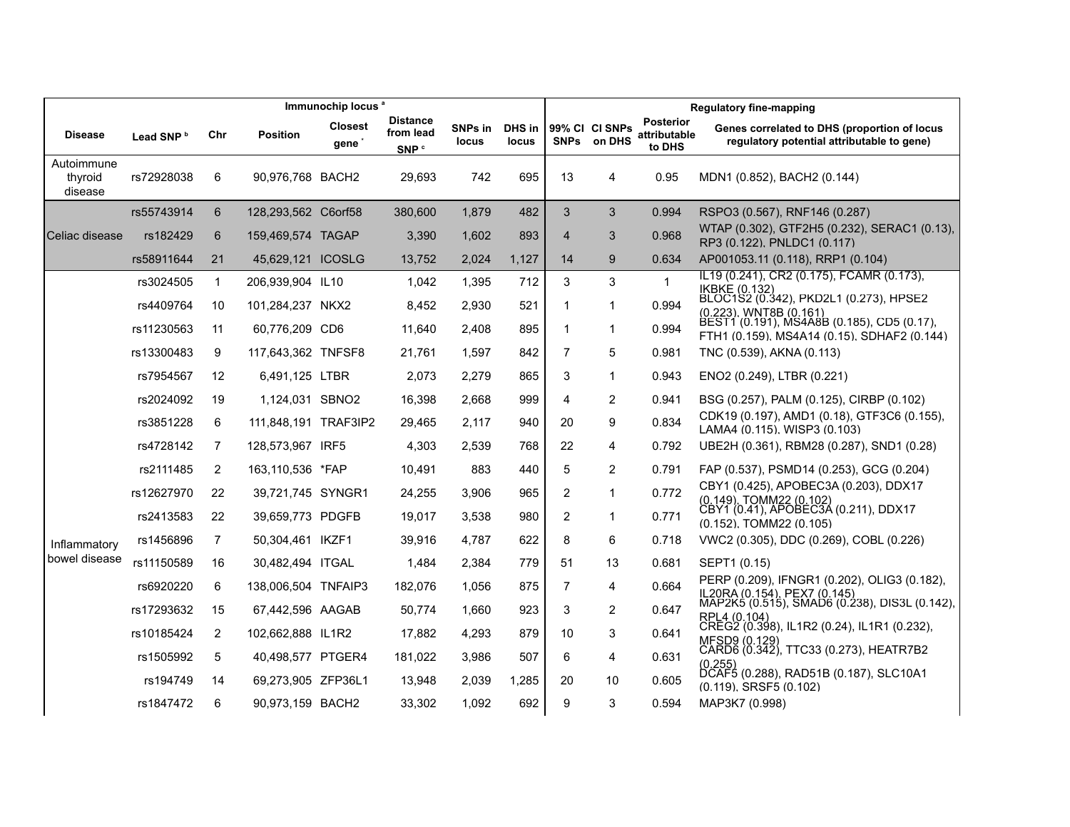| Immunochip locus [a] | | | | | | | | Regulatory fine-mapping | | | |
|---|---|---|---|---|---|---|---|---|---|---|---|
| Disease | Lead SNP [b] | Chr | Position | Closest gene [*] | Distance from lead SNP [c] | SNPs in locus | DHS in locus | 99% CI SNPs | CI SNPs on DHS | Posterior attributable to DHS | Genes correlated to DHS (proportion of locus regulatory potential attributable to gene) |
| Autoimmune thyroid disease | rs72928038 | 6 | 90,976,768 | BACH2 | 29,693 | 742 | 695 | 13 | 4 | 0.95 | MDN1 (0.852), BACH2 (0.144) |
| Celiac disease | rs55743914 | 6 | 128,293,562 | C6orf58 | 380,600 | 1,879 | 482 | 3 | 3 | 0.994 | RSPO3 (0.567), RNF146 (0.287) |
| | rs182429 | 6 | 159,469,574 | TAGAP | 3,390 | 1,602 | 893 | 4 | 3 | 0.968 | WTAP (0.302), GTF2H5 (0.232), SERAC1 (0.13), RP3 (0.122), PNLDC1 (0.117) |
| | rs58911644 | 21 | 45,629,121 | ICOSLG | 13,752 | 2,024 | 1,127 | 14 | 9 | 0.634 | AP001053.11 (0.118), RRP1 (0.104) |
| Inflammatory bowel disease | rs3024505 | 1 | 206,939,904 | IL10 | 1,042 | 1,395 | 712 | 3 | 3 | 1 | IL19 (0.241), CR2 (0.175), FCAMR (0.173), IKBKE (0.132) |
| | rs4409764 | 10 | 101,284,237 | NKX2 | 8,452 | 2,930 | 521 | 1 | 1 | 0.994 | BLOC1S2 (0.342), PKD2L1 (0.273), HPSE2 (0.223), WNT8B (0.161) |
| | rs11230563 | 11 | 60,776,209 | CD6 | 11,640 | 2,408 | 895 | 1 | 1 | 0.994 | BEST1 (0.191), MS4A8B (0.185), CD5 (0.17), FTH1 (0.159), MS4A14 (0.15), SDHAF2 (0.144) |
| | rs13300483 | 9 | 117,643,362 | TNFSF8 | 21,761 | 1,597 | 842 | 7 | 5 | 0.981 | TNC (0.539), AKNA (0.113) |
| | rs7954567 | 12 | 6,491,125 | LTBR | 2,073 | 2,279 | 865 | 3 | 1 | 0.943 | ENO2 (0.249), LTBR (0.221) |
| | rs2024092 | 19 | 1,124,031 | SBNO2 | 16,398 | 2,668 | 999 | 4 | 2 | 0.941 | BSG (0.257), PALM (0.125), CIRBP (0.102) |
| | rs3851228 | 6 | 111,848,191 | TRAF3IP2 | 29,465 | 2,117 | 940 | 20 | 9 | 0.834 | CDK19 (0.197), AMD1 (0.18), GTF3C6 (0.155), LAMA4 (0.115), WISP3 (0.103) |
| | rs4728142 | 7 | 128,573,967 | IRF5 | 4,303 | 2,539 | 768 | 22 | 4 | 0.792 | UBE2H (0.361), RBM28 (0.287), SND1 (0.28) |
| | rs2111485 | 2 | 163,110,536 | *FAP | 10,491 | 883 | 440 | 5 | 2 | 0.791 | FAP (0.537), PSMD14 (0.253), GCG (0.204) |
| | rs12627970 | 22 | 39,721,745 | SYNGR1 | 24,255 | 3,906 | 965 | 2 | 1 | 0.772 | CBY1 (0.425), APOBEC3A (0.203), DDX17 (0.149), TOMM22 (0.102) |
| | rs2413583 | 22 | 39,659,773 | PDGFB | 19,017 | 3,538 | 980 | 2 | 1 | 0.771 | CBY1 (0.41), APOBEC3A (0.211), DDX17 (0.152), TOMM22 (0.105) |
| | rs1456896 | 7 | 50,304,461 | IKZF1 | 39,916 | 4,787 | 622 | 8 | 6 | 0.718 | VWC2 (0.305), DDC (0.269), COBL (0.226) |
| | rs11150589 | 16 | 30,482,494 | ITGAL | 1,484 | 2,384 | 779 | 51 | 13 | 0.681 | SEPT1 (0.15) |
| | rs6920220 | 6 | 138,006,504 | TNFAIP3 | 182,076 | 1,056 | 875 | 7 | 4 | 0.664 | PERP (0.209), IFNGR1 (0.202), OLIG3 (0.182), IL20RA (0.154), PEX7 (0.145) |
| | rs17293632 | 15 | 67,442,596 | AAGAB | 50,774 | 1,660 | 923 | 3 | 2 | 0.647 | MAP2K5 (0.515), SMAD6 (0.238), DIS3L (0.142), RPL4 (0.104) |
| | rs10185424 | 2 | 102,662,888 | IL1R2 | 17,882 | 4,293 | 879 | 10 | 3 | 0.641 | CREG2 (0.398), IL1R2 (0.24), IL1R1 (0.232), MFSD9 (0.129) |
| | rs1505992 | 5 | 40,498,577 | PTGER4 | 181,022 | 3,986 | 507 | 6 | 4 | 0.631 | CARD6 (0.342), TTC33 (0.273), HEATR7B2 (0.255) |
| | rs194749 | 14 | 69,273,905 | ZFP36L1 | 13,948 | 2,039 | 1,285 | 20 | 10 | 0.605 | DCAF5 (0.288), RAD51B (0.187), SLC10A1 (0.119), SRSF5 (0.102) |
| | rs1847472 | 6 | 90,973,159 | BACH2 | 33,302 | 1,092 | 692 | 9 | 3 | 0.594 | MAP3K7 (0.998) |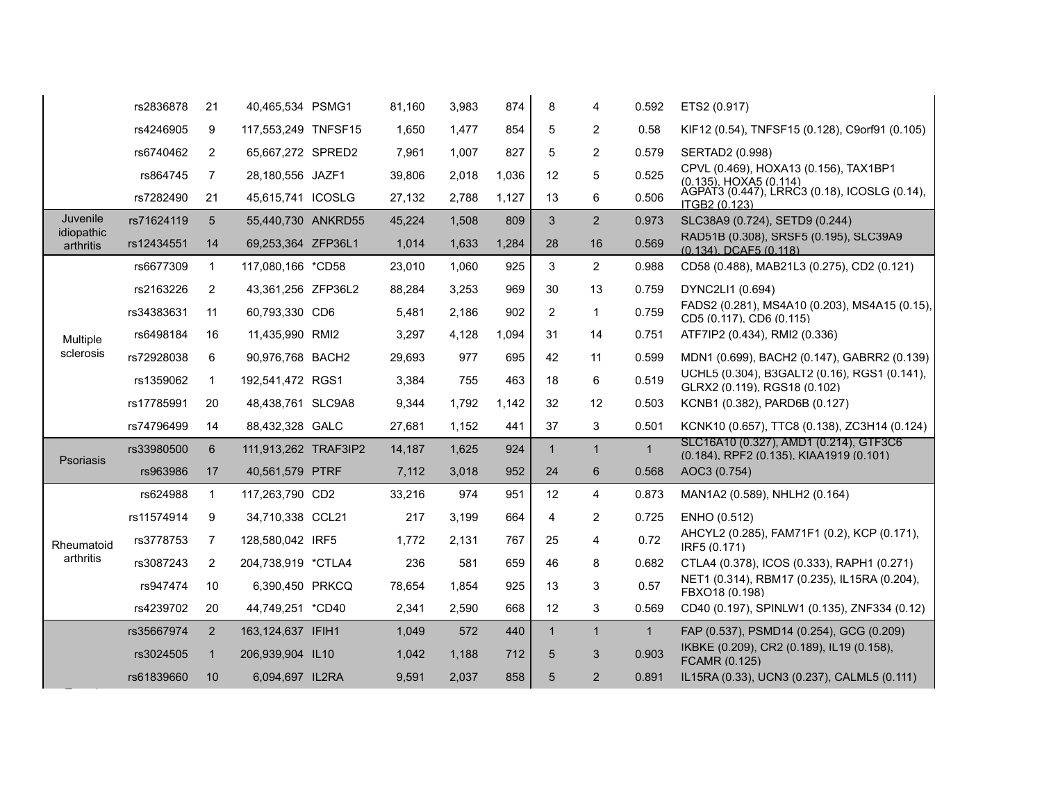| | | | | | | | | | | | |
|---|---|---|---|---|---|---|---|---|---|---|---|
| | rs2836878 | 21 | 40,465,534 | PSMG1 | 81,160 | 3,983 | 874 | 8 | 4 | 0.592 | ETS2 (0.917) |
| | rs4246905 | 9 | 117,553,249 | TNFSF15 | 1,650 | 1,477 | 854 | 5 | 2 | 0.58 | KIF12 (0.54), TNFSF15 (0.128), C9orf91 (0.105) |
| | rs6740462 | 2 | 65,667,272 | SPRED2 | 7,961 | 1,007 | 827 | 5 | 2 | 0.579 | SERTAD2 (0.998) |
| | rs864745 | 7 | 28,180,556 | JAZF1 | 39,806 | 2,018 | 1,036 | 12 | 5 | 0.525 | CPVL (0.469), HOXA13 (0.156), TAX1BP1 (0.135), HOXA5 (0.114) |
| | rs7282490 | 21 | 45,615,741 | ICOSLG | 27,132 | 2,788 | 1,127 | 13 | 6 | 0.506 | AGPAT3 (0.447), LRRC3 (0.18), ICOSLG (0.14), ITGB2 (0.123) |
| Juvenile idiopathic arthritis | rs71624119 | 5 | 55,440,730 | ANKRD55 | 45,224 | 1,508 | 809 | 3 | 2 | 0.973 | SLC38A9 (0.724), SETD9 (0.244) |
| | rs12434551 | 14 | 69,253,364 | ZFP36L1 | 1,014 | 1,633 | 1,284 | 28 | 16 | 0.569 | RAD51B (0.308), SRSF5 (0.195), SLC39A9 (0.134), DCAF5 (0.118) |
| Multiple sclerosis | rs6677309 | 1 | 117,080,166 | *CD58 | 23,010 | 1,060 | 925 | 3 | 2 | 0.988 | CD58 (0.488), MAB21L3 (0.275), CD2 (0.121) |
| | rs2163226 | 2 | 43,361,256 | ZFP36L2 | 88,284 | 3,253 | 969 | 30 | 13 | 0.759 | DYNC2LI1 (0.694) |
| | rs34383631 | 11 | 60,793,330 | CD6 | 5,481 | 2,186 | 902 | 2 | 1 | 0.759 | FADS2 (0.281), MS4A10 (0.203), MS4A15 (0.15), CD5 (0.117), CD6 (0.115) |
| | rs6498184 | 16 | 11,435,990 | RMI2 | 3,297 | 4,128 | 1,094 | 31 | 14 | 0.751 | ATF7IP2 (0.434), RMI2 (0.336) |
| | rs72928038 | 6 | 90,976,768 | BACH2 | 29,693 | 977 | 695 | 42 | 11 | 0.599 | MDN1 (0.699), BACH2 (0.147), GABRR2 (0.139) |
| | rs1359062 | 1 | 192,541,472 | RGS1 | 3,384 | 755 | 463 | 18 | 6 | 0.519 | UCHL5 (0.304), B3GALT2 (0.16), RGS1 (0.141), GLRX2 (0.119), RGS18 (0.102) |
| | rs17785991 | 20 | 48,438,761 | SLC9A8 | 9,344 | 1,792 | 1,142 | 32 | 12 | 0.503 | KCNB1 (0.382), PARD6B (0.127) |
| | rs74796499 | 14 | 88,432,328 | GALC | 27,681 | 1,152 | 441 | 37 | 3 | 0.501 | KCNK10 (0.657), TTC8 (0.138), ZC3H14 (0.124) |
| Psoriasis | rs33980500 | 6 | 111,913,262 | TRAF3IP2 | 14,187 | 1,625 | 924 | 1 | 1 | 1 | SLC16A10 (0.327), AMD1 (0.214), GTF3C6 (0.184), RPF2 (0.135), KIAA1919 (0.101) |
| | rs963986 | 17 | 40,561,579 | PTRF | 7,112 | 3,018 | 952 | 24 | 6 | 0.568 | AOC3 (0.754) |
| Rheumatoid arthritis | rs624988 | 1 | 117,263,790 | CD2 | 33,216 | 974 | 951 | 12 | 4 | 0.873 | MAN1A2 (0.589), NHLH2 (0.164) |
| | rs11574914 | 9 | 34,710,338 | CCL21 | 217 | 3,199 | 664 | 4 | 2 | 0.725 | ENHO (0.512) |
| | rs3778753 | 7 | 128,580,042 | IRF5 | 1,772 | 2,131 | 767 | 25 | 4 | 0.72 | AHCYL2 (0.285), FAM71F1 (0.2), KCP (0.171), IRF5 (0.171) |
| | rs3087243 | 2 | 204,738,919 | *CTLA4 | 236 | 581 | 659 | 46 | 8 | 0.682 | CTLA4 (0.378), ICOS (0.333), RAPH1 (0.271) |
| | rs947474 | 10 | 6,390,450 | PRKCQ | 78,654 | 1,854 | 925 | 13 | 3 | 0.57 | NET1 (0.314), RBM17 (0.235), IL15RA (0.204), FBXO18 (0.198) |
| | rs4239702 | 20 | 44,749,251 | *CD40 | 2,341 | 2,590 | 668 | 12 | 3 | 0.569 | CD40 (0.197), SPINLW1 (0.135), ZNF334 (0.12) |
| | rs35667974 | 2 | 163,124,637 | IFIH1 | 1,049 | 572 | 440 | 1 | 1 | 1 | FAP (0.537), PSMD14 (0.254), GCG (0.209) |
| | rs3024505 | 1 | 206,939,904 | IL10 | 1,042 | 1,188 | 712 | 5 | 3 | 0.903 | IKBKE (0.209), CR2 (0.189), IL19 (0.158), FCAMR (0.125) |
| | rs61839660 | 10 | 6,094,697 | IL2RA | 9,591 | 2,037 | 858 | 5 | 2 | 0.891 | IL15RA (0.33), UCN3 (0.237), CALML5 (0.111) |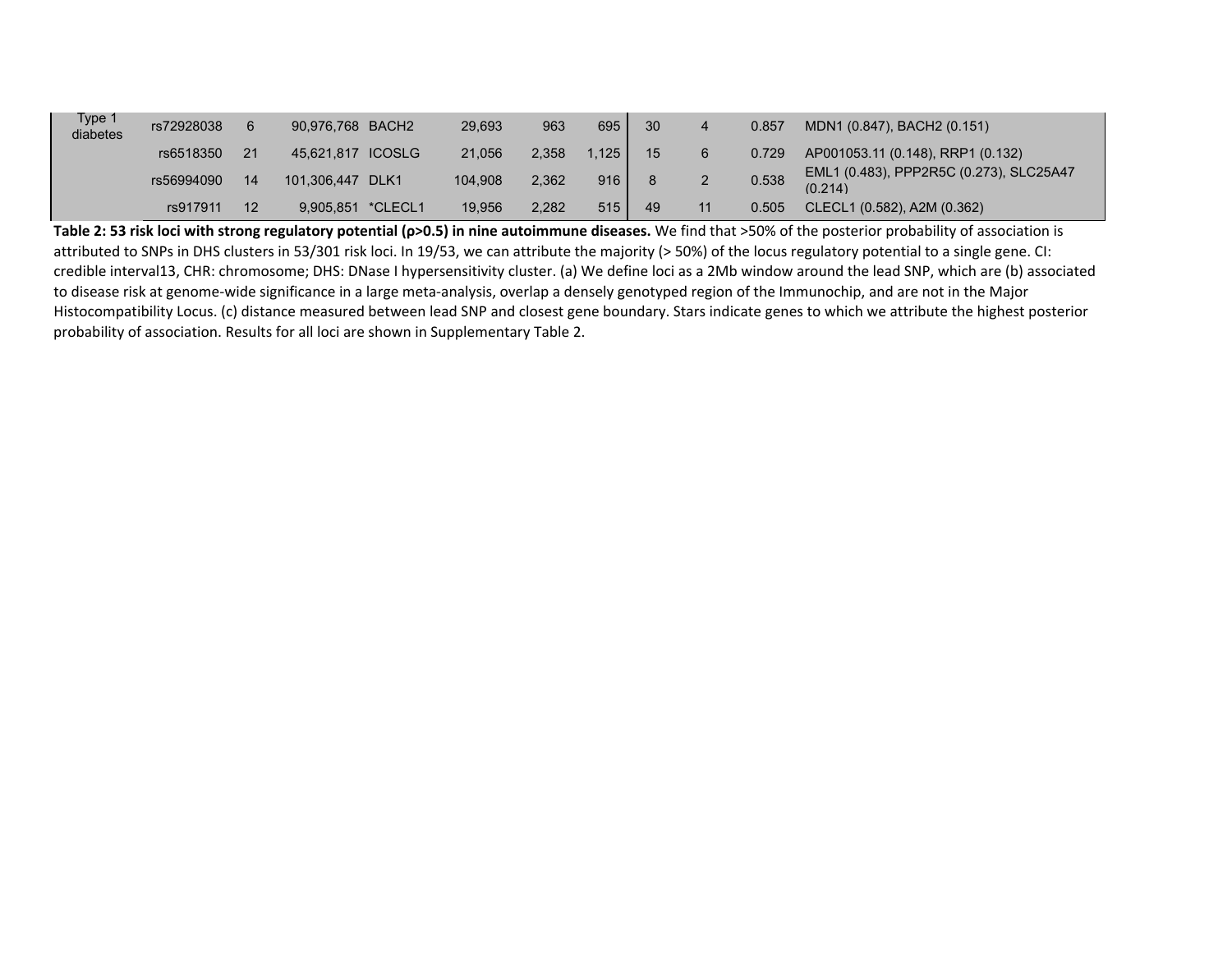| | | | | | | | | | | | |
|---|---|---|---|---|---|---|---|---|---|---|---|
| Type 1 diabetes | rs72928038 | 6 | 90,976,768 | BACH2 | 29,693 | 963 | 695 | 30 | 4 | 0.857 | MDN1 (0.847), BACH2 (0.151) |
| | rs6518350 | 21 | 45,621,817 | ICOSLG | 21,056 | 2,358 | 1,125 | 15 | 6 | 0.729 | AP001053.11 (0.148), RRP1 (0.132) |
| | rs56994090 | 14 | 101,306,447 | DLK1 | 104,908 | 2,362 | 916 | 8 | 2 | 0.538 | EML1 (0.483), PPP2R5C (0.273), SLC25A47 (0.214) |
| | rs917911 | 12 | 9,905,851 | *CLECL1 | 19,956 | 2,282 | 515 | 49 | 11 | 0.505 | CLECL1 (0.582), A2M (0.362) |

**Table 2: 53 risk loci with strong regulatory potential (ρ>0.5) in nine autoimmune diseases.** We find that >50% of the posterior probability of association is attributed to SNPs in DHS clusters in 53/301 risk loci. In 19/53, we can attribute the majority (> 50%) of the locus regulatory potential to a single gene. CI: credible interval13, CHR: chromosome; DHS: DNase I hypersensitivity cluster. (a) We define loci as a 2Mb window around the lead SNP, which are (b) associated to disease risk at genome-wide significance in a large meta-analysis, overlap a densely genotyped region of the Immunochip, and are not in the Major Histocompatibility Locus. (c) distance measured between lead SNP and closest gene boundary. Stars indicate genes to which we attribute the highest posterior probability of association. Results for all loci are shown in Supplementary Table 2.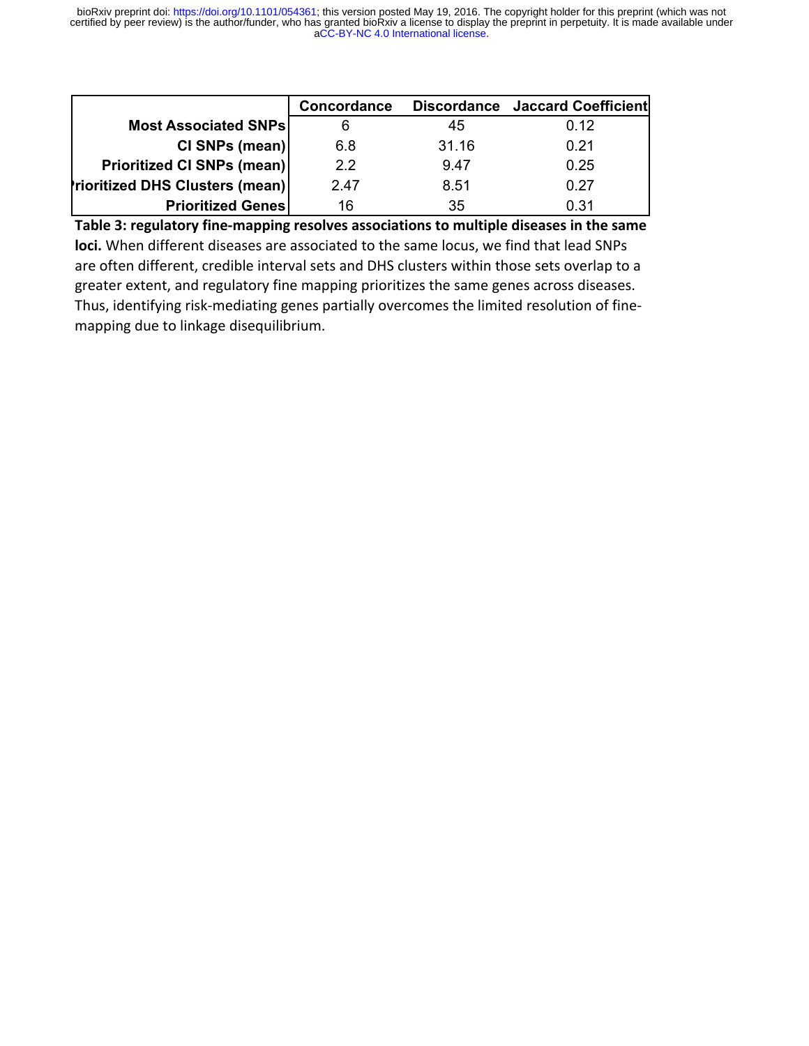| | Concordance | Discordance | Jaccard Coefficient |
|---|---|---|---|
| **Most Associated SNPs** | 6 | 45 | 0.12 |
| **CI SNPs (mean)** | 6.8 | 31.16 | 0.21 |
| **Prioritized CI SNPs (mean)** | 2.2 | 9.47 | 0.25 |
| **Prioritized DHS Clusters (mean)** | 2.47 | 8.51 | 0.27 |
| **Prioritized Genes** | 16 | 35 | 0.31 |

**Table 3: regulatory fine-mapping resolves associations to multiple diseases in the same loci.** When different diseases are associated to the same locus, we find that lead SNPs are often different, credible interval sets and DHS clusters within those sets overlap to a greater extent, and regulatory fine mapping prioritizes the same genes across diseases. Thus, identifying risk-mediating genes partially overcomes the limited resolution of fine-mapping due to linkage disequilibrium.